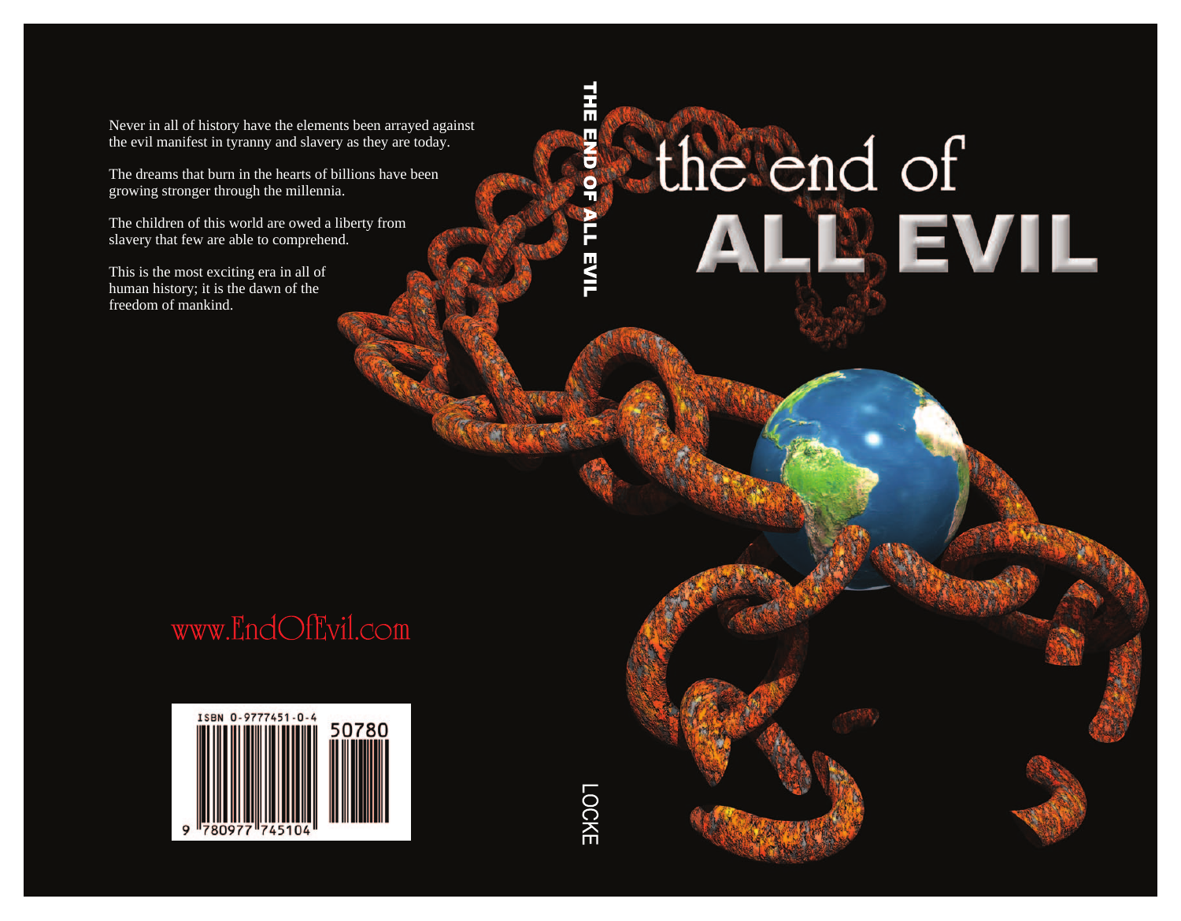# the end of ALL EVIL

THE END OF ALL EVIL

LOCKE

Never in all of history have the elements been arrayed against the evil manifest in tyranny and slavery as they are today.

The dreams that burn in the hearts of billions have been growing stronger through the millennia.

The children of this world are owed a liberty from slavery that few are able to comprehend.

This is the most exciting era in all of human history; it is the dawn of the freedom of mankind.

www.EndOfEvil.com

ISBN 0-9777451-0-4

9 780977 745104

50780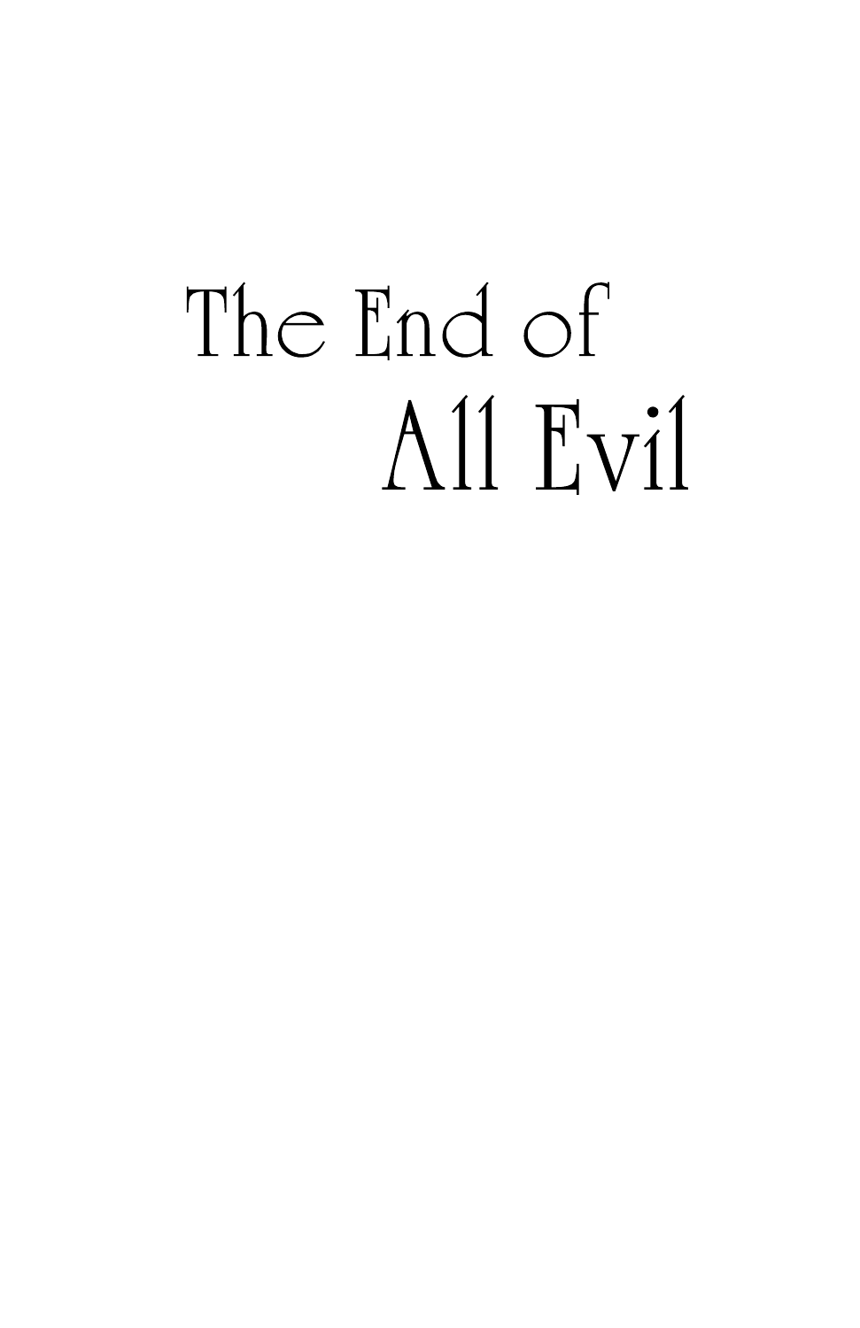# The End of All Evil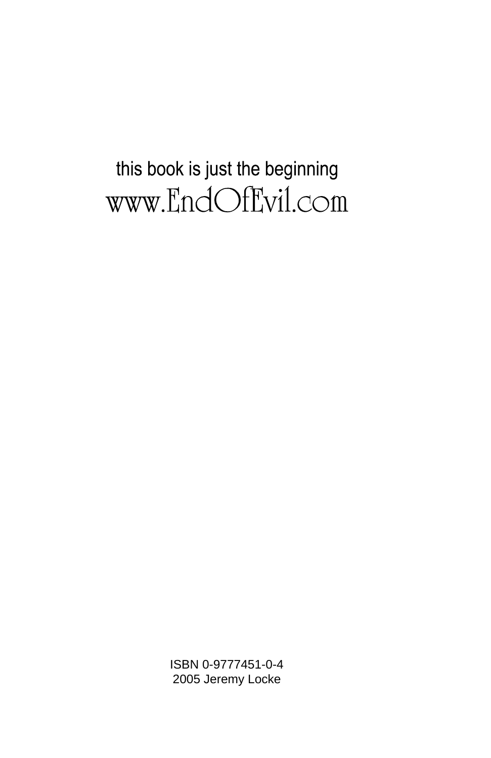this book is just the beginning

www.EndOfEvil.com

ISBN 0-9777451-0-4
2005 Jeremy Locke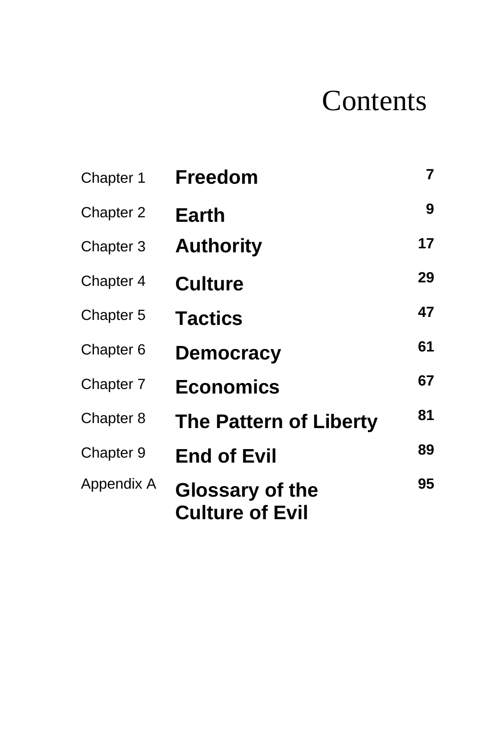# Contents

| | | |
|---|---|---|
| Chapter 1 | **Freedom** | 7 |
| Chapter 2 | **Earth** | 9 |
| Chapter 3 | **Authority** | 17 |
| Chapter 4 | **Culture** | 29 |
| Chapter 5 | **Tactics** | 47 |
| Chapter 6 | **Democracy** | 61 |
| Chapter 7 | **Economics** | 67 |
| Chapter 8 | **The Pattern of Liberty** | 81 |
| Chapter 9 | **End of Evil** | 89 |
| Appendix A | **Glossary of the Culture of Evil** | 95 |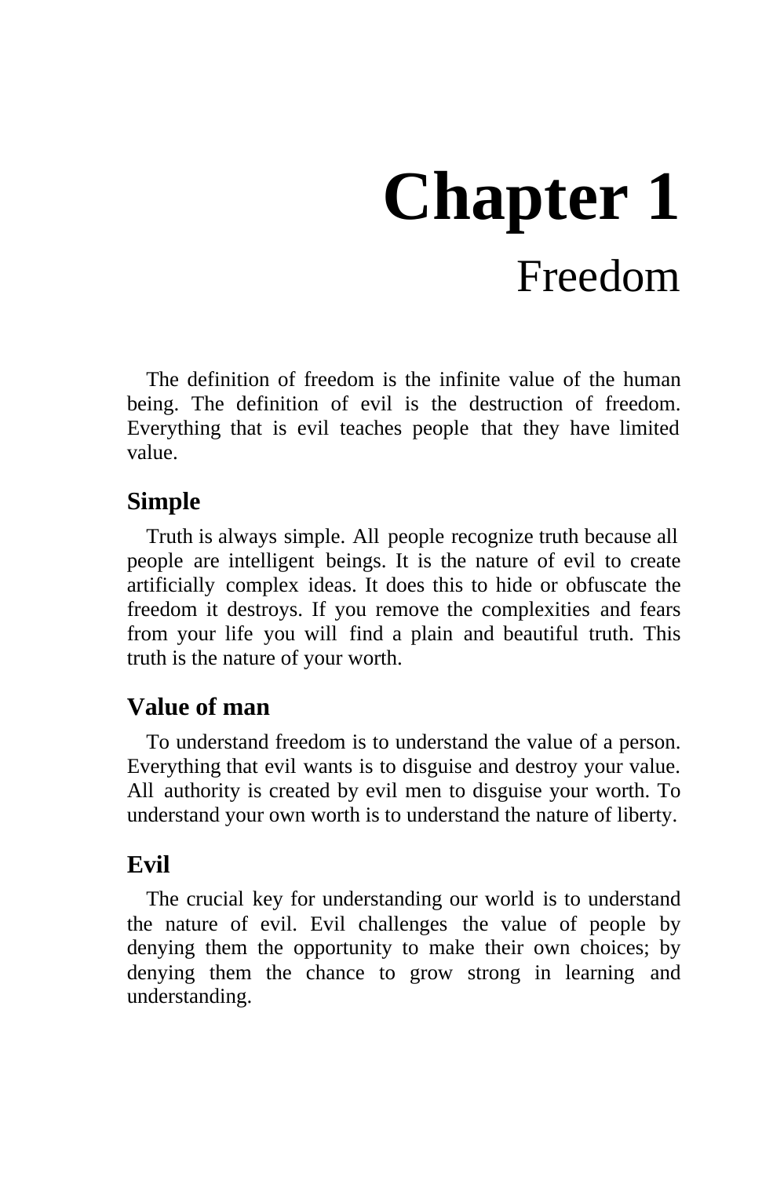# Chapter 1
## Freedom

The definition of freedom is the infinite value of the human being. The definition of evil is the destruction of freedom. Everything that is evil teaches people that they have limited value.

### Simple

Truth is always simple. All people recognize truth because all people are intelligent beings. It is the nature of evil to create artificially complex ideas. It does this to hide or obfuscate the freedom it destroys. If you remove the complexities and fears from your life you will find a plain and beautiful truth. This truth is the nature of your worth.

### Value of man

To understand freedom is to understand the value of a person. Everything that evil wants is to disguise and destroy your value. All authority is created by evil men to disguise your worth. To understand your own worth is to understand the nature of liberty.

### Evil

The crucial key for understanding our world is to understand the nature of evil. Evil challenges the value of people by denying them the opportunity to make their own choices; by denying them the chance to grow strong in learning and understanding.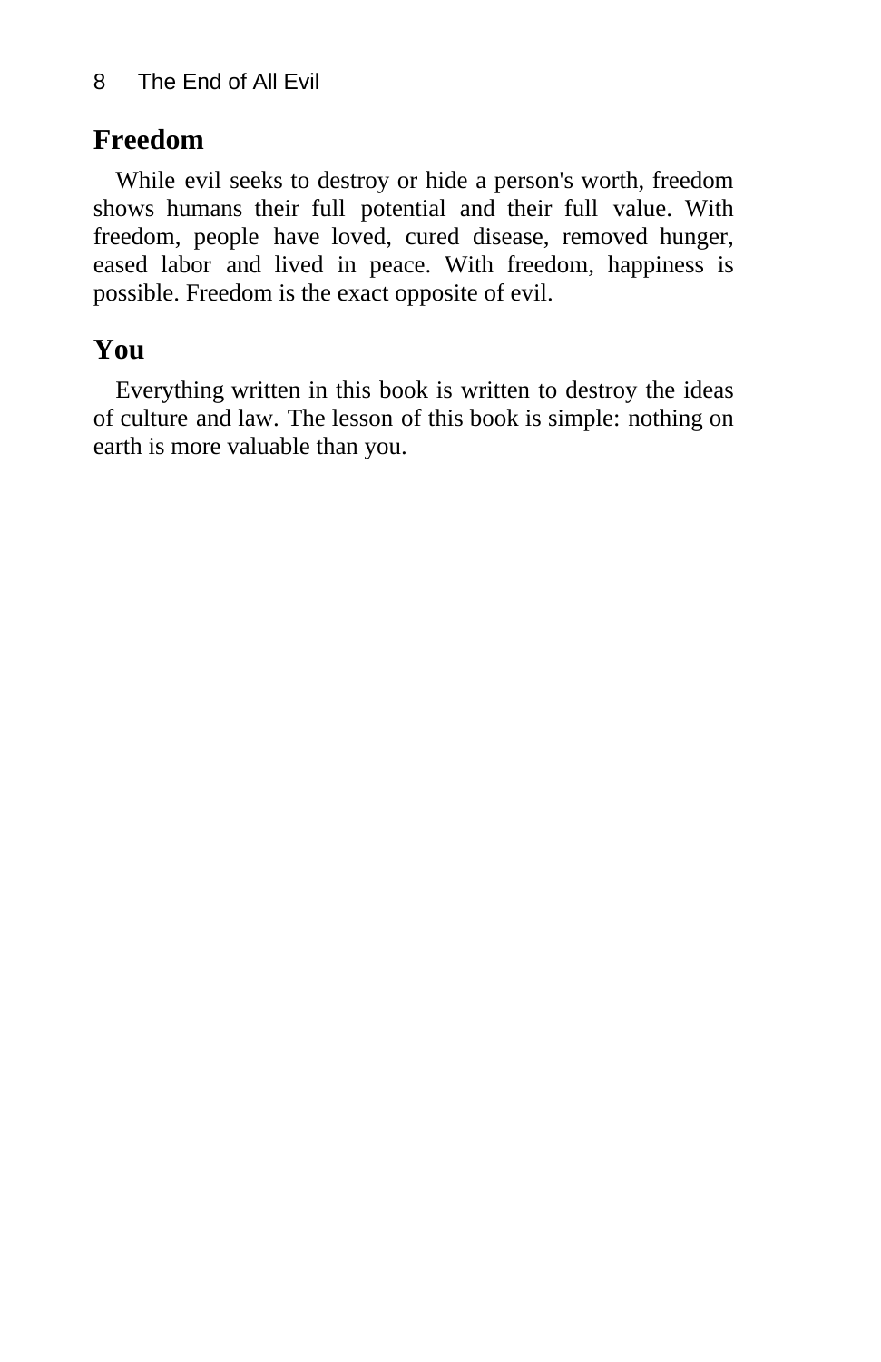## Freedom

While evil seeks to destroy or hide a person's worth, freedom shows humans their full potential and their full value. With freedom, people have loved, cured disease, removed hunger, eased labor and lived in peace. With freedom, happiness is possible. Freedom is the exact opposite of evil.

## You

Everything written in this book is written to destroy the ideas of culture and law. The lesson of this book is simple: nothing on earth is more valuable than you.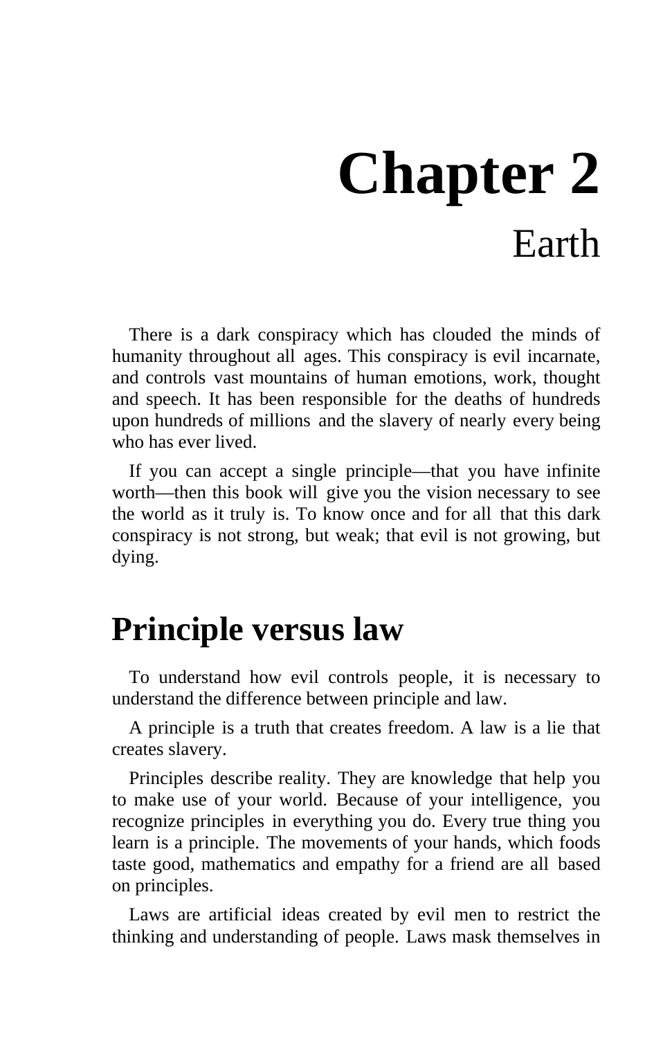# Chapter 2

## Earth

There is a dark conspiracy which has clouded the minds of humanity throughout all ages. This conspiracy is evil incarnate, and controls vast mountains of human emotions, work, thought and speech. It has been responsible for the deaths of hundreds upon hundreds of millions and the slavery of nearly every being who has ever lived.

If you can accept a single principle—that you have infinite worth—then this book will give you the vision necessary to see the world as it truly is. To know once and for all that this dark conspiracy is not strong, but weak; that evil is not growing, but dying.

## Principle versus law

To understand how evil controls people, it is necessary to understand the difference between principle and law.

A principle is a truth that creates freedom. A law is a lie that creates slavery.

Principles describe reality. They are knowledge that help you to make use of your world. Because of your intelligence, you recognize principles in everything you do. Every true thing you learn is a principle. The movements of your hands, which foods taste good, mathematics and empathy for a friend are all based on principles.

Laws are artificial ideas created by evil men to restrict the thinking and understanding of people. Laws mask themselves in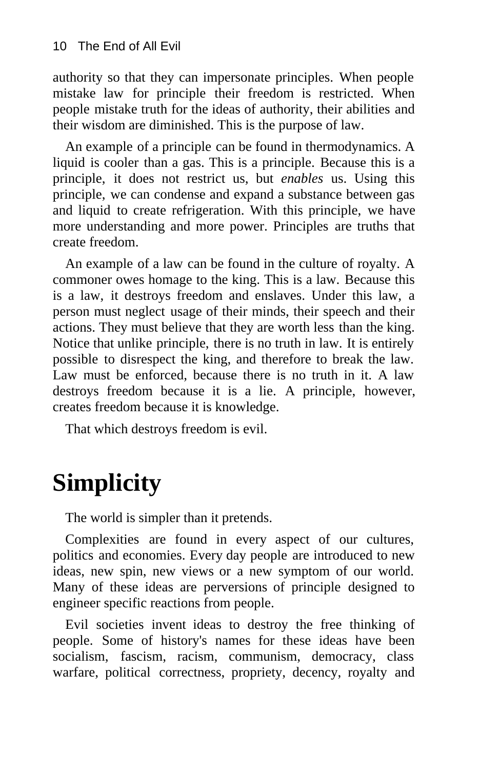authority so that they can impersonate principles. When people mistake law for principle their freedom is restricted. When people mistake truth for the ideas of authority, their abilities and their wisdom are diminished. This is the purpose of law.

An example of a principle can be found in thermodynamics. A liquid is cooler than a gas. This is a principle. Because this is a principle, it does not restrict us, but *enables* us. Using this principle, we can condense and expand a substance between gas and liquid to create refrigeration. With this principle, we have more understanding and more power. Principles are truths that create freedom.

An example of a law can be found in the culture of royalty. A commoner owes homage to the king. This is a law. Because this is a law, it destroys freedom and enslaves. Under this law, a person must neglect usage of their minds, their speech and their actions. They must believe that they are worth less than the king. Notice that unlike principle, there is no truth in law. It is entirely possible to disrespect the king, and therefore to break the law. Law must be enforced, because there is no truth in it. A law destroys freedom because it is a lie. A principle, however, creates freedom because it is knowledge.

That which destroys freedom is evil.

# Simplicity

The world is simpler than it pretends.

Complexities are found in every aspect of our cultures, politics and economies. Every day people are introduced to new ideas, new spin, new views or a new symptom of our world. Many of these ideas are perversions of principle designed to engineer specific reactions from people.

Evil societies invent ideas to destroy the free thinking of people. Some of history's names for these ideas have been socialism, fascism, racism, communism, democracy, class warfare, political correctness, propriety, decency, royalty and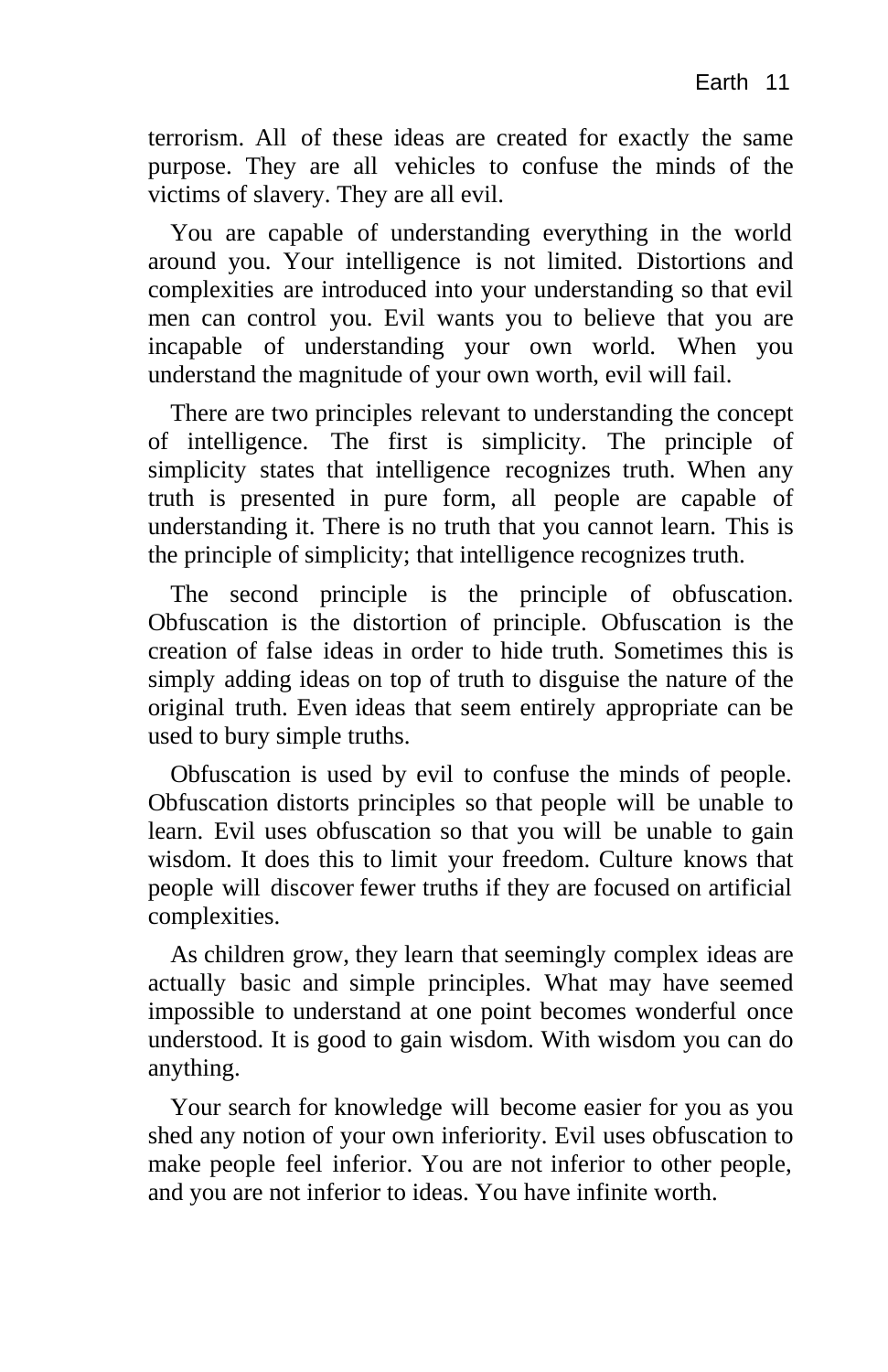terrorism. All of these ideas are created for exactly the same purpose. They are all vehicles to confuse the minds of the victims of slavery. They are all evil.

You are capable of understanding everything in the world around you. Your intelligence is not limited. Distortions and complexities are introduced into your understanding so that evil men can control you. Evil wants you to believe that you are incapable of understanding your own world. When you understand the magnitude of your own worth, evil will fail.

There are two principles relevant to understanding the concept of intelligence. The first is simplicity. The principle of simplicity states that intelligence recognizes truth. When any truth is presented in pure form, all people are capable of understanding it. There is no truth that you cannot learn. This is the principle of simplicity; that intelligence recognizes truth.

The second principle is the principle of obfuscation. Obfuscation is the distortion of principle. Obfuscation is the creation of false ideas in order to hide truth. Sometimes this is simply adding ideas on top of truth to disguise the nature of the original truth. Even ideas that seem entirely appropriate can be used to bury simple truths.

Obfuscation is used by evil to confuse the minds of people. Obfuscation distorts principles so that people will be unable to learn. Evil uses obfuscation so that you will be unable to gain wisdom. It does this to limit your freedom. Culture knows that people will discover fewer truths if they are focused on artificial complexities.

As children grow, they learn that seemingly complex ideas are actually basic and simple principles. What may have seemed impossible to understand at one point becomes wonderful once understood. It is good to gain wisdom. With wisdom you can do anything.

Your search for knowledge will become easier for you as you shed any notion of your own inferiority. Evil uses obfuscation to make people feel inferior. You are not inferior to other people, and you are not inferior to ideas. You have infinite worth.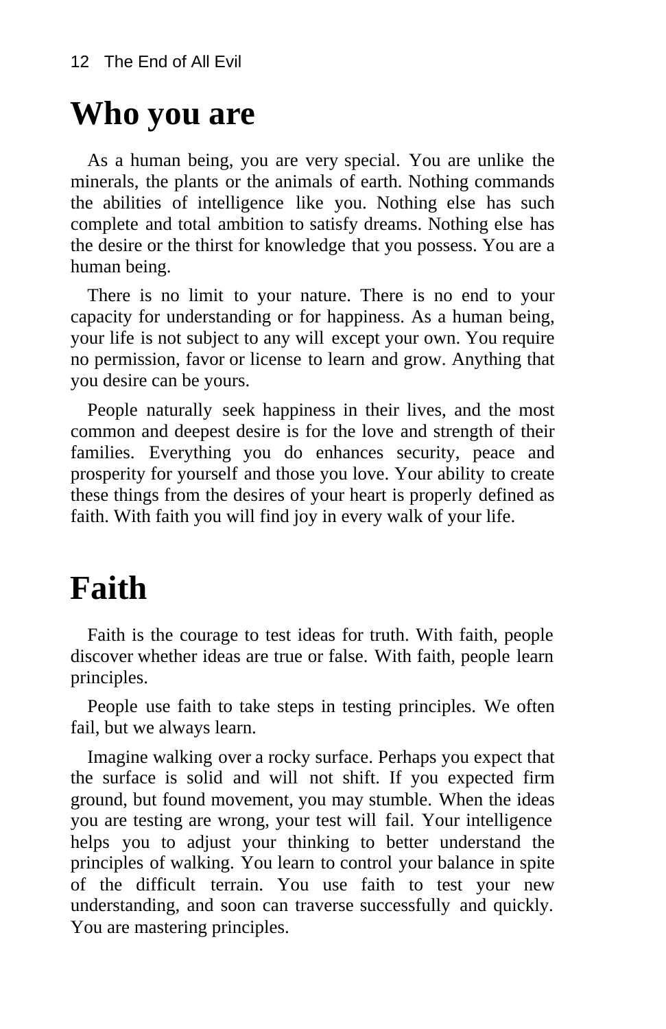# Who you are

As a human being, you are very special. You are unlike the minerals, the plants or the animals of earth. Nothing commands the abilities of intelligence like you. Nothing else has such complete and total ambition to satisfy dreams. Nothing else has the desire or the thirst for knowledge that you possess. You are a human being.

There is no limit to your nature. There is no end to your capacity for understanding or for happiness. As a human being, your life is not subject to any will except your own. You require no permission, favor or license to learn and grow. Anything that you desire can be yours.

People naturally seek happiness in their lives, and the most common and deepest desire is for the love and strength of their families. Everything you do enhances security, peace and prosperity for yourself and those you love. Your ability to create these things from the desires of your heart is properly defined as faith. With faith you will find joy in every walk of your life.

# Faith

Faith is the courage to test ideas for truth. With faith, people discover whether ideas are true or false. With faith, people learn principles.

People use faith to take steps in testing principles. We often fail, but we always learn.

Imagine walking over a rocky surface. Perhaps you expect that the surface is solid and will not shift. If you expected firm ground, but found movement, you may stumble. When the ideas you are testing are wrong, your test will fail. Your intelligence helps you to adjust your thinking to better understand the principles of walking. You learn to control your balance in spite of the difficult terrain. You use faith to test your new understanding, and soon can traverse successfully and quickly. You are mastering principles.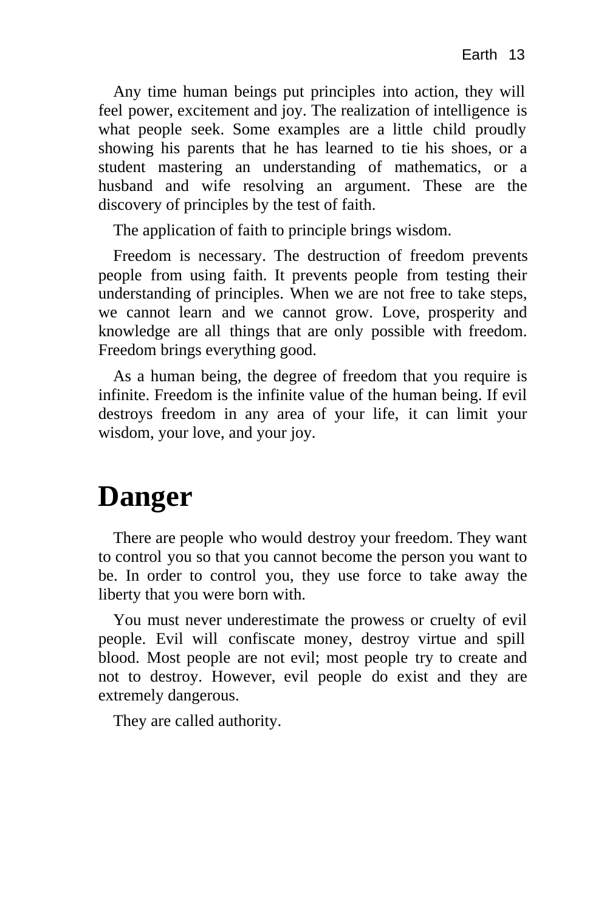Any time human beings put principles into action, they will feel power, excitement and joy. The realization of intelligence is what people seek. Some examples are a little child proudly showing his parents that he has learned to tie his shoes, or a student mastering an understanding of mathematics, or a husband and wife resolving an argument. These are the discovery of principles by the test of faith.

The application of faith to principle brings wisdom.

Freedom is necessary. The destruction of freedom prevents people from using faith. It prevents people from testing their understanding of principles. When we are not free to take steps, we cannot learn and we cannot grow. Love, prosperity and knowledge are all things that are only possible with freedom. Freedom brings everything good.

As a human being, the degree of freedom that you require is infinite. Freedom is the infinite value of the human being. If evil destroys freedom in any area of your life, it can limit your wisdom, your love, and your joy.

# Danger

There are people who would destroy your freedom. They want to control you so that you cannot become the person you want to be. In order to control you, they use force to take away the liberty that you were born with.

You must never underestimate the prowess or cruelty of evil people. Evil will confiscate money, destroy virtue and spill blood. Most people are not evil; most people try to create and not to destroy. However, evil people do exist and they are extremely dangerous.

They are called authority.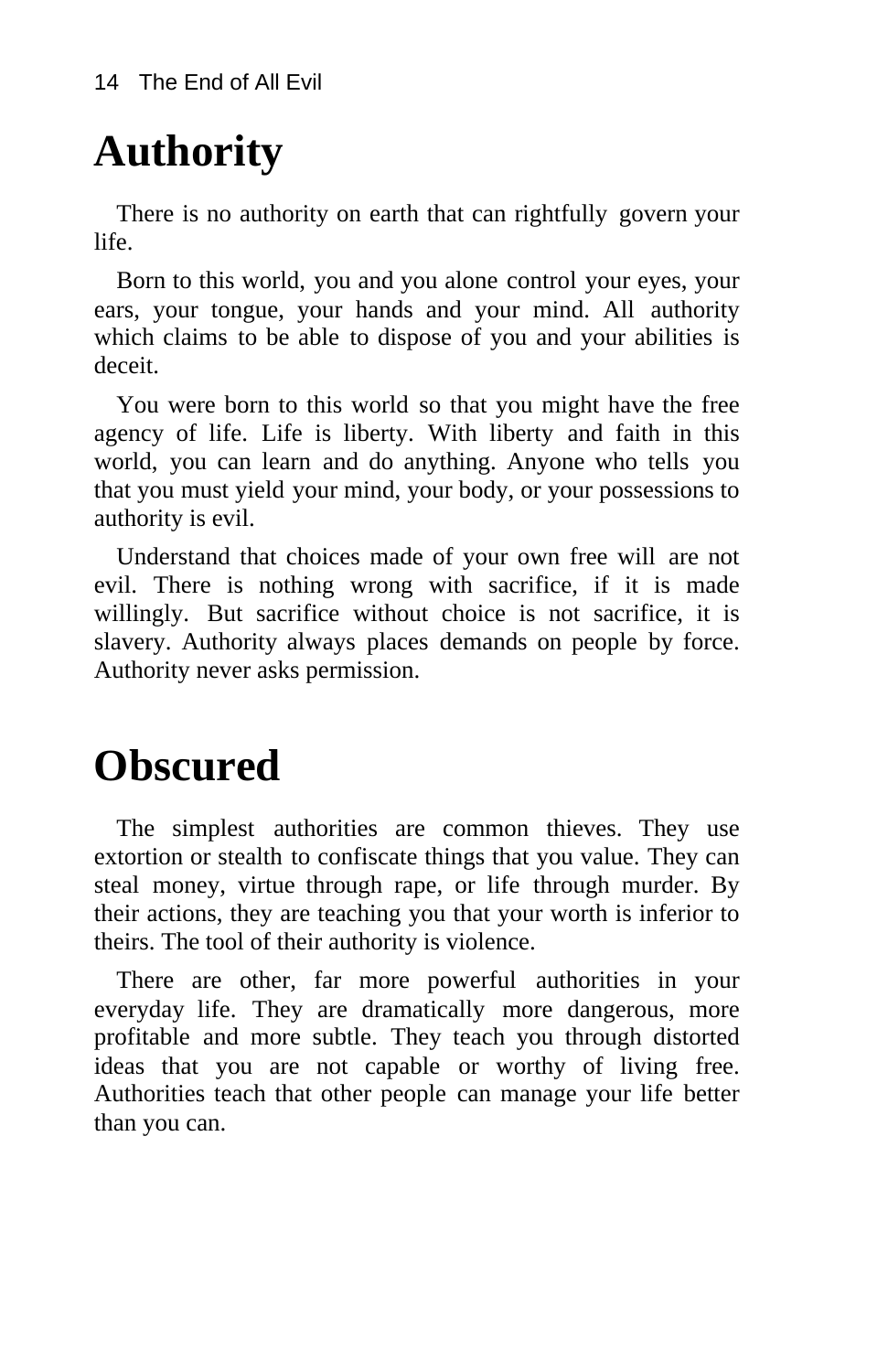# Authority

There is no authority on earth that can rightfully govern your life.

Born to this world, you and you alone control your eyes, your ears, your tongue, your hands and your mind. All authority which claims to be able to dispose of you and your abilities is deceit.

You were born to this world so that you might have the free agency of life. Life is liberty. With liberty and faith in this world, you can learn and do anything. Anyone who tells you that you must yield your mind, your body, or your possessions to authority is evil.

Understand that choices made of your own free will are not evil. There is nothing wrong with sacrifice, if it is made willingly. But sacrifice without choice is not sacrifice, it is slavery. Authority always places demands on people by force. Authority never asks permission.

# Obscured

The simplest authorities are common thieves. They use extortion or stealth to confiscate things that you value. They can steal money, virtue through rape, or life through murder. By their actions, they are teaching you that your worth is inferior to theirs. The tool of their authority is violence.

There are other, far more powerful authorities in your everyday life. They are dramatically more dangerous, more profitable and more subtle. They teach you through distorted ideas that you are not capable or worthy of living free. Authorities teach that other people can manage your life better than you can.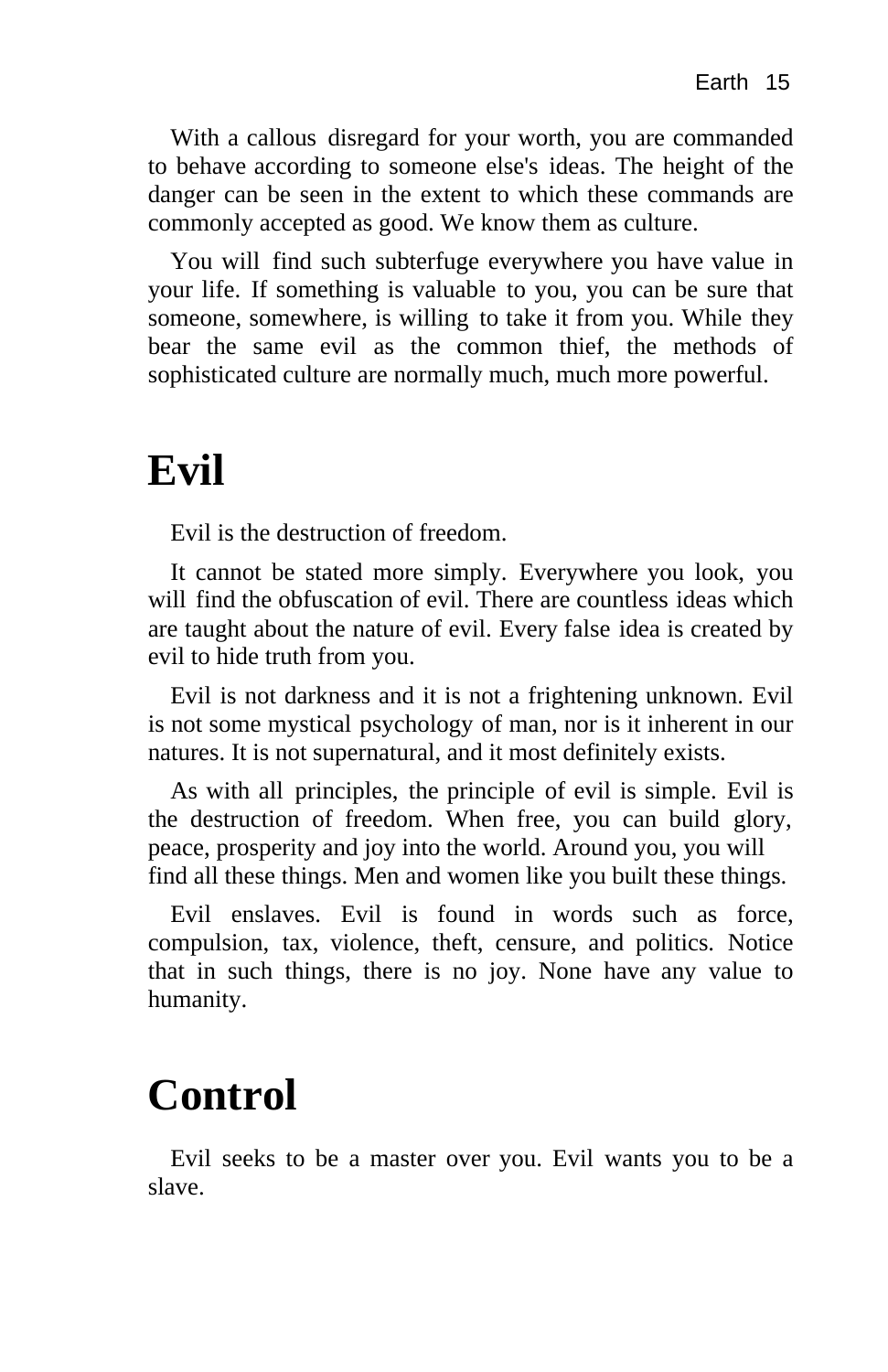With a callous disregard for your worth, you are commanded to behave according to someone else's ideas. The height of the danger can be seen in the extent to which these commands are commonly accepted as good. We know them as culture.

You will find such subterfuge everywhere you have value in your life. If something is valuable to you, you can be sure that someone, somewhere, is willing to take it from you. While they bear the same evil as the common thief, the methods of sophisticated culture are normally much, much more powerful.

# Evil

Evil is the destruction of freedom.

It cannot be stated more simply. Everywhere you look, you will find the obfuscation of evil. There are countless ideas which are taught about the nature of evil. Every false idea is created by evil to hide truth from you.

Evil is not darkness and it is not a frightening unknown. Evil is not some mystical psychology of man, nor is it inherent in our natures. It is not supernatural, and it most definitely exists.

As with all principles, the principle of evil is simple. Evil is the destruction of freedom. When free, you can build glory, peace, prosperity and joy into the world. Around you, you will find all these things. Men and women like you built these things.

Evil enslaves. Evil is found in words such as force, compulsion, tax, violence, theft, censure, and politics. Notice that in such things, there is no joy. None have any value to humanity.

# Control

Evil seeks to be a master over you. Evil wants you to be a slave.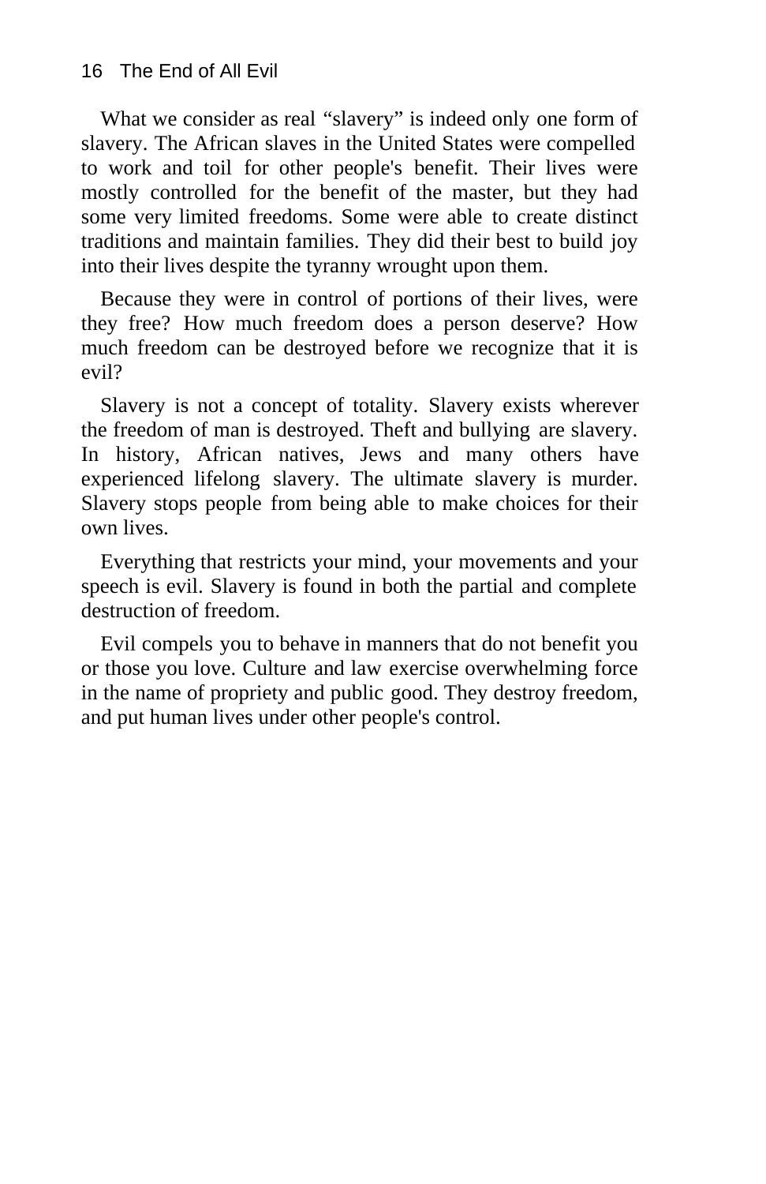What we consider as real “slavery” is indeed only one form of slavery. The African slaves in the United States were compelled to work and toil for other people's benefit. Their lives were mostly controlled for the benefit of the master, but they had some very limited freedoms. Some were able to create distinct traditions and maintain families. They did their best to build joy into their lives despite the tyranny wrought upon them.

Because they were in control of portions of their lives, were they free? How much freedom does a person deserve? How much freedom can be destroyed before we recognize that it is evil?

Slavery is not a concept of totality. Slavery exists wherever the freedom of man is destroyed. Theft and bullying are slavery. In history, African natives, Jews and many others have experienced lifelong slavery. The ultimate slavery is murder. Slavery stops people from being able to make choices for their own lives.

Everything that restricts your mind, your movements and your speech is evil. Slavery is found in both the partial and complete destruction of freedom.

Evil compels you to behave in manners that do not benefit you or those you love. Culture and law exercise overwhelming force in the name of propriety and public good. They destroy freedom, and put human lives under other people's control.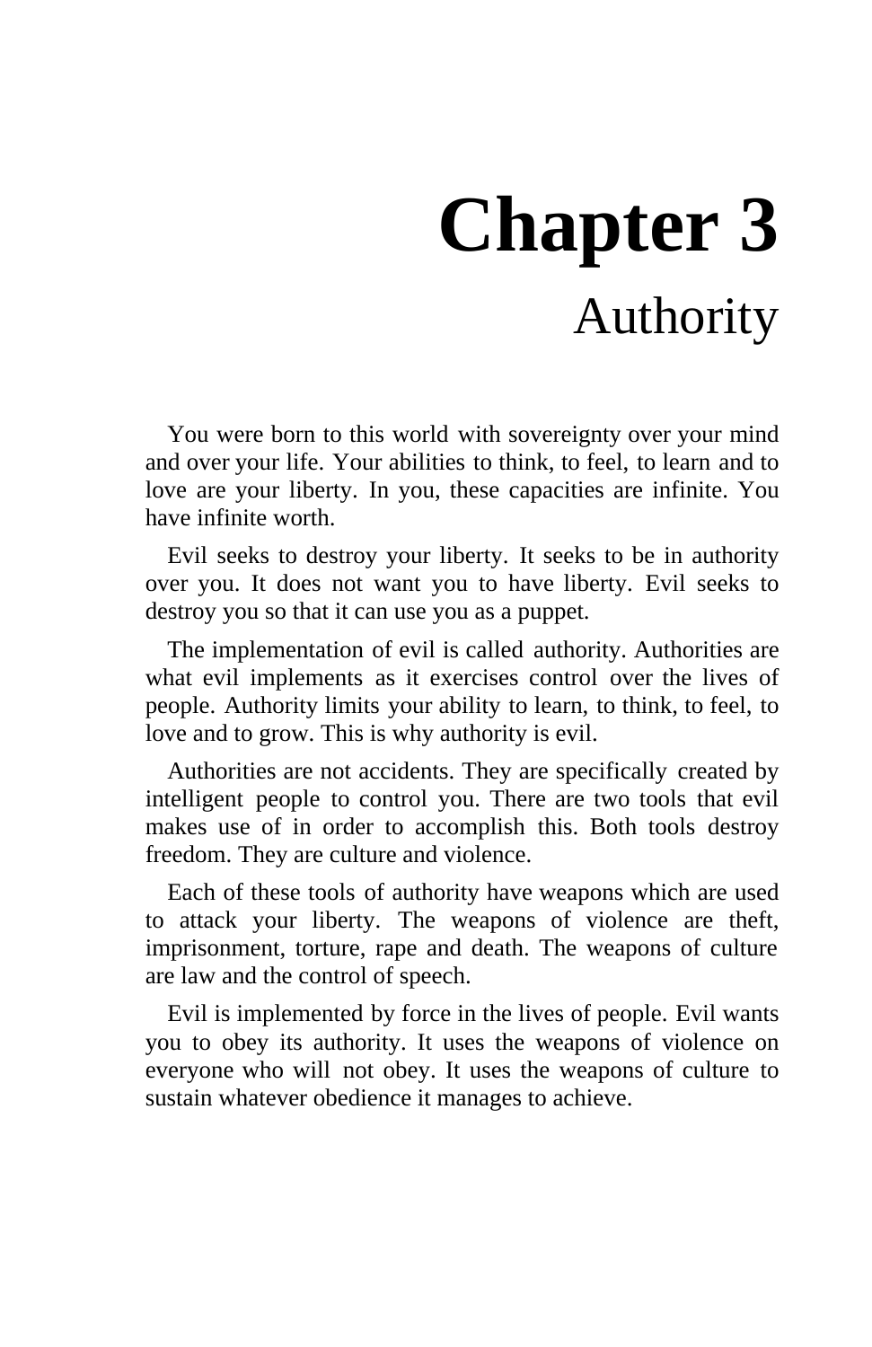# Chapter 3
## Authority

You were born to this world with sovereignty over your mind and over your life. Your abilities to think, to feel, to learn and to love are your liberty. In you, these capacities are infinite. You have infinite worth.

Evil seeks to destroy your liberty. It seeks to be in authority over you. It does not want you to have liberty. Evil seeks to destroy you so that it can use you as a puppet.

The implementation of evil is called authority. Authorities are what evil implements as it exercises control over the lives of people. Authority limits your ability to learn, to think, to feel, to love and to grow. This is why authority is evil.

Authorities are not accidents. They are specifically created by intelligent people to control you. There are two tools that evil makes use of in order to accomplish this. Both tools destroy freedom. They are culture and violence.

Each of these tools of authority have weapons which are used to attack your liberty. The weapons of violence are theft, imprisonment, torture, rape and death. The weapons of culture are law and the control of speech.

Evil is implemented by force in the lives of people. Evil wants you to obey its authority. It uses the weapons of violence on everyone who will not obey. It uses the weapons of culture to sustain whatever obedience it manages to achieve.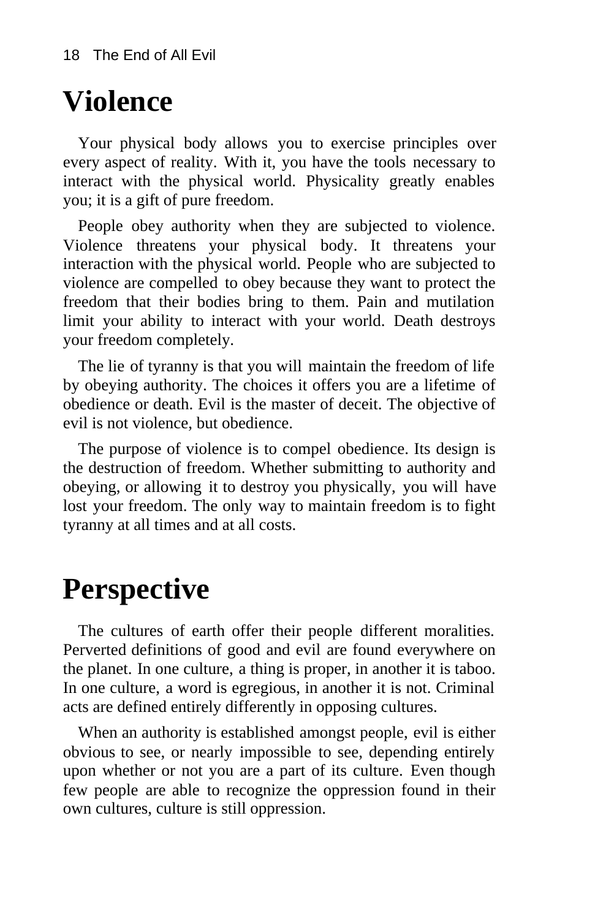# Violence

Your physical body allows you to exercise principles over every aspect of reality. With it, you have the tools necessary to interact with the physical world. Physicality greatly enables you; it is a gift of pure freedom.

People obey authority when they are subjected to violence. Violence threatens your physical body. It threatens your interaction with the physical world. People who are subjected to violence are compelled to obey because they want to protect the freedom that their bodies bring to them. Pain and mutilation limit your ability to interact with your world. Death destroys your freedom completely.

The lie of tyranny is that you will maintain the freedom of life by obeying authority. The choices it offers you are a lifetime of obedience or death. Evil is the master of deceit. The objective of evil is not violence, but obedience.

The purpose of violence is to compel obedience. Its design is the destruction of freedom. Whether submitting to authority and obeying, or allowing it to destroy you physically, you will have lost your freedom. The only way to maintain freedom is to fight tyranny at all times and at all costs.

# Perspective

The cultures of earth offer their people different moralities. Perverted definitions of good and evil are found everywhere on the planet. In one culture, a thing is proper, in another it is taboo. In one culture, a word is egregious, in another it is not. Criminal acts are defined entirely differently in opposing cultures.

When an authority is established amongst people, evil is either obvious to see, or nearly impossible to see, depending entirely upon whether or not you are a part of its culture. Even though few people are able to recognize the oppression found in their own cultures, culture is still oppression.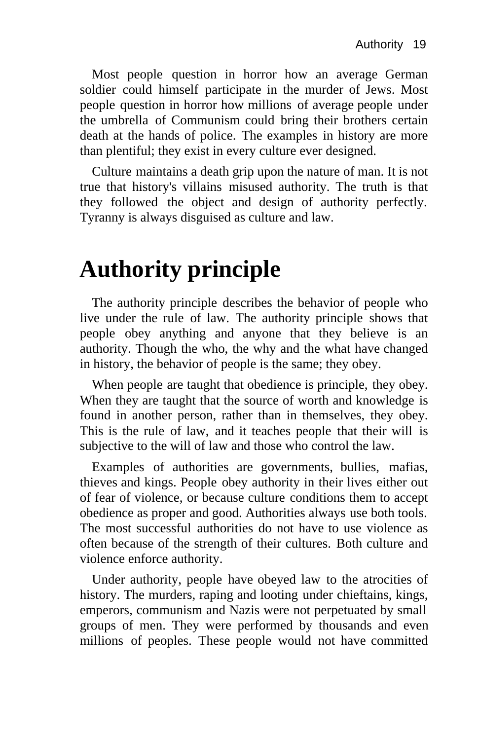Most people question in horror how an average German soldier could himself participate in the murder of Jews. Most people question in horror how millions of average people under the umbrella of Communism could bring their brothers certain death at the hands of police. The examples in history are more than plentiful; they exist in every culture ever designed.

Culture maintains a death grip upon the nature of man. It is not true that history's villains misused authority. The truth is that they followed the object and design of authority perfectly. Tyranny is always disguised as culture and law.

# Authority principle

The authority principle describes the behavior of people who live under the rule of law. The authority principle shows that people obey anything and anyone that they believe is an authority. Though the who, the why and the what have changed in history, the behavior of people is the same; they obey.

When people are taught that obedience is principle, they obey. When they are taught that the source of worth and knowledge is found in another person, rather than in themselves, they obey. This is the rule of law, and it teaches people that their will is subjective to the will of law and those who control the law.

Examples of authorities are governments, bullies, mafias, thieves and kings. People obey authority in their lives either out of fear of violence, or because culture conditions them to accept obedience as proper and good. Authorities always use both tools. The most successful authorities do not have to use violence as often because of the strength of their cultures. Both culture and violence enforce authority.

Under authority, people have obeyed law to the atrocities of history. The murders, raping and looting under chieftains, kings, emperors, communism and Nazis were not perpetuated by small groups of men. They were performed by thousands and even millions of peoples. These people would not have committed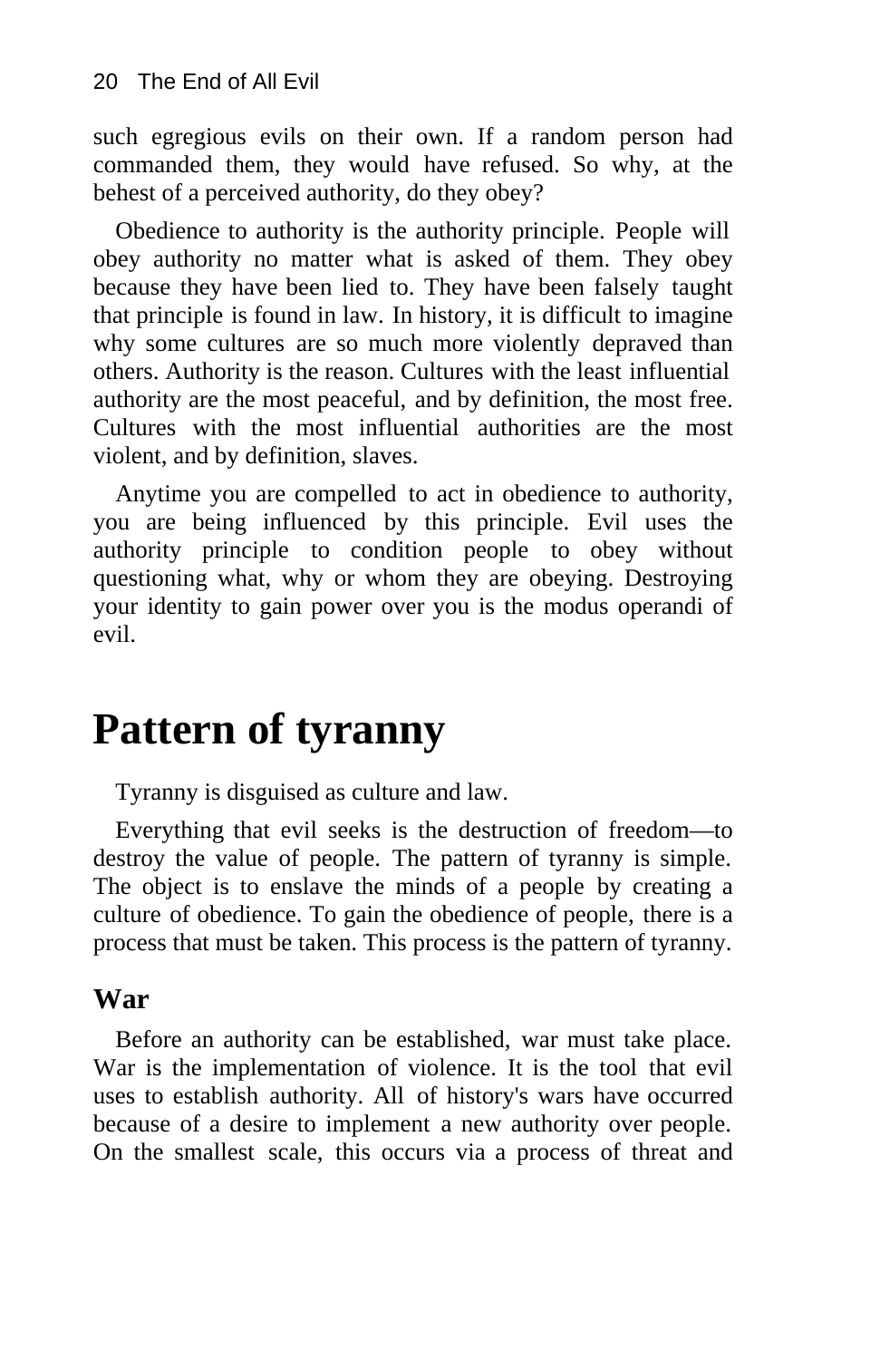such egregious evils on their own. If a random person had commanded them, they would have refused. So why, at the behest of a perceived authority, do they obey?

Obedience to authority is the authority principle. People will obey authority no matter what is asked of them. They obey because they have been lied to. They have been falsely taught that principle is found in law. In history, it is difficult to imagine why some cultures are so much more violently depraved than others. Authority is the reason. Cultures with the least influential authority are the most peaceful, and by definition, the most free. Cultures with the most influential authorities are the most violent, and by definition, slaves.

Anytime you are compelled to act in obedience to authority, you are being influenced by this principle. Evil uses the authority principle to condition people to obey without questioning what, why or whom they are obeying. Destroying your identity to gain power over you is the modus operandi of evil.

# Pattern of tyranny

Tyranny is disguised as culture and law.

Everything that evil seeks is the destruction of freedom—to destroy the value of people. The pattern of tyranny is simple. The object is to enslave the minds of a people by creating a culture of obedience. To gain the obedience of people, there is a process that must be taken. This process is the pattern of tyranny.

## War

Before an authority can be established, war must take place. War is the implementation of violence. It is the tool that evil uses to establish authority. All of history's wars have occurred because of a desire to implement a new authority over people. On the smallest scale, this occurs via a process of threat and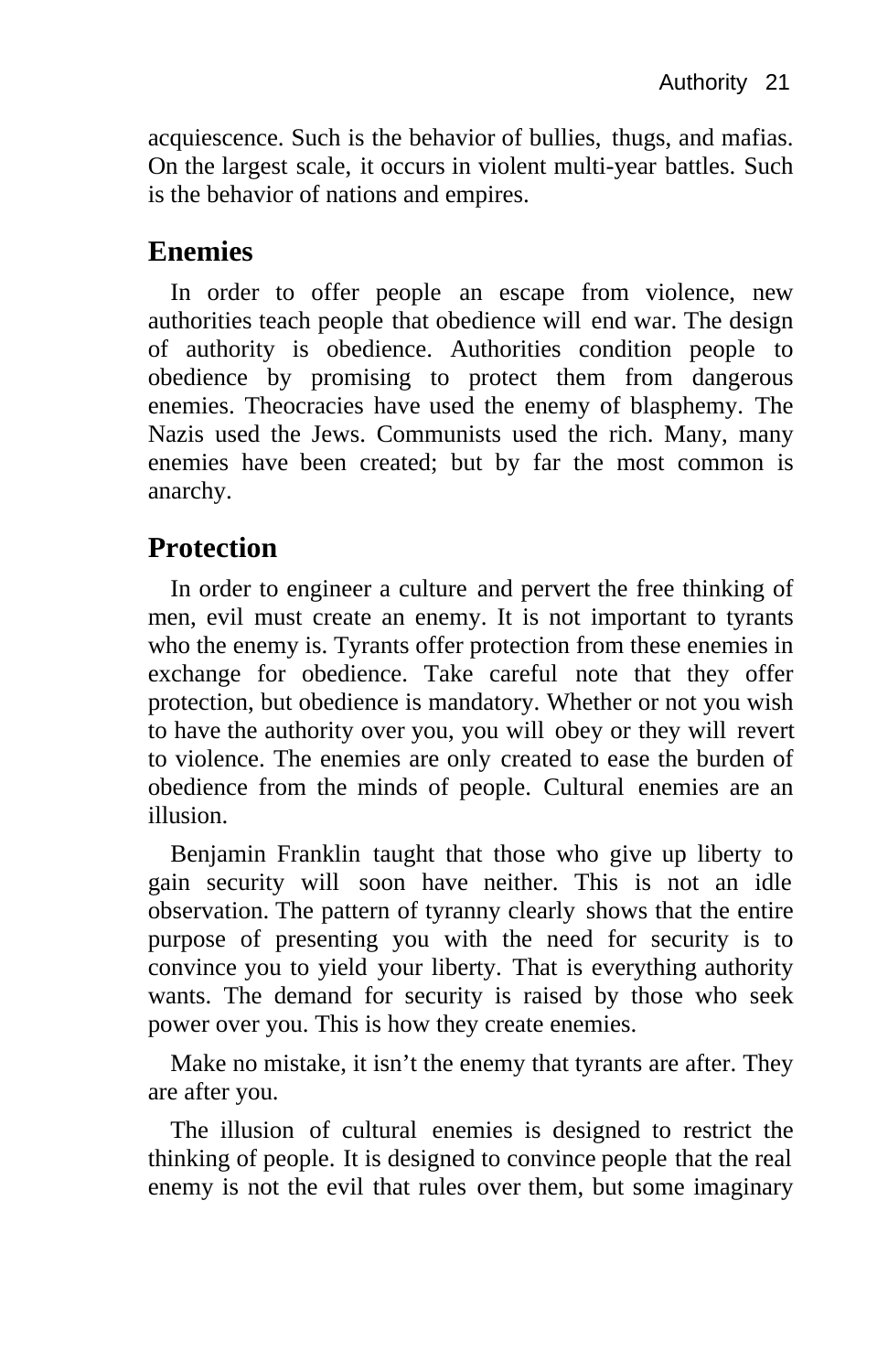acquiescence. Such is the behavior of bullies, thugs, and mafias. On the largest scale, it occurs in violent multi-year battles. Such is the behavior of nations and empires.

## Enemies

In order to offer people an escape from violence, new authorities teach people that obedience will end war. The design of authority is obedience. Authorities condition people to obedience by promising to protect them from dangerous enemies. Theocracies have used the enemy of blasphemy. The Nazis used the Jews. Communists used the rich. Many, many enemies have been created; but by far the most common is anarchy.

## Protection

In order to engineer a culture and pervert the free thinking of men, evil must create an enemy. It is not important to tyrants who the enemy is. Tyrants offer protection from these enemies in exchange for obedience. Take careful note that they offer protection, but obedience is mandatory. Whether or not you wish to have the authority over you, you will obey or they will revert to violence. The enemies are only created to ease the burden of obedience from the minds of people. Cultural enemies are an illusion.

Benjamin Franklin taught that those who give up liberty to gain security will soon have neither. This is not an idle observation. The pattern of tyranny clearly shows that the entire purpose of presenting you with the need for security is to convince you to yield your liberty. That is everything authority wants. The demand for security is raised by those who seek power over you. This is how they create enemies.

Make no mistake, it isn't the enemy that tyrants are after. They are after you.

The illusion of cultural enemies is designed to restrict the thinking of people. It is designed to convince people that the real enemy is not the evil that rules over them, but some imaginary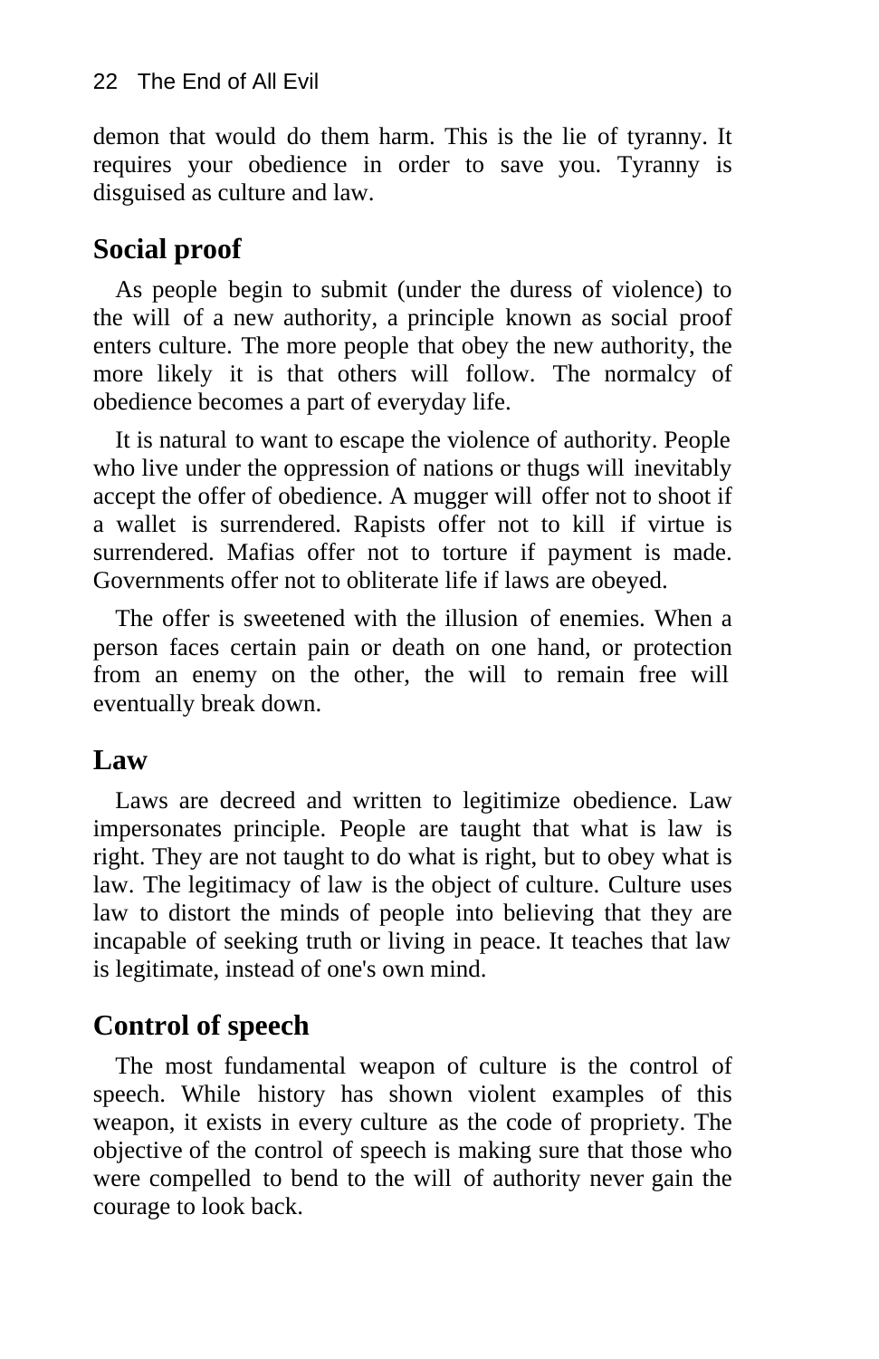demon that would do them harm. This is the lie of tyranny. It requires your obedience in order to save you. Tyranny is disguised as culture and law.

## Social proof

As people begin to submit (under the duress of violence) to the will of a new authority, a principle known as social proof enters culture. The more people that obey the new authority, the more likely it is that others will follow. The normalcy of obedience becomes a part of everyday life.

It is natural to want to escape the violence of authority. People who live under the oppression of nations or thugs will inevitably accept the offer of obedience. A mugger will offer not to shoot if a wallet is surrendered. Rapists offer not to kill if virtue is surrendered. Mafias offer not to torture if payment is made. Governments offer not to obliterate life if laws are obeyed.

The offer is sweetened with the illusion of enemies. When a person faces certain pain or death on one hand, or protection from an enemy on the other, the will to remain free will eventually break down.

## Law

Laws are decreed and written to legitimize obedience. Law impersonates principle. People are taught that what is law is right. They are not taught to do what is right, but to obey what is law. The legitimacy of law is the object of culture. Culture uses law to distort the minds of people into believing that they are incapable of seeking truth or living in peace. It teaches that law is legitimate, instead of one's own mind.

## Control of speech

The most fundamental weapon of culture is the control of speech. While history has shown violent examples of this weapon, it exists in every culture as the code of propriety. The objective of the control of speech is making sure that those who were compelled to bend to the will of authority never gain the courage to look back.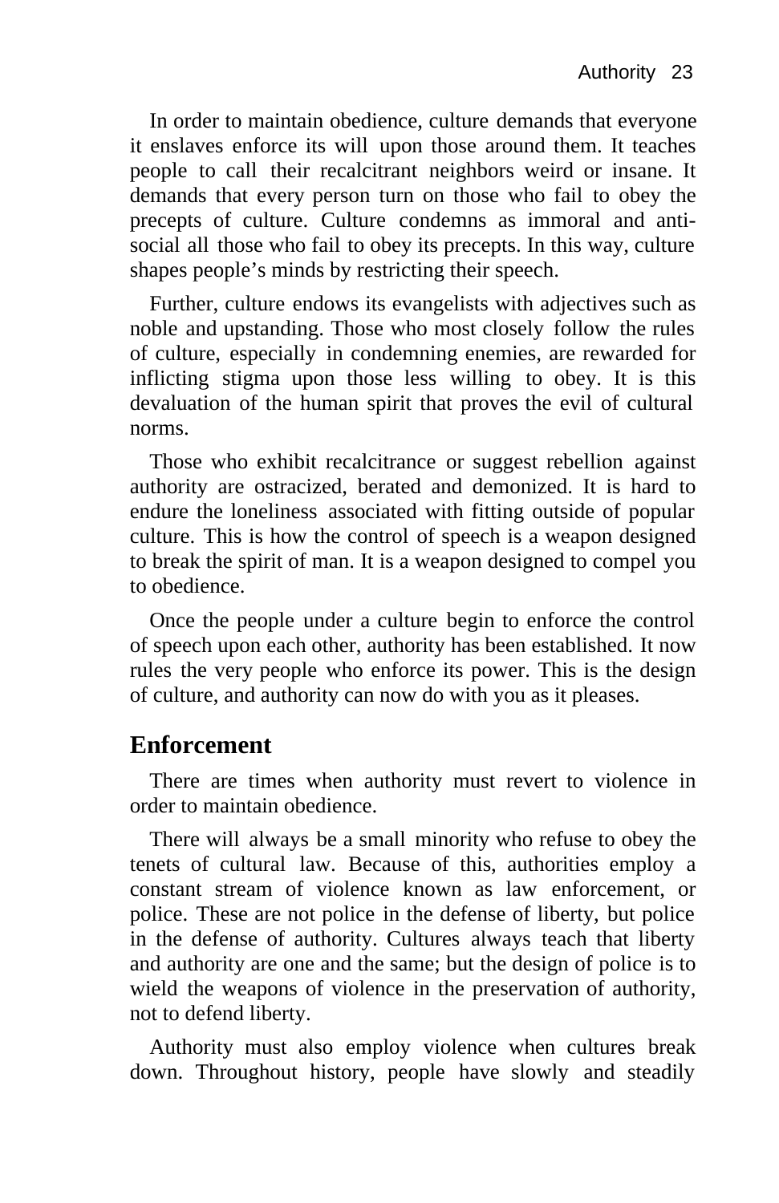In order to maintain obedience, culture demands that everyone it enslaves enforce its will upon those around them. It teaches people to call their recalcitrant neighbors weird or insane. It demands that every person turn on those who fail to obey the precepts of culture. Culture condemns as immoral and anti-social all those who fail to obey its precepts. In this way, culture shapes people's minds by restricting their speech.

Further, culture endows its evangelists with adjectives such as noble and upstanding. Those who most closely follow the rules of culture, especially in condemning enemies, are rewarded for inflicting stigma upon those less willing to obey. It is this devaluation of the human spirit that proves the evil of cultural norms.

Those who exhibit recalcitrance or suggest rebellion against authority are ostracized, berated and demonized. It is hard to endure the loneliness associated with fitting outside of popular culture. This is how the control of speech is a weapon designed to break the spirit of man. It is a weapon designed to compel you to obedience.

Once the people under a culture begin to enforce the control of speech upon each other, authority has been established. It now rules the very people who enforce its power. This is the design of culture, and authority can now do with you as it pleases.

## Enforcement

There are times when authority must revert to violence in order to maintain obedience.

There will always be a small minority who refuse to obey the tenets of cultural law. Because of this, authorities employ a constant stream of violence known as law enforcement, or police. These are not police in the defense of liberty, but police in the defense of authority. Cultures always teach that liberty and authority are one and the same; but the design of police is to wield the weapons of violence in the preservation of authority, not to defend liberty.

Authority must also employ violence when cultures break down. Throughout history, people have slowly and steadily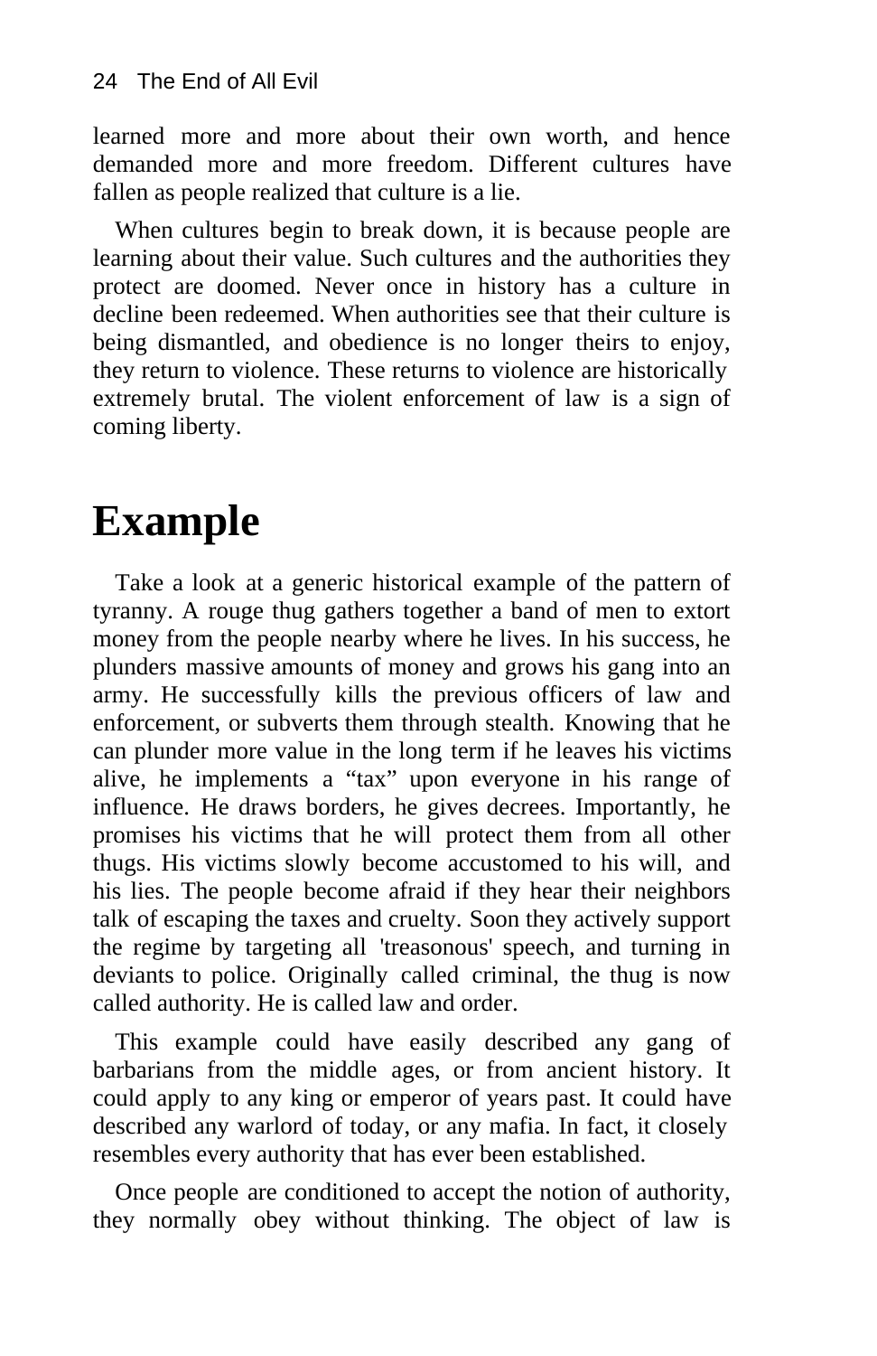learned more and more about their own worth, and hence demanded more and more freedom. Different cultures have fallen as people realized that culture is a lie.

When cultures begin to break down, it is because people are learning about their value. Such cultures and the authorities they protect are doomed. Never once in history has a culture in decline been redeemed. When authorities see that their culture is being dismantled, and obedience is no longer theirs to enjoy, they return to violence. These returns to violence are historically extremely brutal. The violent enforcement of law is a sign of coming liberty.

# Example

Take a look at a generic historical example of the pattern of tyranny. A rouge thug gathers together a band of men to extort money from the people nearby where he lives. In his success, he plunders massive amounts of money and grows his gang into an army. He successfully kills the previous officers of law and enforcement, or subverts them through stealth. Knowing that he can plunder more value in the long term if he leaves his victims alive, he implements a "tax" upon everyone in his range of influence. He draws borders, he gives decrees. Importantly, he promises his victims that he will protect them from all other thugs. His victims slowly become accustomed to his will, and his lies. The people become afraid if they hear their neighbors talk of escaping the taxes and cruelty. Soon they actively support the regime by targeting all 'treasonous' speech, and turning in deviants to police. Originally called criminal, the thug is now called authority. He is called law and order.

This example could have easily described any gang of barbarians from the middle ages, or from ancient history. It could apply to any king or emperor of years past. It could have described any warlord of today, or any mafia. In fact, it closely resembles every authority that has ever been established.

Once people are conditioned to accept the notion of authority, they normally obey without thinking. The object of law is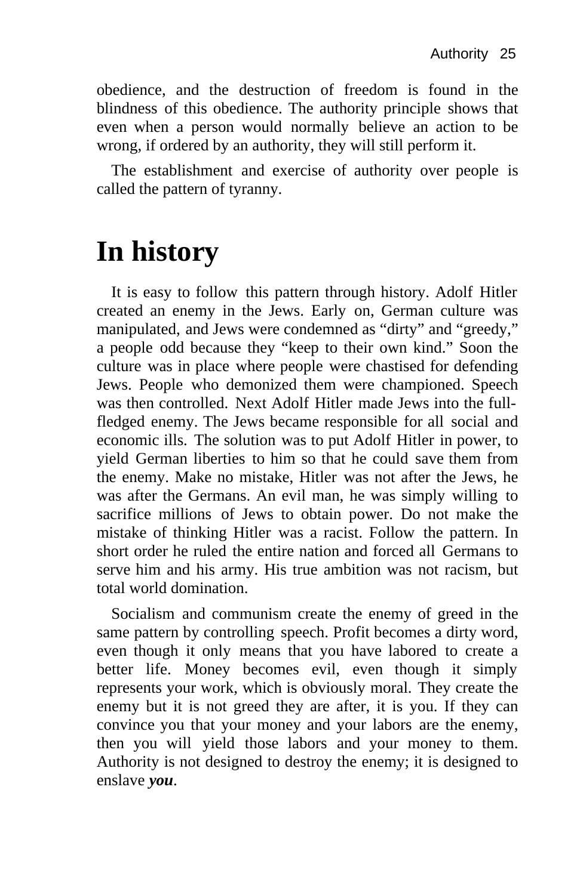obedience, and the destruction of freedom is found in the blindness of this obedience. The authority principle shows that even when a person would normally believe an action to be wrong, if ordered by an authority, they will still perform it.

The establishment and exercise of authority over people is called the pattern of tyranny.

# In history

It is easy to follow this pattern through history. Adolf Hitler created an enemy in the Jews. Early on, German culture was manipulated, and Jews were condemned as "dirty" and "greedy," a people odd because they "keep to their own kind." Soon the culture was in place where people were chastised for defending Jews. People who demonized them were championed. Speech was then controlled. Next Adolf Hitler made Jews into the full-fledged enemy. The Jews became responsible for all social and economic ills. The solution was to put Adolf Hitler in power, to yield German liberties to him so that he could save them from the enemy. Make no mistake, Hitler was not after the Jews, he was after the Germans. An evil man, he was simply willing to sacrifice millions of Jews to obtain power. Do not make the mistake of thinking Hitler was a racist. Follow the pattern. In short order he ruled the entire nation and forced all Germans to serve him and his army. His true ambition was not racism, but total world domination.

Socialism and communism create the enemy of greed in the same pattern by controlling speech. Profit becomes a dirty word, even though it only means that you have labored to create a better life. Money becomes evil, even though it simply represents your work, which is obviously moral. They create the enemy but it is not greed they are after, it is you. If they can convince you that your money and your labors are the enemy, then you will yield those labors and your money to them. Authority is not designed to destroy the enemy; it is designed to enslave ***you***.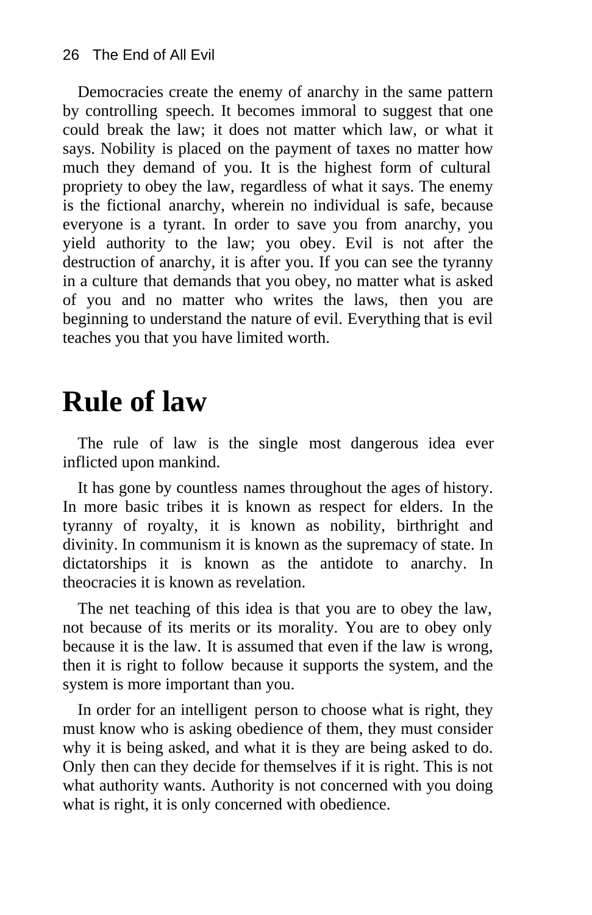Democracies create the enemy of anarchy in the same pattern by controlling speech. It becomes immoral to suggest that one could break the law; it does not matter which law, or what it says. Nobility is placed on the payment of taxes no matter how much they demand of you. It is the highest form of cultural propriety to obey the law, regardless of what it says. The enemy is the fictional anarchy, wherein no individual is safe, because everyone is a tyrant. In order to save you from anarchy, you yield authority to the law; you obey. Evil is not after the destruction of anarchy, it is after you. If you can see the tyranny in a culture that demands that you obey, no matter what is asked of you and no matter who writes the laws, then you are beginning to understand the nature of evil. Everything that is evil teaches you that you have limited worth.

# Rule of law

The rule of law is the single most dangerous idea ever inflicted upon mankind.

It has gone by countless names throughout the ages of history. In more basic tribes it is known as respect for elders. In the tyranny of royalty, it is known as nobility, birthright and divinity. In communism it is known as the supremacy of state. In dictatorships it is known as the antidote to anarchy. In theocracies it is known as revelation.

The net teaching of this idea is that you are to obey the law, not because of its merits or its morality. You are to obey only because it is the law. It is assumed that even if the law is wrong, then it is right to follow because it supports the system, and the system is more important than you.

In order for an intelligent person to choose what is right, they must know who is asking obedience of them, they must consider why it is being asked, and what it is they are being asked to do. Only then can they decide for themselves if it is right. This is not what authority wants. Authority is not concerned with you doing what is right, it is only concerned with obedience.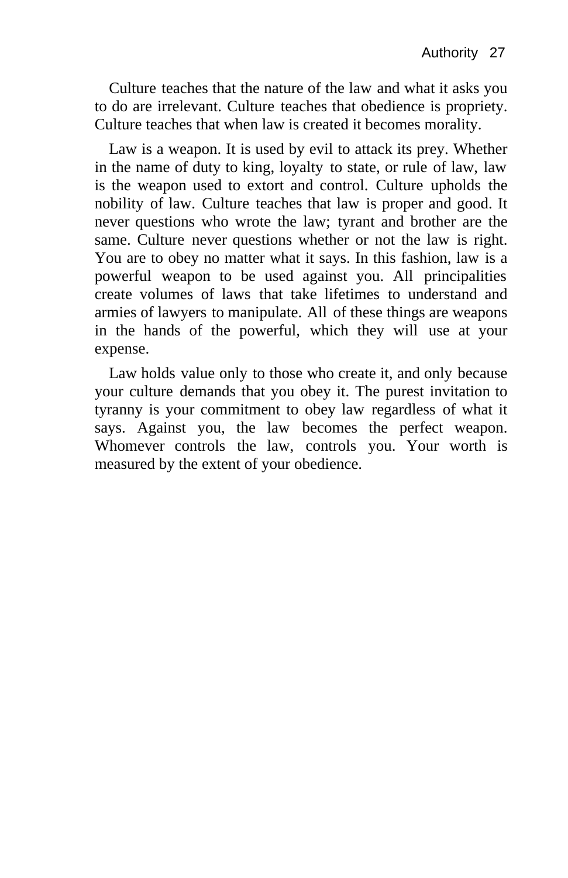Culture teaches that the nature of the law and what it asks you to do are irrelevant. Culture teaches that obedience is propriety. Culture teaches that when law is created it becomes morality.

Law is a weapon. It is used by evil to attack its prey. Whether in the name of duty to king, loyalty to state, or rule of law, law is the weapon used to extort and control. Culture upholds the nobility of law. Culture teaches that law is proper and good. It never questions who wrote the law; tyrant and brother are the same. Culture never questions whether or not the law is right. You are to obey no matter what it says. In this fashion, law is a powerful weapon to be used against you. All principalities create volumes of laws that take lifetimes to understand and armies of lawyers to manipulate. All of these things are weapons in the hands of the powerful, which they will use at your expense.

Law holds value only to those who create it, and only because your culture demands that you obey it. The purest invitation to tyranny is your commitment to obey law regardless of what it says. Against you, the law becomes the perfect weapon. Whomever controls the law, controls you. Your worth is measured by the extent of your obedience.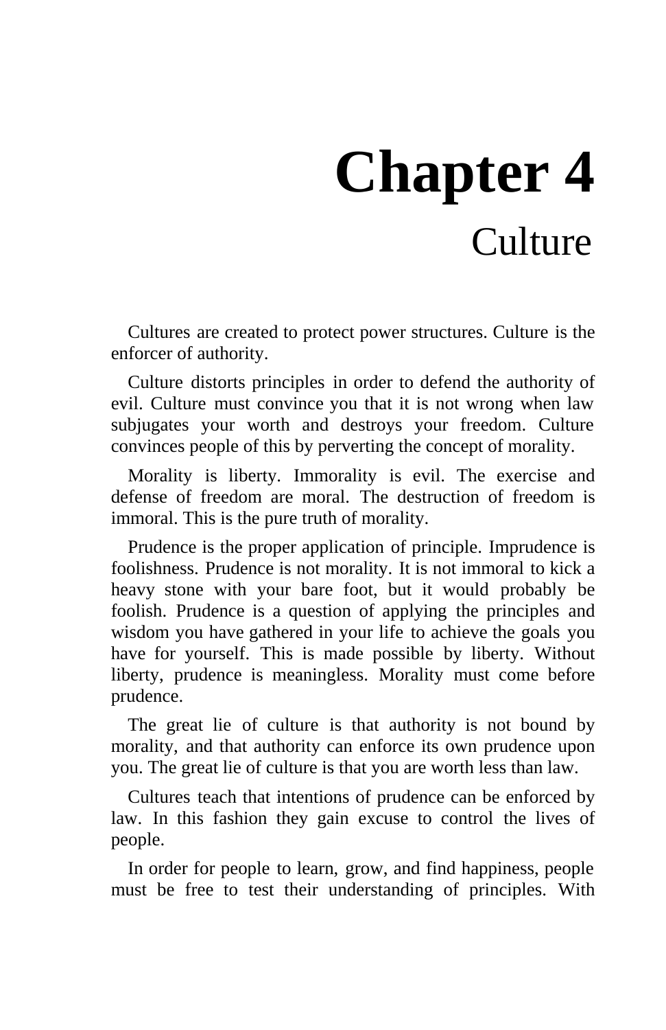# Chapter 4
## Culture

Cultures are created to protect power structures. Culture is the enforcer of authority.

Culture distorts principles in order to defend the authority of evil. Culture must convince you that it is not wrong when law subjugates your worth and destroys your freedom. Culture convinces people of this by perverting the concept of morality.

Morality is liberty. Immorality is evil. The exercise and defense of freedom are moral. The destruction of freedom is immoral. This is the pure truth of morality.

Prudence is the proper application of principle. Imprudence is foolishness. Prudence is not morality. It is not immoral to kick a heavy stone with your bare foot, but it would probably be foolish. Prudence is a question of applying the principles and wisdom you have gathered in your life to achieve the goals you have for yourself. This is made possible by liberty. Without liberty, prudence is meaningless. Morality must come before prudence.

The great lie of culture is that authority is not bound by morality, and that authority can enforce its own prudence upon you. The great lie of culture is that you are worth less than law.

Cultures teach that intentions of prudence can be enforced by law. In this fashion they gain excuse to control the lives of people.

In order for people to learn, grow, and find happiness, people must be free to test their understanding of principles. With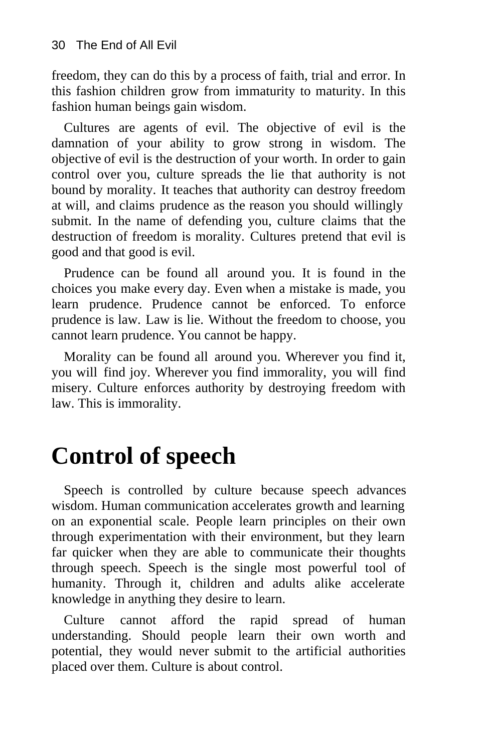freedom, they can do this by a process of faith, trial and error. In this fashion children grow from immaturity to maturity. In this fashion human beings gain wisdom.

Cultures are agents of evil. The objective of evil is the damnation of your ability to grow strong in wisdom. The objective of evil is the destruction of your worth. In order to gain control over you, culture spreads the lie that authority is not bound by morality. It teaches that authority can destroy freedom at will, and claims prudence as the reason you should willingly submit. In the name of defending you, culture claims that the destruction of freedom is morality. Cultures pretend that evil is good and that good is evil.

Prudence can be found all around you. It is found in the choices you make every day. Even when a mistake is made, you learn prudence. Prudence cannot be enforced. To enforce prudence is law. Law is lie. Without the freedom to choose, you cannot learn prudence. You cannot be happy.

Morality can be found all around you. Wherever you find it, you will find joy. Wherever you find immorality, you will find misery. Culture enforces authority by destroying freedom with law. This is immorality.

# Control of speech

Speech is controlled by culture because speech advances wisdom. Human communication accelerates growth and learning on an exponential scale. People learn principles on their own through experimentation with their environment, but they learn far quicker when they are able to communicate their thoughts through speech. Speech is the single most powerful tool of humanity. Through it, children and adults alike accelerate knowledge in anything they desire to learn.

Culture cannot afford the rapid spread of human understanding. Should people learn their own worth and potential, they would never submit to the artificial authorities placed over them. Culture is about control.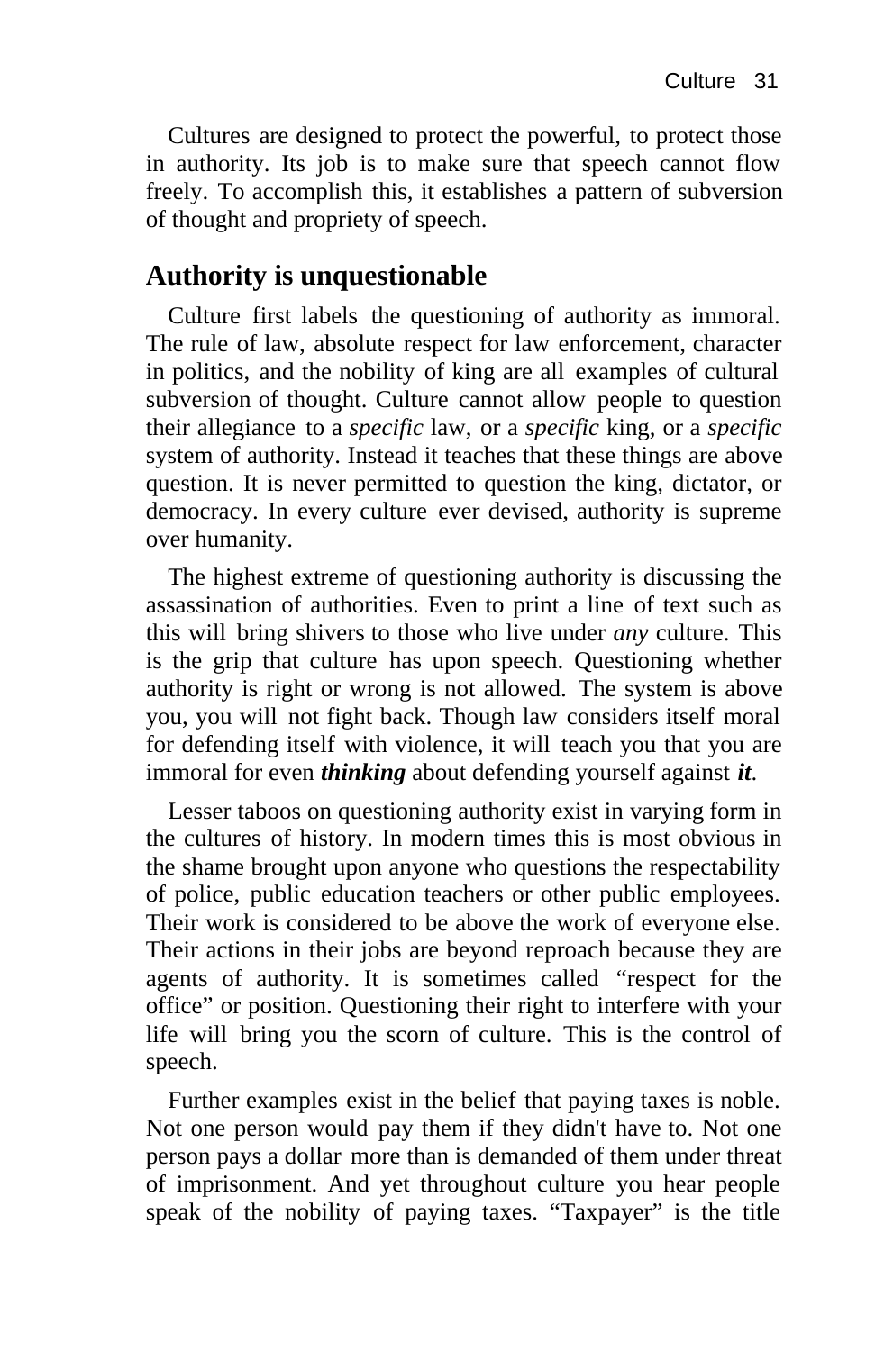Cultures are designed to protect the powerful, to protect those in authority. Its job is to make sure that speech cannot flow freely. To accomplish this, it establishes a pattern of subversion of thought and propriety of speech.

## Authority is unquestionable

Culture first labels the questioning of authority as immoral. The rule of law, absolute respect for law enforcement, character in politics, and the nobility of king are all examples of cultural subversion of thought. Culture cannot allow people to question their allegiance to a *specific* law, or a *specific* king, or a *specific* system of authority. Instead it teaches that these things are above question. It is never permitted to question the king, dictator, or democracy. In every culture ever devised, authority is supreme over humanity.

The highest extreme of questioning authority is discussing the assassination of authorities. Even to print a line of text such as this will bring shivers to those who live under *any* culture. This is the grip that culture has upon speech. Questioning whether authority is right or wrong is not allowed. The system is above you, you will not fight back. Though law considers itself moral for defending itself with violence, it will teach you that you are immoral for even ***thinking*** about defending yourself against ***it***.

Lesser taboos on questioning authority exist in varying form in the cultures of history. In modern times this is most obvious in the shame brought upon anyone who questions the respectability of police, public education teachers or other public employees. Their work is considered to be above the work of everyone else. Their actions in their jobs are beyond reproach because they are agents of authority. It is sometimes called "respect for the office" or position. Questioning their right to interfere with your life will bring you the scorn of culture. This is the control of speech.

Further examples exist in the belief that paying taxes is noble. Not one person would pay them if they didn't have to. Not one person pays a dollar more than is demanded of them under threat of imprisonment. And yet throughout culture you hear people speak of the nobility of paying taxes. "Taxpayer" is the title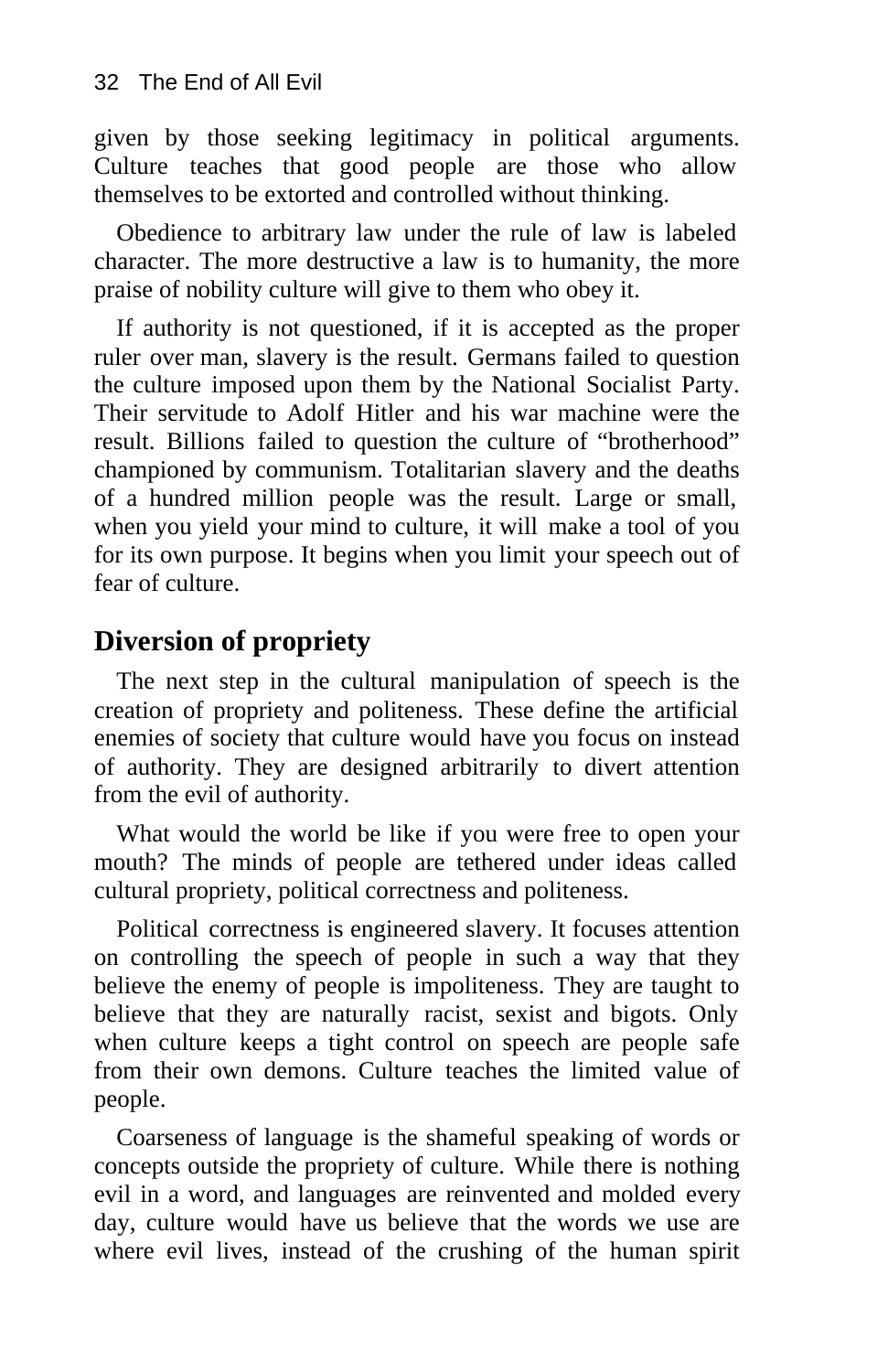given by those seeking legitimacy in political arguments. Culture teaches that good people are those who allow themselves to be extorted and controlled without thinking.

Obedience to arbitrary law under the rule of law is labeled character. The more destructive a law is to humanity, the more praise of nobility culture will give to them who obey it.

If authority is not questioned, if it is accepted as the proper ruler over man, slavery is the result. Germans failed to question the culture imposed upon them by the National Socialist Party. Their servitude to Adolf Hitler and his war machine were the result. Billions failed to question the culture of "brotherhood" championed by communism. Totalitarian slavery and the deaths of a hundred million people was the result. Large or small, when you yield your mind to culture, it will make a tool of you for its own purpose. It begins when you limit your speech out of fear of culture.

## Diversion of propriety

The next step in the cultural manipulation of speech is the creation of propriety and politeness. These define the artificial enemies of society that culture would have you focus on instead of authority. They are designed arbitrarily to divert attention from the evil of authority.

What would the world be like if you were free to open your mouth? The minds of people are tethered under ideas called cultural propriety, political correctness and politeness.

Political correctness is engineered slavery. It focuses attention on controlling the speech of people in such a way that they believe the enemy of people is impoliteness. They are taught to believe that they are naturally racist, sexist and bigots. Only when culture keeps a tight control on speech are people safe from their own demons. Culture teaches the limited value of people.

Coarseness of language is the shameful speaking of words or concepts outside the propriety of culture. While there is nothing evil in a word, and languages are reinvented and molded every day, culture would have us believe that the words we use are where evil lives, instead of the crushing of the human spirit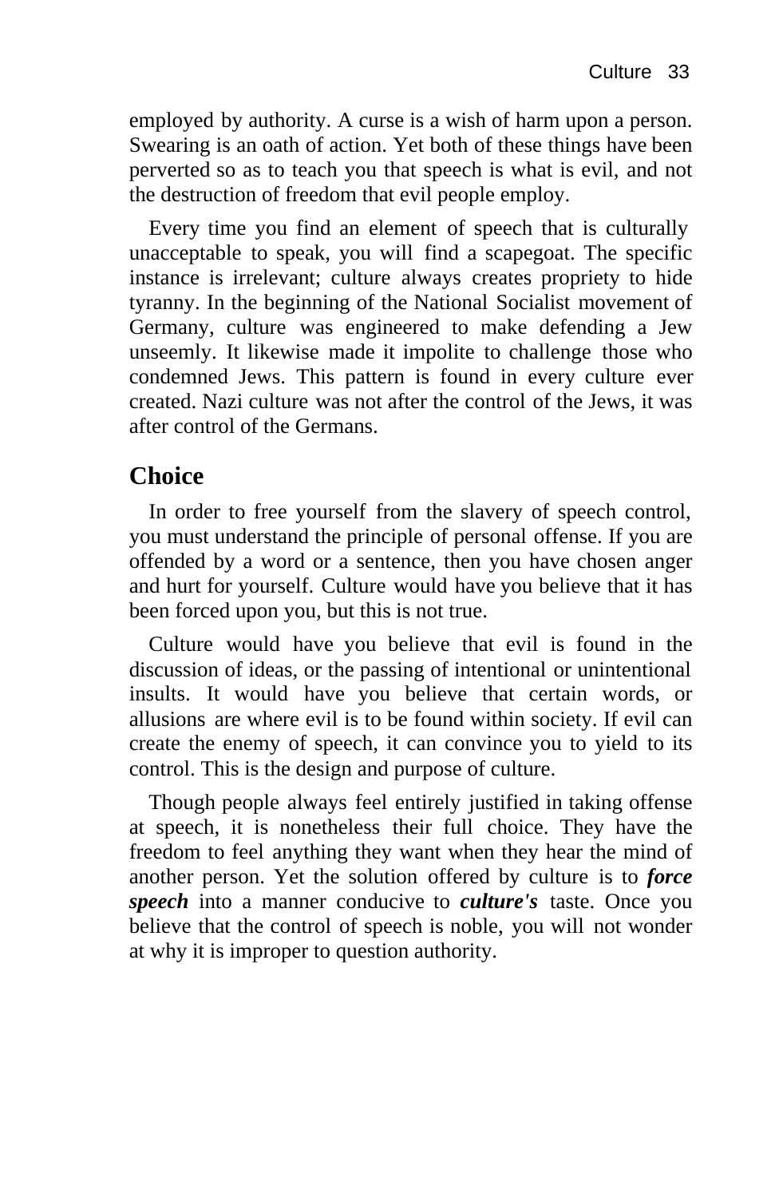employed by authority. A curse is a wish of harm upon a person. Swearing is an oath of action. Yet both of these things have been perverted so as to teach you that speech is what is evil, and not the destruction of freedom that evil people employ.

Every time you find an element of speech that is culturally unacceptable to speak, you will find a scapegoat. The specific instance is irrelevant; culture always creates propriety to hide tyranny. In the beginning of the National Socialist movement of Germany, culture was engineered to make defending a Jew unseemly. It likewise made it impolite to challenge those who condemned Jews. This pattern is found in every culture ever created. Nazi culture was not after the control of the Jews, it was after control of the Germans.

## Choice

In order to free yourself from the slavery of speech control, you must understand the principle of personal offense. If you are offended by a word or a sentence, then you have chosen anger and hurt for yourself. Culture would have you believe that it has been forced upon you, but this is not true.

Culture would have you believe that evil is found in the discussion of ideas, or the passing of intentional or unintentional insults. It would have you believe that certain words, or allusions are where evil is to be found within society. If evil can create the enemy of speech, it can convince you to yield to its control. This is the design and purpose of culture.

Though people always feel entirely justified in taking offense at speech, it is nonetheless their full choice. They have the freedom to feel anything they want when they hear the mind of another person. Yet the solution offered by culture is to ***force speech*** into a manner conducive to ***culture's*** taste. Once you believe that the control of speech is noble, you will not wonder at why it is improper to question authority.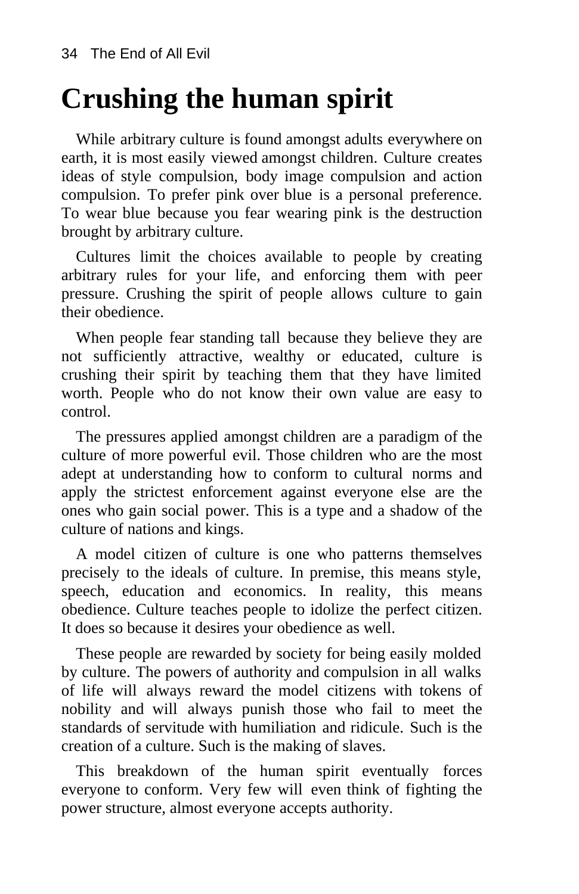# Crushing the human spirit

While arbitrary culture is found amongst adults everywhere on earth, it is most easily viewed amongst children. Culture creates ideas of style compulsion, body image compulsion and action compulsion. To prefer pink over blue is a personal preference. To wear blue because you fear wearing pink is the destruction brought by arbitrary culture.

Cultures limit the choices available to people by creating arbitrary rules for your life, and enforcing them with peer pressure. Crushing the spirit of people allows culture to gain their obedience.

When people fear standing tall because they believe they are not sufficiently attractive, wealthy or educated, culture is crushing their spirit by teaching them that they have limited worth. People who do not know their own value are easy to control.

The pressures applied amongst children are a paradigm of the culture of more powerful evil. Those children who are the most adept at understanding how to conform to cultural norms and apply the strictest enforcement against everyone else are the ones who gain social power. This is a type and a shadow of the culture of nations and kings.

A model citizen of culture is one who patterns themselves precisely to the ideals of culture. In premise, this means style, speech, education and economics. In reality, this means obedience. Culture teaches people to idolize the perfect citizen. It does so because it desires your obedience as well.

These people are rewarded by society for being easily molded by culture. The powers of authority and compulsion in all walks of life will always reward the model citizens with tokens of nobility and will always punish those who fail to meet the standards of servitude with humiliation and ridicule. Such is the creation of a culture. Such is the making of slaves.

This breakdown of the human spirit eventually forces everyone to conform. Very few will even think of fighting the power structure, almost everyone accepts authority.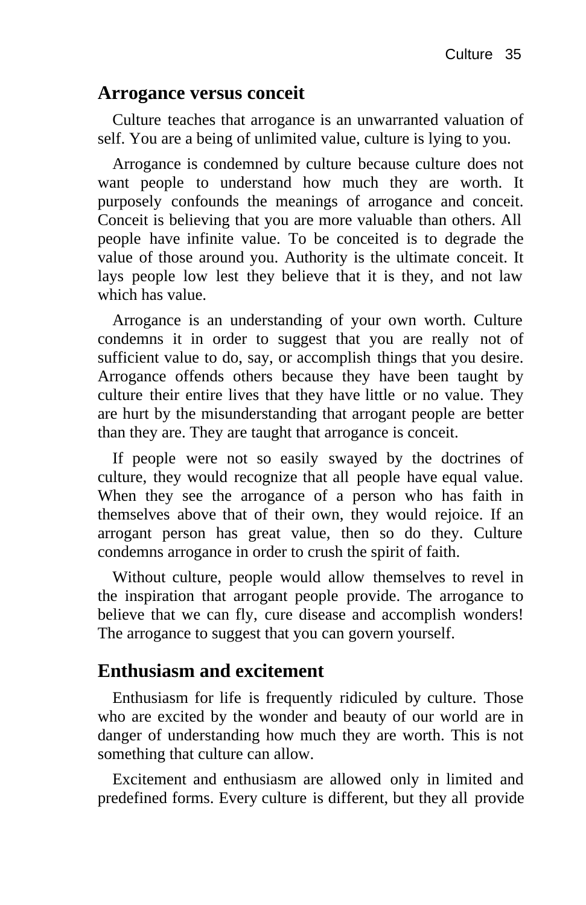## Arrogance versus conceit

Culture teaches that arrogance is an unwarranted valuation of self. You are a being of unlimited value, culture is lying to you.

Arrogance is condemned by culture because culture does not want people to understand how much they are worth. It purposely confounds the meanings of arrogance and conceit. Conceit is believing that you are more valuable than others. All people have infinite value. To be conceited is to degrade the value of those around you. Authority is the ultimate conceit. It lays people low lest they believe that it is they, and not law which has value.

Arrogance is an understanding of your own worth. Culture condemns it in order to suggest that you are really not of sufficient value to do, say, or accomplish things that you desire. Arrogance offends others because they have been taught by culture their entire lives that they have little or no value. They are hurt by the misunderstanding that arrogant people are better than they are. They are taught that arrogance is conceit.

If people were not so easily swayed by the doctrines of culture, they would recognize that all people have equal value. When they see the arrogance of a person who has faith in themselves above that of their own, they would rejoice. If an arrogant person has great value, then so do they. Culture condemns arrogance in order to crush the spirit of faith.

Without culture, people would allow themselves to revel in the inspiration that arrogant people provide. The arrogance to believe that we can fly, cure disease and accomplish wonders! The arrogance to suggest that you can govern yourself.

## Enthusiasm and excitement

Enthusiasm for life is frequently ridiculed by culture. Those who are excited by the wonder and beauty of our world are in danger of understanding how much they are worth. This is not something that culture can allow.

Excitement and enthusiasm are allowed only in limited and predefined forms. Every culture is different, but they all provide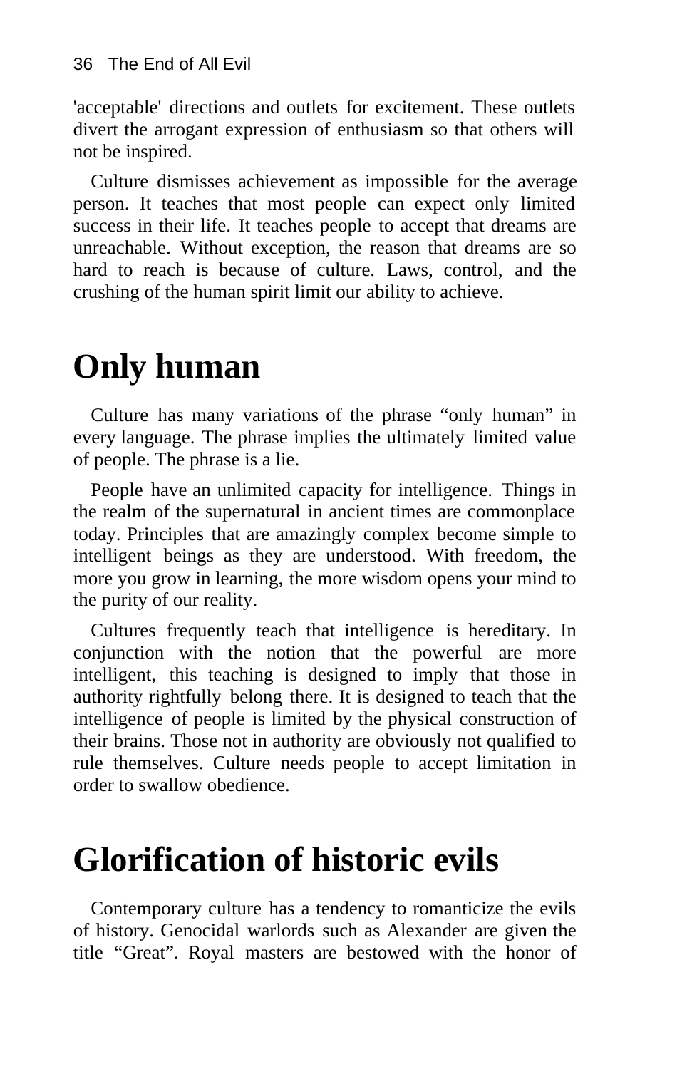'acceptable' directions and outlets for excitement. These outlets divert the arrogant expression of enthusiasm so that others will not be inspired.

Culture dismisses achievement as impossible for the average person. It teaches that most people can expect only limited success in their life. It teaches people to accept that dreams are unreachable. Without exception, the reason that dreams are so hard to reach is because of culture. Laws, control, and the crushing of the human spirit limit our ability to achieve.

# Only human

Culture has many variations of the phrase “only human” in every language. The phrase implies the ultimately limited value of people. The phrase is a lie.

People have an unlimited capacity for intelligence. Things in the realm of the supernatural in ancient times are commonplace today. Principles that are amazingly complex become simple to intelligent beings as they are understood. With freedom, the more you grow in learning, the more wisdom opens your mind to the purity of our reality.

Cultures frequently teach that intelligence is hereditary. In conjunction with the notion that the powerful are more intelligent, this teaching is designed to imply that those in authority rightfully belong there. It is designed to teach that the intelligence of people is limited by the physical construction of their brains. Those not in authority are obviously not qualified to rule themselves. Culture needs people to accept limitation in order to swallow obedience.

# Glorification of historic evils

Contemporary culture has a tendency to romanticize the evils of history. Genocidal warlords such as Alexander are given the title “Great”. Royal masters are bestowed with the honor of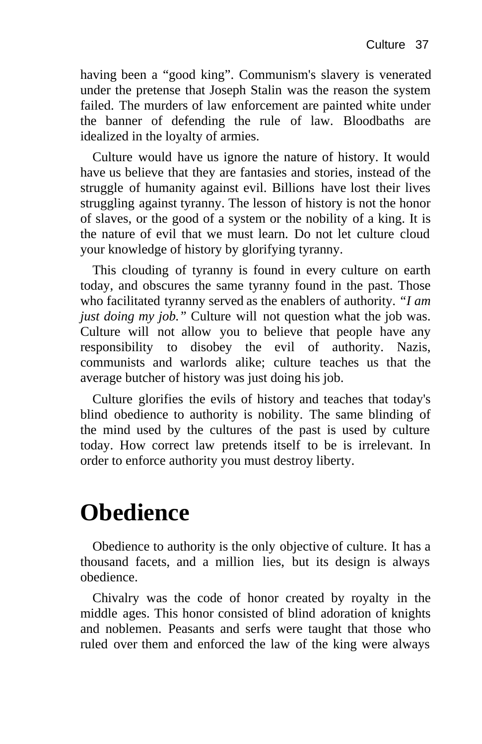having been a "good king". Communism's slavery is venerated under the pretense that Joseph Stalin was the reason the system failed. The murders of law enforcement are painted white under the banner of defending the rule of law. Bloodbaths are idealized in the loyalty of armies.

Culture would have us ignore the nature of history. It would have us believe that they are fantasies and stories, instead of the struggle of humanity against evil. Billions have lost their lives struggling against tyranny. The lesson of history is not the honor of slaves, or the good of a system or the nobility of a king. It is the nature of evil that we must learn. Do not let culture cloud your knowledge of history by glorifying tyranny.

This clouding of tyranny is found in every culture on earth today, and obscures the same tyranny found in the past. Those who facilitated tyranny served as the enablers of authority. *"I am just doing my job."* Culture will not question what the job was. Culture will not allow you to believe that people have any responsibility to disobey the evil of authority. Nazis, communists and warlords alike; culture teaches us that the average butcher of history was just doing his job.

Culture glorifies the evils of history and teaches that today's blind obedience to authority is nobility. The same blinding of the mind used by the cultures of the past is used by culture today. How correct law pretends itself to be is irrelevant. In order to enforce authority you must destroy liberty.

# Obedience

Obedience to authority is the only objective of culture. It has a thousand facets, and a million lies, but its design is always obedience.

Chivalry was the code of honor created by royalty in the middle ages. This honor consisted of blind adoration of knights and noblemen. Peasants and serfs were taught that those who ruled over them and enforced the law of the king were always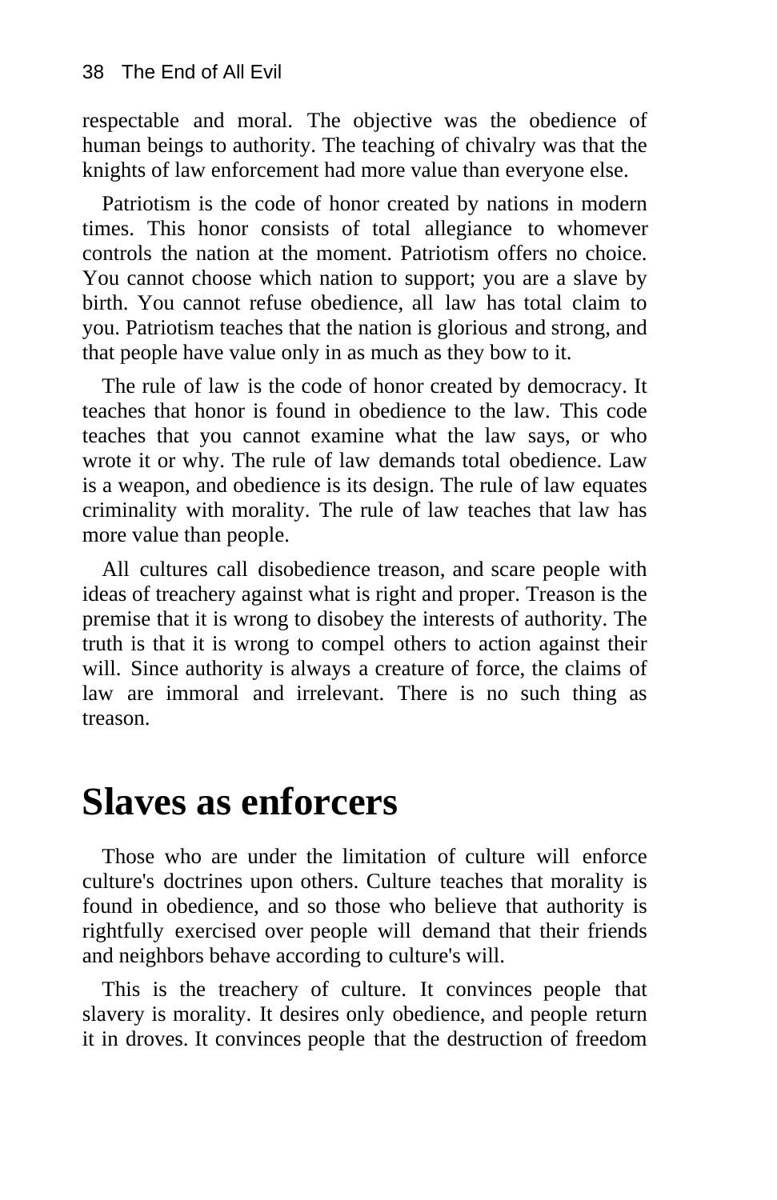respectable and moral. The objective was the obedience of human beings to authority. The teaching of chivalry was that the knights of law enforcement had more value than everyone else.

Patriotism is the code of honor created by nations in modern times. This honor consists of total allegiance to whomever controls the nation at the moment. Patriotism offers no choice. You cannot choose which nation to support; you are a slave by birth. You cannot refuse obedience, all law has total claim to you. Patriotism teaches that the nation is glorious and strong, and that people have value only in as much as they bow to it.

The rule of law is the code of honor created by democracy. It teaches that honor is found in obedience to the law. This code teaches that you cannot examine what the law says, or who wrote it or why. The rule of law demands total obedience. Law is a weapon, and obedience is its design. The rule of law equates criminality with morality. The rule of law teaches that law has more value than people.

All cultures call disobedience treason, and scare people with ideas of treachery against what is right and proper. Treason is the premise that it is wrong to disobey the interests of authority. The truth is that it is wrong to compel others to action against their will. Since authority is always a creature of force, the claims of law are immoral and irrelevant. There is no such thing as treason.

# Slaves as enforcers

Those who are under the limitation of culture will enforce culture's doctrines upon others. Culture teaches that morality is found in obedience, and so those who believe that authority is rightfully exercised over people will demand that their friends and neighbors behave according to culture's will.

This is the treachery of culture. It convinces people that slavery is morality. It desires only obedience, and people return it in droves. It convinces people that the destruction of freedom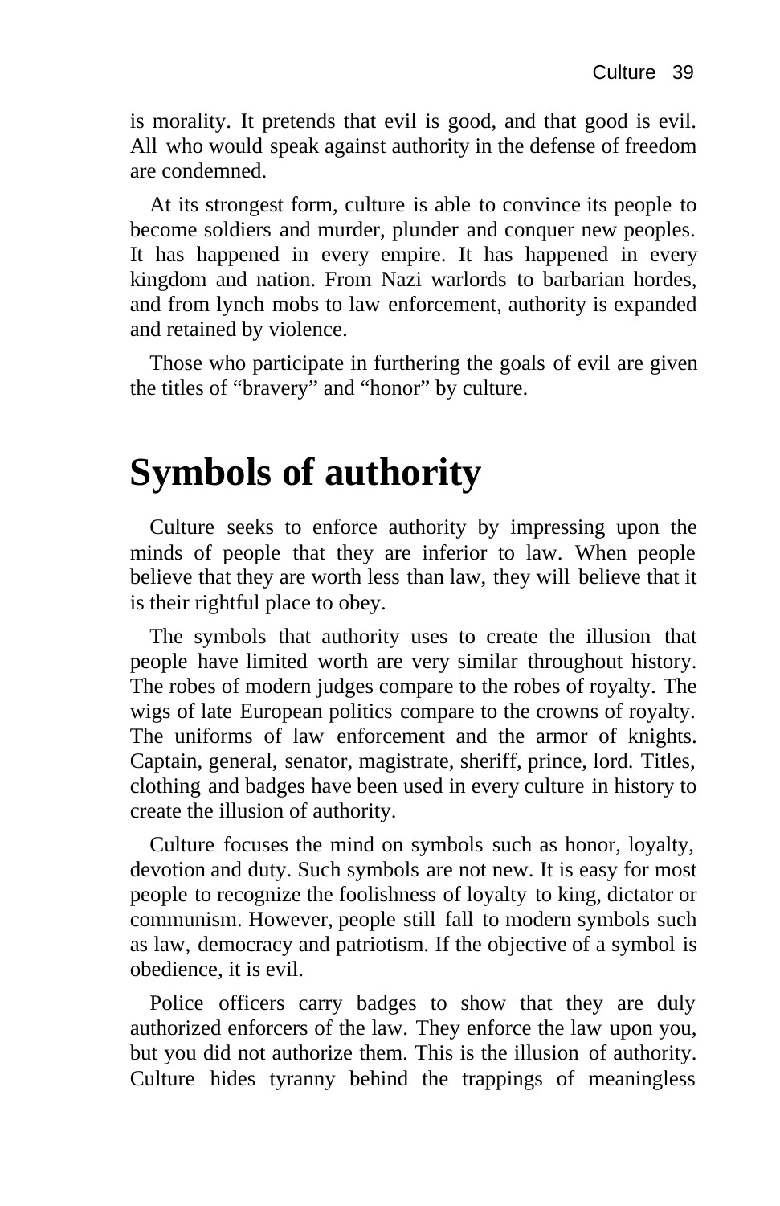is morality. It pretends that evil is good, and that good is evil. All who would speak against authority in the defense of freedom are condemned.

At its strongest form, culture is able to convince its people to become soldiers and murder, plunder and conquer new peoples. It has happened in every empire. It has happened in every kingdom and nation. From Nazi warlords to barbarian hordes, and from lynch mobs to law enforcement, authority is expanded and retained by violence.

Those who participate in furthering the goals of evil are given the titles of "bravery" and "honor" by culture.

# Symbols of authority

Culture seeks to enforce authority by impressing upon the minds of people that they are inferior to law. When people believe that they are worth less than law, they will believe that it is their rightful place to obey.

The symbols that authority uses to create the illusion that people have limited worth are very similar throughout history. The robes of modern judges compare to the robes of royalty. The wigs of late European politics compare to the crowns of royalty. The uniforms of law enforcement and the armor of knights. Captain, general, senator, magistrate, sheriff, prince, lord. Titles, clothing and badges have been used in every culture in history to create the illusion of authority.

Culture focuses the mind on symbols such as honor, loyalty, devotion and duty. Such symbols are not new. It is easy for most people to recognize the foolishness of loyalty to king, dictator or communism. However, people still fall to modern symbols such as law, democracy and patriotism. If the objective of a symbol is obedience, it is evil.

Police officers carry badges to show that they are duly authorized enforcers of the law. They enforce the law upon you, but you did not authorize them. This is the illusion of authority. Culture hides tyranny behind the trappings of meaningless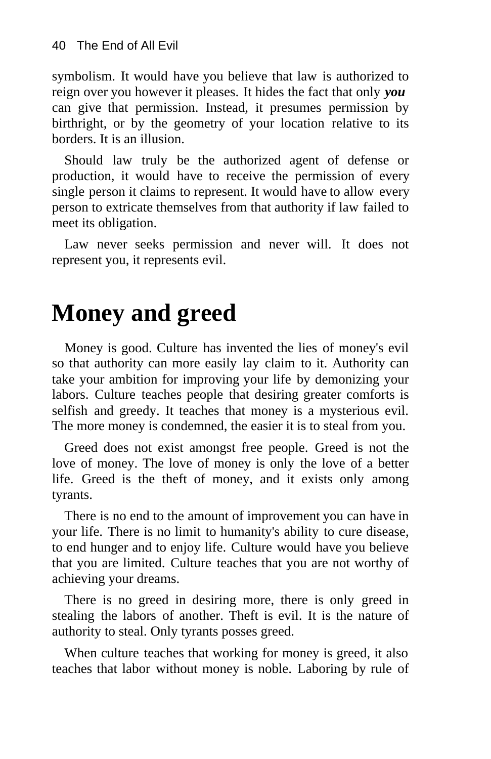symbolism. It would have you believe that law is authorized to reign over you however it pleases. It hides the fact that only ***you*** can give that permission. Instead, it presumes permission by birthright, or by the geometry of your location relative to its borders. It is an illusion.

Should law truly be the authorized agent of defense or production, it would have to receive the permission of every single person it claims to represent. It would have to allow every person to extricate themselves from that authority if law failed to meet its obligation.

Law never seeks permission and never will. It does not represent you, it represents evil.

# Money and greed

Money is good. Culture has invented the lies of money's evil so that authority can more easily lay claim to it. Authority can take your ambition for improving your life by demonizing your labors. Culture teaches people that desiring greater comforts is selfish and greedy. It teaches that money is a mysterious evil. The more money is condemned, the easier it is to steal from you.

Greed does not exist amongst free people. Greed is not the love of money. The love of money is only the love of a better life. Greed is the theft of money, and it exists only among tyrants.

There is no end to the amount of improvement you can have in your life. There is no limit to humanity's ability to cure disease, to end hunger and to enjoy life. Culture would have you believe that you are limited. Culture teaches that you are not worthy of achieving your dreams.

There is no greed in desiring more, there is only greed in stealing the labors of another. Theft is evil. It is the nature of authority to steal. Only tyrants posses greed.

When culture teaches that working for money is greed, it also teaches that labor without money is noble. Laboring by rule of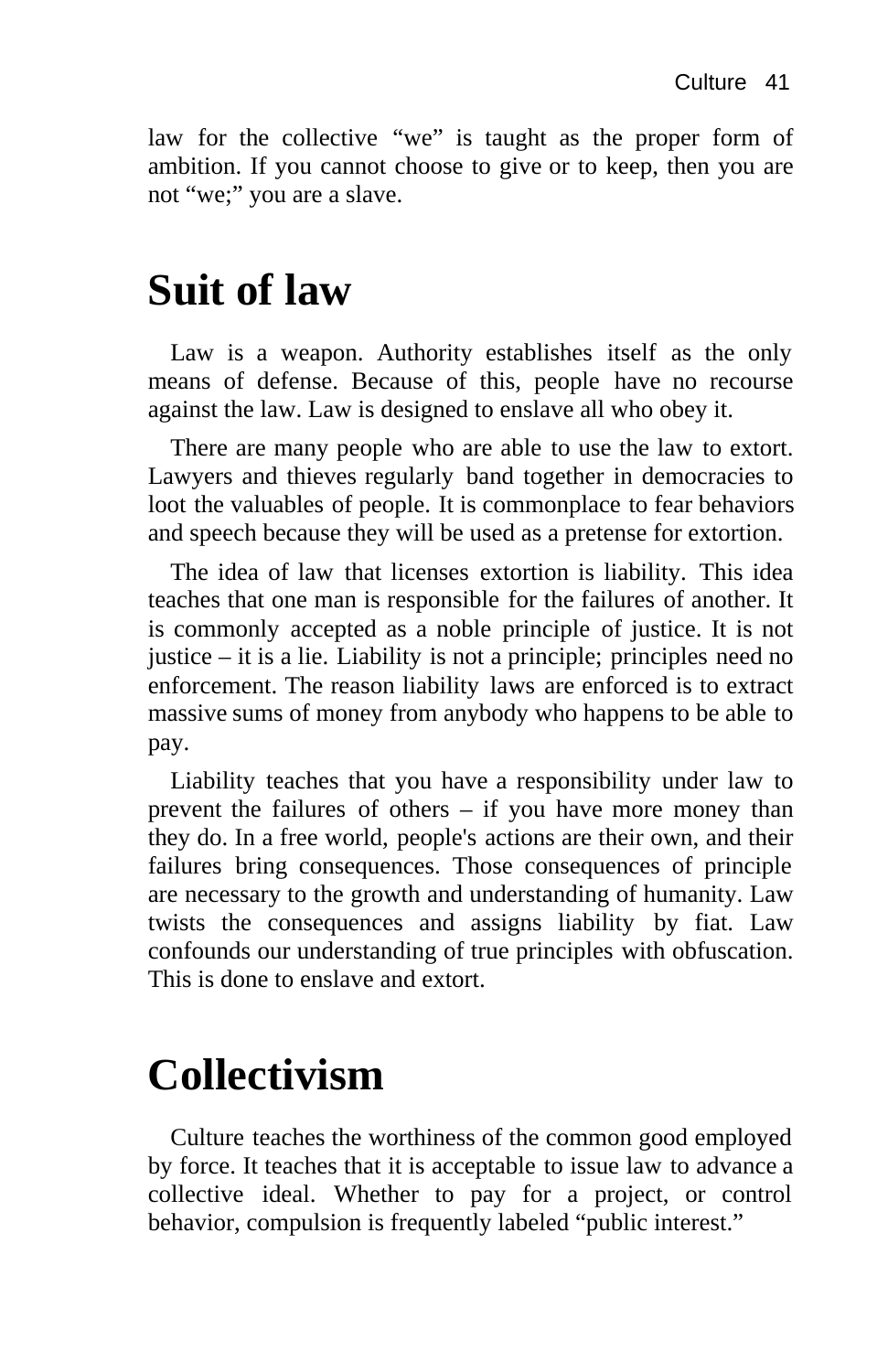law for the collective “we” is taught as the proper form of ambition. If you cannot choose to give or to keep, then you are not “we;” you are a slave.

# Suit of law

Law is a weapon. Authority establishes itself as the only means of defense. Because of this, people have no recourse against the law. Law is designed to enslave all who obey it.

There are many people who are able to use the law to extort. Lawyers and thieves regularly band together in democracies to loot the valuables of people. It is commonplace to fear behaviors and speech because they will be used as a pretense for extortion.

The idea of law that licenses extortion is liability. This idea teaches that one man is responsible for the failures of another. It is commonly accepted as a noble principle of justice. It is not justice – it is a lie. Liability is not a principle; principles need no enforcement. The reason liability laws are enforced is to extract massive sums of money from anybody who happens to be able to pay.

Liability teaches that you have a responsibility under law to prevent the failures of others – if you have more money than they do. In a free world, people's actions are their own, and their failures bring consequences. Those consequences of principle are necessary to the growth and understanding of humanity. Law twists the consequences and assigns liability by fiat. Law confounds our understanding of true principles with obfuscation. This is done to enslave and extort.

# Collectivism

Culture teaches the worthiness of the common good employed by force. It teaches that it is acceptable to issue law to advance a collective ideal. Whether to pay for a project, or control behavior, compulsion is frequently labeled “public interest.”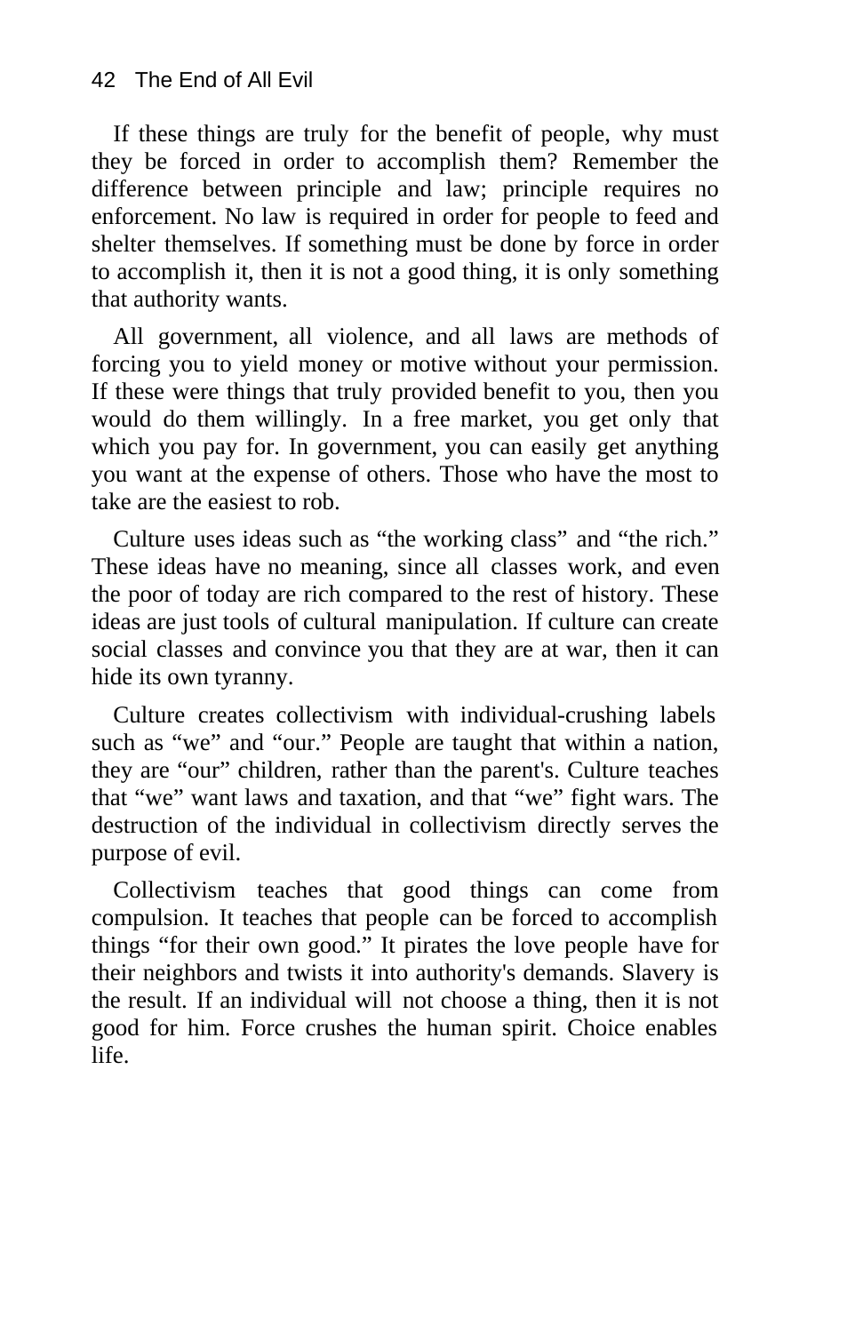If these things are truly for the benefit of people, why must they be forced in order to accomplish them? Remember the difference between principle and law; principle requires no enforcement. No law is required in order for people to feed and shelter themselves. If something must be done by force in order to accomplish it, then it is not a good thing, it is only something that authority wants.

All government, all violence, and all laws are methods of forcing you to yield money or motive without your permission. If these were things that truly provided benefit to you, then you would do them willingly. In a free market, you get only that which you pay for. In government, you can easily get anything you want at the expense of others. Those who have the most to take are the easiest to rob.

Culture uses ideas such as “the working class” and “the rich.” These ideas have no meaning, since all classes work, and even the poor of today are rich compared to the rest of history. These ideas are just tools of cultural manipulation. If culture can create social classes and convince you that they are at war, then it can hide its own tyranny.

Culture creates collectivism with individual-crushing labels such as “we” and “our.” People are taught that within a nation, they are “our” children, rather than the parent's. Culture teaches that “we” want laws and taxation, and that “we” fight wars. The destruction of the individual in collectivism directly serves the purpose of evil.

Collectivism teaches that good things can come from compulsion. It teaches that people can be forced to accomplish things “for their own good.” It pirates the love people have for their neighbors and twists it into authority's demands. Slavery is the result. If an individual will not choose a thing, then it is not good for him. Force crushes the human spirit. Choice enables life.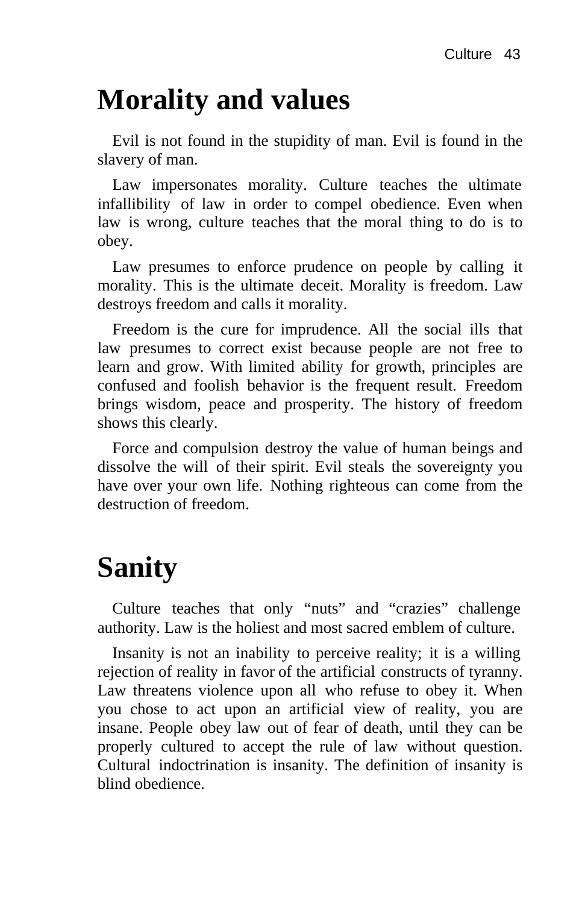# Morality and values

Evil is not found in the stupidity of man. Evil is found in the slavery of man.

Law impersonates morality. Culture teaches the ultimate infallibility of law in order to compel obedience. Even when law is wrong, culture teaches that the moral thing to do is to obey.

Law presumes to enforce prudence on people by calling it morality. This is the ultimate deceit. Morality is freedom. Law destroys freedom and calls it morality.

Freedom is the cure for imprudence. All the social ills that law presumes to correct exist because people are not free to learn and grow. With limited ability for growth, principles are confused and foolish behavior is the frequent result. Freedom brings wisdom, peace and prosperity. The history of freedom shows this clearly.

Force and compulsion destroy the value of human beings and dissolve the will of their spirit. Evil steals the sovereignty you have over your own life. Nothing righteous can come from the destruction of freedom.

# Sanity

Culture teaches that only "nuts" and "crazies" challenge authority. Law is the holiest and most sacred emblem of culture.

Insanity is not an inability to perceive reality; it is a willing rejection of reality in favor of the artificial constructs of tyranny. Law threatens violence upon all who refuse to obey it. When you chose to act upon an artificial view of reality, you are insane. People obey law out of fear of death, until they can be properly cultured to accept the rule of law without question. Cultural indoctrination is insanity. The definition of insanity is blind obedience.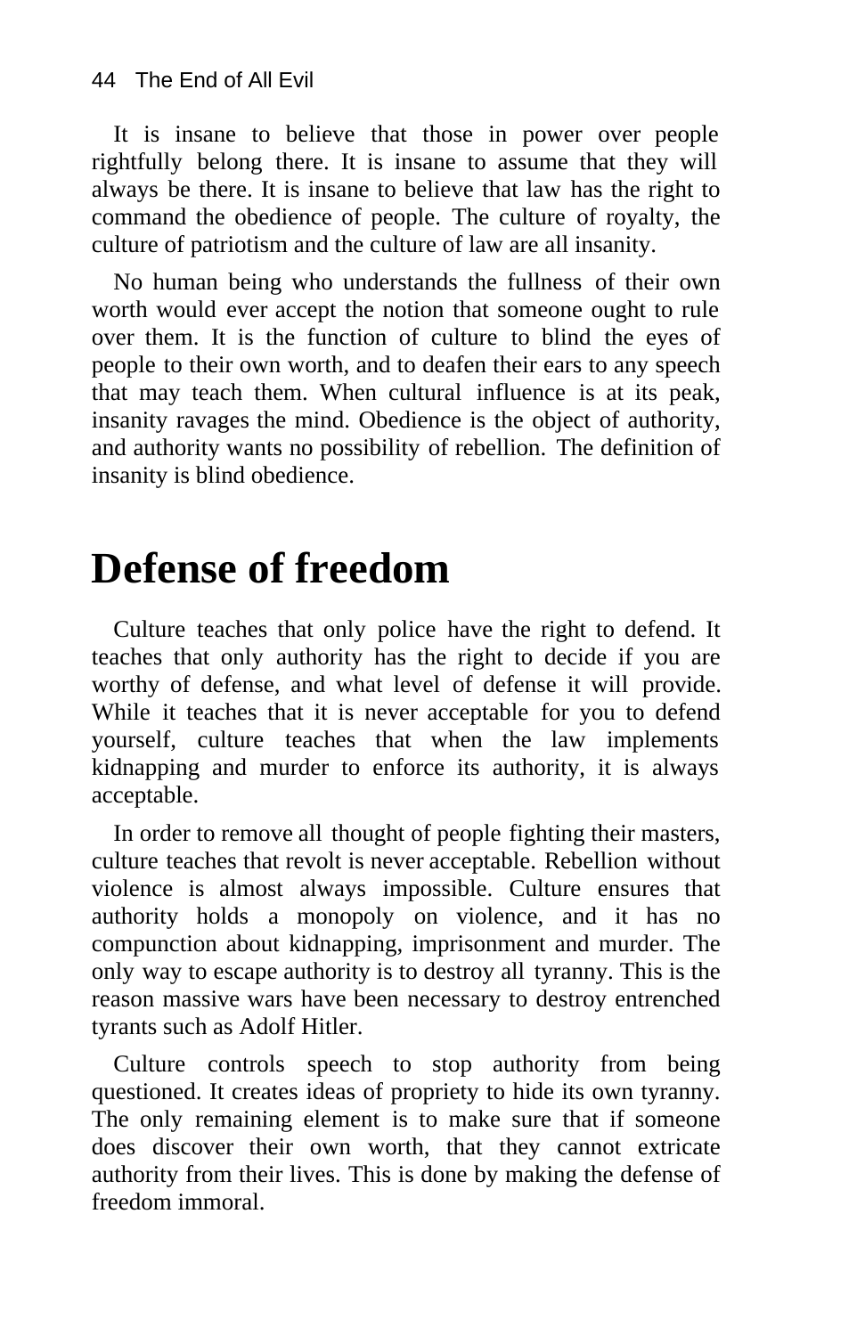It is insane to believe that those in power over people rightfully belong there. It is insane to assume that they will always be there. It is insane to believe that law has the right to command the obedience of people. The culture of royalty, the culture of patriotism and the culture of law are all insanity.

No human being who understands the fullness of their own worth would ever accept the notion that someone ought to rule over them. It is the function of culture to blind the eyes of people to their own worth, and to deafen their ears to any speech that may teach them. When cultural influence is at its peak, insanity ravages the mind. Obedience is the object of authority, and authority wants no possibility of rebellion. The definition of insanity is blind obedience.

# Defense of freedom

Culture teaches that only police have the right to defend. It teaches that only authority has the right to decide if you are worthy of defense, and what level of defense it will provide. While it teaches that it is never acceptable for you to defend yourself, culture teaches that when the law implements kidnapping and murder to enforce its authority, it is always acceptable.

In order to remove all thought of people fighting their masters, culture teaches that revolt is never acceptable. Rebellion without violence is almost always impossible. Culture ensures that authority holds a monopoly on violence, and it has no compunction about kidnapping, imprisonment and murder. The only way to escape authority is to destroy all tyranny. This is the reason massive wars have been necessary to destroy entrenched tyrants such as Adolf Hitler.

Culture controls speech to stop authority from being questioned. It creates ideas of propriety to hide its own tyranny. The only remaining element is to make sure that if someone does discover their own worth, that they cannot extricate authority from their lives. This is done by making the defense of freedom immoral.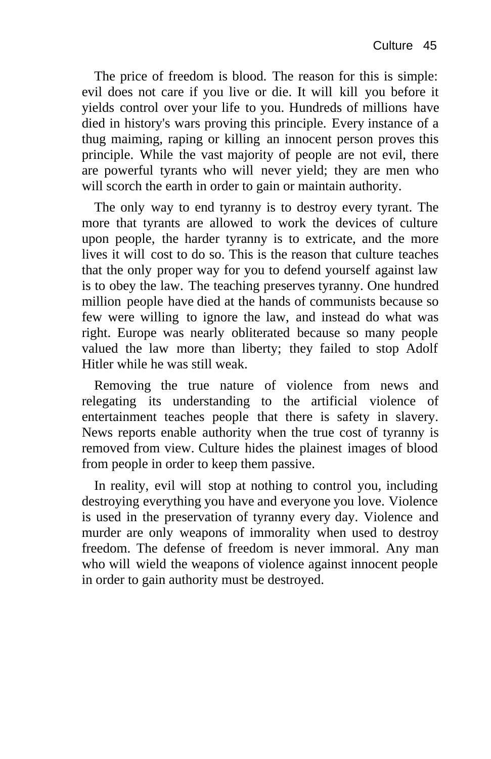The price of freedom is blood. The reason for this is simple: evil does not care if you live or die. It will kill you before it yields control over your life to you. Hundreds of millions have died in history's wars proving this principle. Every instance of a thug maiming, raping or killing an innocent person proves this principle. While the vast majority of people are not evil, there are powerful tyrants who will never yield; they are men who will scorch the earth in order to gain or maintain authority.

The only way to end tyranny is to destroy every tyrant. The more that tyrants are allowed to work the devices of culture upon people, the harder tyranny is to extricate, and the more lives it will cost to do so. This is the reason that culture teaches that the only proper way for you to defend yourself against law is to obey the law. The teaching preserves tyranny. One hundred million people have died at the hands of communists because so few were willing to ignore the law, and instead do what was right. Europe was nearly obliterated because so many people valued the law more than liberty; they failed to stop Adolf Hitler while he was still weak.

Removing the true nature of violence from news and relegating its understanding to the artificial violence of entertainment teaches people that there is safety in slavery. News reports enable authority when the true cost of tyranny is removed from view. Culture hides the plainest images of blood from people in order to keep them passive.

In reality, evil will stop at nothing to control you, including destroying everything you have and everyone you love. Violence is used in the preservation of tyranny every day. Violence and murder are only weapons of immorality when used to destroy freedom. The defense of freedom is never immoral. Any man who will wield the weapons of violence against innocent people in order to gain authority must be destroyed.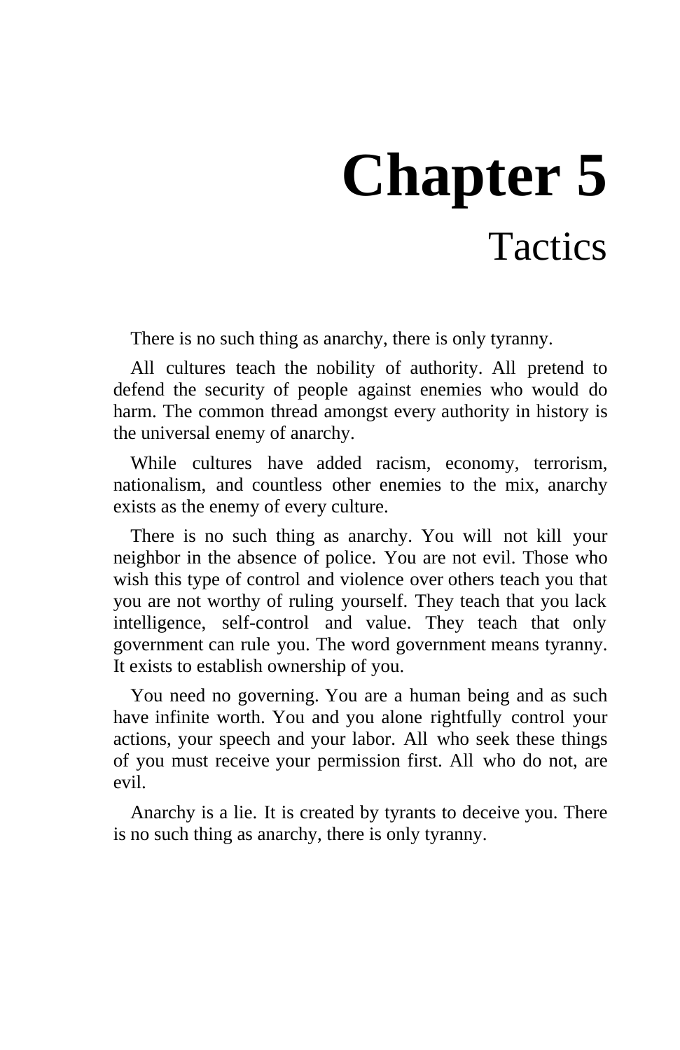# Chapter 5

## Tactics

There is no such thing as anarchy, there is only tyranny.

All cultures teach the nobility of authority. All pretend to defend the security of people against enemies who would do harm. The common thread amongst every authority in history is the universal enemy of anarchy.

While cultures have added racism, economy, terrorism, nationalism, and countless other enemies to the mix, anarchy exists as the enemy of every culture.

There is no such thing as anarchy. You will not kill your neighbor in the absence of police. You are not evil. Those who wish this type of control and violence over others teach you that you are not worthy of ruling yourself. They teach that you lack intelligence, self-control and value. They teach that only government can rule you. The word government means tyranny. It exists to establish ownership of you.

You need no governing. You are a human being and as such have infinite worth. You and you alone rightfully control your actions, your speech and your labor. All who seek these things of you must receive your permission first. All who do not, are evil.

Anarchy is a lie. It is created by tyrants to deceive you. There is no such thing as anarchy, there is only tyranny.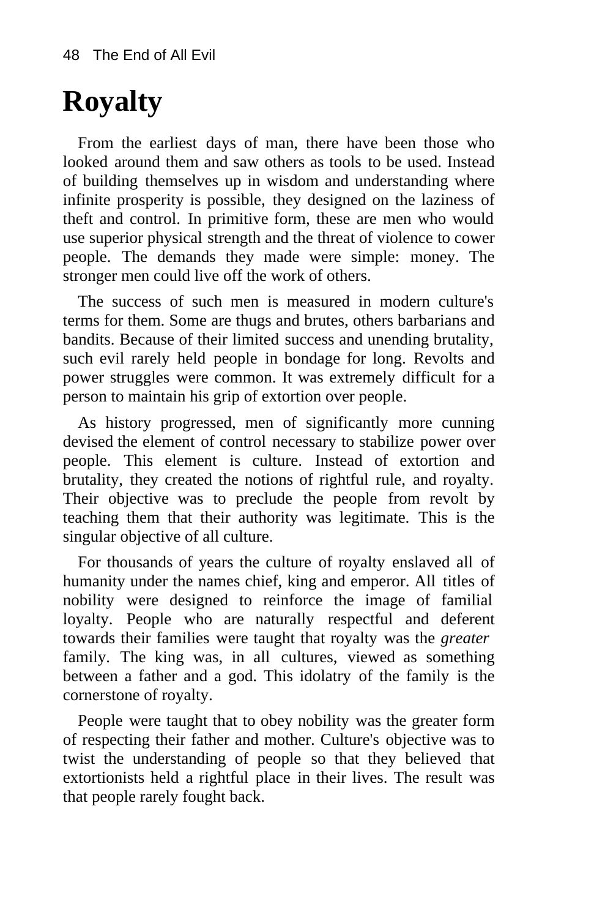# Royalty

From the earliest days of man, there have been those who looked around them and saw others as tools to be used. Instead of building themselves up in wisdom and understanding where infinite prosperity is possible, they designed on the laziness of theft and control. In primitive form, these are men who would use superior physical strength and the threat of violence to cower people. The demands they made were simple: money. The stronger men could live off the work of others.

The success of such men is measured in modern culture's terms for them. Some are thugs and brutes, others barbarians and bandits. Because of their limited success and unending brutality, such evil rarely held people in bondage for long. Revolts and power struggles were common. It was extremely difficult for a person to maintain his grip of extortion over people.

As history progressed, men of significantly more cunning devised the element of control necessary to stabilize power over people. This element is culture. Instead of extortion and brutality, they created the notions of rightful rule, and royalty. Their objective was to preclude the people from revolt by teaching them that their authority was legitimate. This is the singular objective of all culture.

For thousands of years the culture of royalty enslaved all of humanity under the names chief, king and emperor. All titles of nobility were designed to reinforce the image of familial loyalty. People who are naturally respectful and deferent towards their families were taught that royalty was the *greater* family. The king was, in all cultures, viewed as something between a father and a god. This idolatry of the family is the cornerstone of royalty.

People were taught that to obey nobility was the greater form of respecting their father and mother. Culture's objective was to twist the understanding of people so that they believed that extortionists held a rightful place in their lives. The result was that people rarely fought back.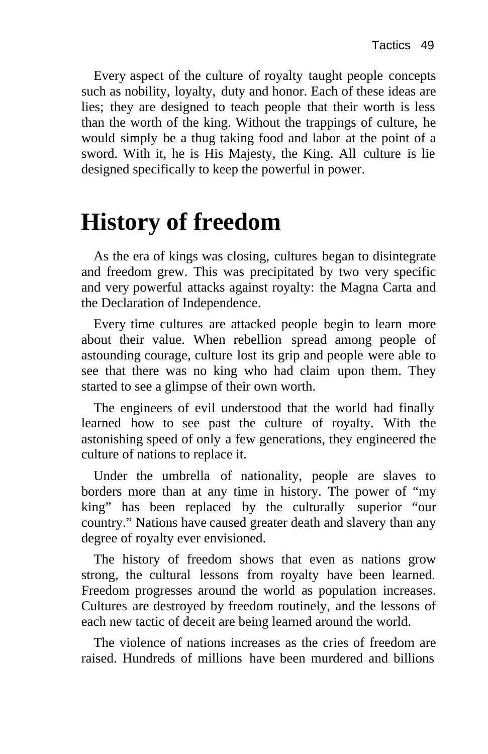Every aspect of the culture of royalty taught people concepts such as nobility, loyalty, duty and honor. Each of these ideas are lies; they are designed to teach people that their worth is less than the worth of the king. Without the trappings of culture, he would simply be a thug taking food and labor at the point of a sword. With it, he is His Majesty, the King. All culture is lie designed specifically to keep the powerful in power.

# History of freedom

As the era of kings was closing, cultures began to disintegrate and freedom grew. This was precipitated by two very specific and very powerful attacks against royalty: the Magna Carta and the Declaration of Independence.

Every time cultures are attacked people begin to learn more about their value. When rebellion spread among people of astounding courage, culture lost its grip and people were able to see that there was no king who had claim upon them. They started to see a glimpse of their own worth.

The engineers of evil understood that the world had finally learned how to see past the culture of royalty. With the astonishing speed of only a few generations, they engineered the culture of nations to replace it.

Under the umbrella of nationality, people are slaves to borders more than at any time in history. The power of “my king” has been replaced by the culturally superior “our country.” Nations have caused greater death and slavery than any degree of royalty ever envisioned.

The history of freedom shows that even as nations grow strong, the cultural lessons from royalty have been learned. Freedom progresses around the world as population increases. Cultures are destroyed by freedom routinely, and the lessons of each new tactic of deceit are being learned around the world.

The violence of nations increases as the cries of freedom are raised. Hundreds of millions have been murdered and billions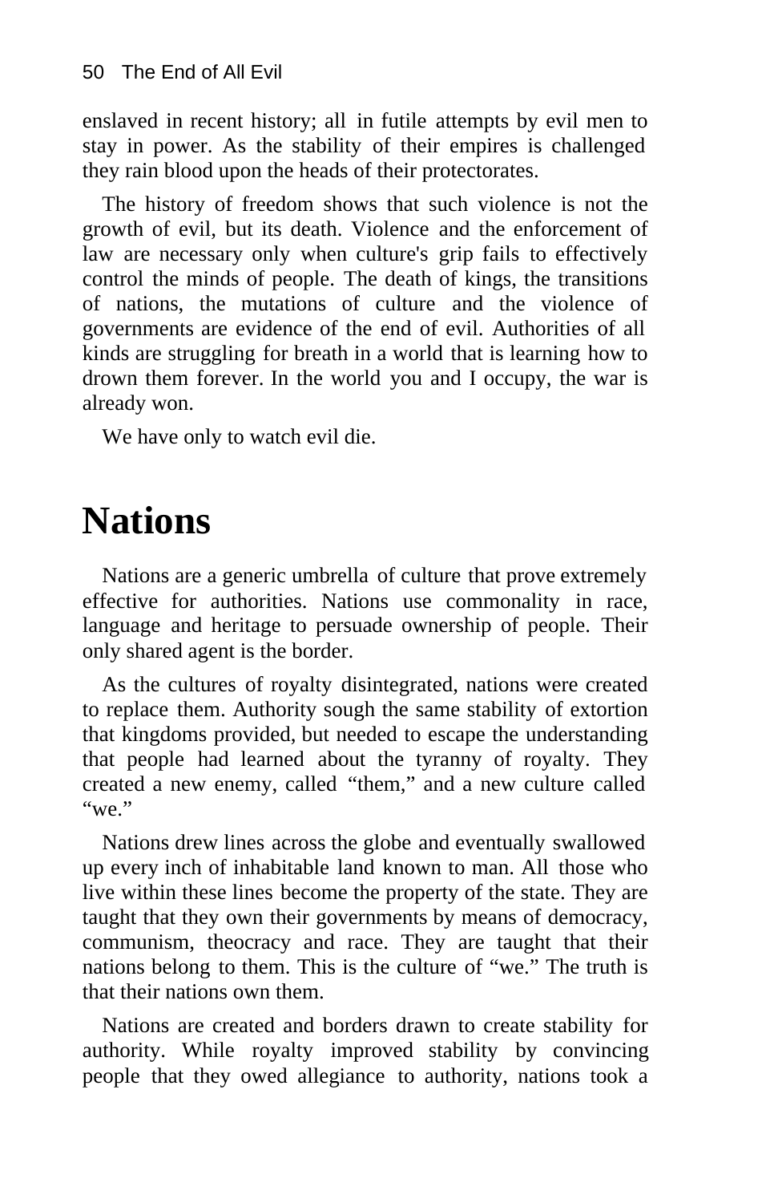enslaved in recent history; all in futile attempts by evil men to stay in power. As the stability of their empires is challenged they rain blood upon the heads of their protectorates.

The history of freedom shows that such violence is not the growth of evil, but its death. Violence and the enforcement of law are necessary only when culture's grip fails to effectively control the minds of people. The death of kings, the transitions of nations, the mutations of culture and the violence of governments are evidence of the end of evil. Authorities of all kinds are struggling for breath in a world that is learning how to drown them forever. In the world you and I occupy, the war is already won.

We have only to watch evil die.

# Nations

Nations are a generic umbrella of culture that prove extremely effective for authorities. Nations use commonality in race, language and heritage to persuade ownership of people. Their only shared agent is the border.

As the cultures of royalty disintegrated, nations were created to replace them. Authority sough the same stability of extortion that kingdoms provided, but needed to escape the understanding that people had learned about the tyranny of royalty. They created a new enemy, called "them," and a new culture called "we."

Nations drew lines across the globe and eventually swallowed up every inch of inhabitable land known to man. All those who live within these lines become the property of the state. They are taught that they own their governments by means of democracy, communism, theocracy and race. They are taught that their nations belong to them. This is the culture of "we." The truth is that their nations own them.

Nations are created and borders drawn to create stability for authority. While royalty improved stability by convincing people that they owed allegiance to authority, nations took a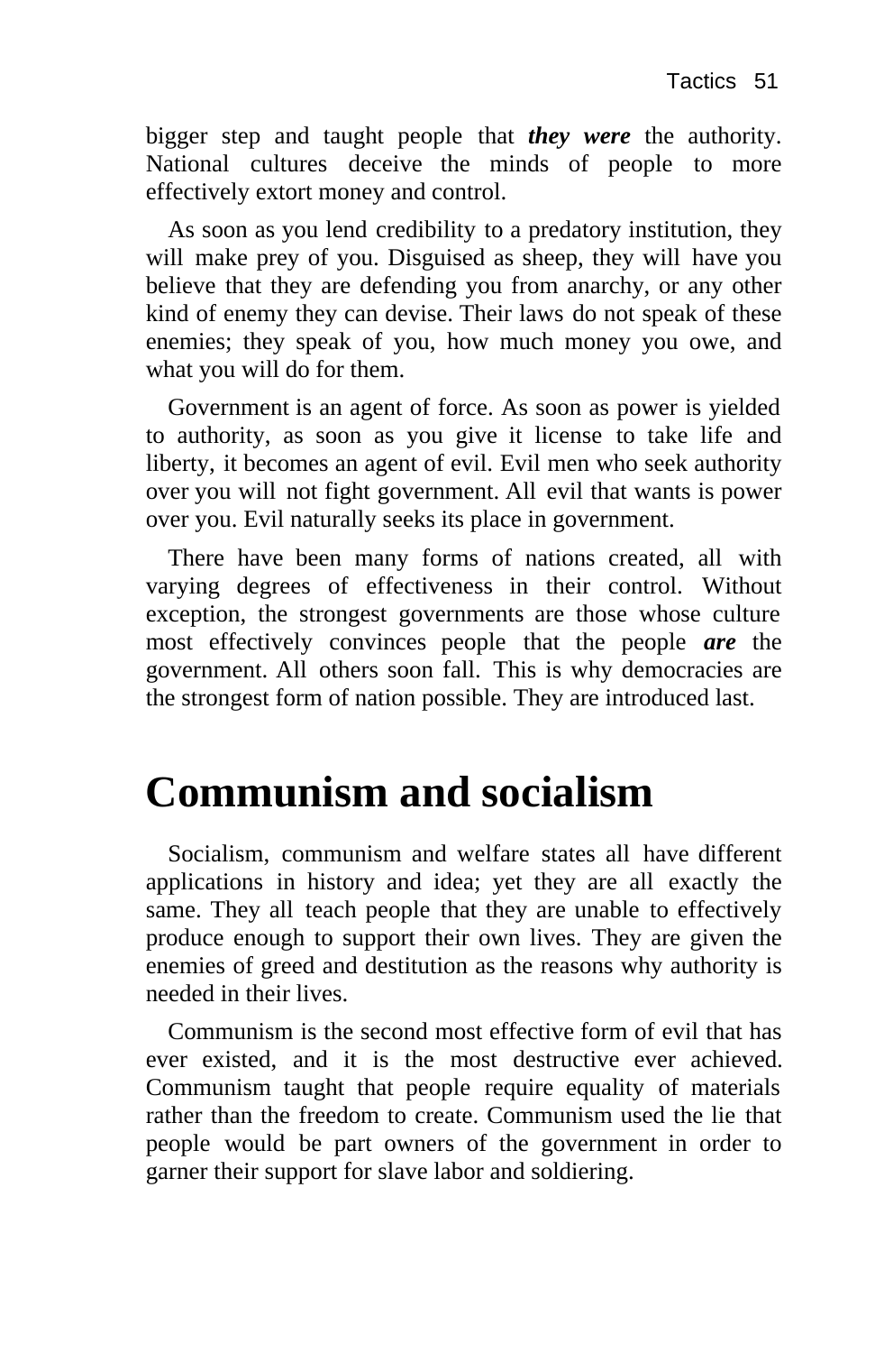bigger step and taught people that ***they were*** the authority. National cultures deceive the minds of people to more effectively extort money and control.

As soon as you lend credibility to a predatory institution, they will make prey of you. Disguised as sheep, they will have you believe that they are defending you from anarchy, or any other kind of enemy they can devise. Their laws do not speak of these enemies; they speak of you, how much money you owe, and what you will do for them.

Government is an agent of force. As soon as power is yielded to authority, as soon as you give it license to take life and liberty, it becomes an agent of evil. Evil men who seek authority over you will not fight government. All evil that wants is power over you. Evil naturally seeks its place in government.

There have been many forms of nations created, all with varying degrees of effectiveness in their control. Without exception, the strongest governments are those whose culture most effectively convinces people that the people ***are*** the government. All others soon fall. This is why democracies are the strongest form of nation possible. They are introduced last.

# Communism and socialism

Socialism, communism and welfare states all have different applications in history and idea; yet they are all exactly the same. They all teach people that they are unable to effectively produce enough to support their own lives. They are given the enemies of greed and destitution as the reasons why authority is needed in their lives.

Communism is the second most effective form of evil that has ever existed, and it is the most destructive ever achieved. Communism taught that people require equality of materials rather than the freedom to create. Communism used the lie that people would be part owners of the government in order to garner their support for slave labor and soldiering.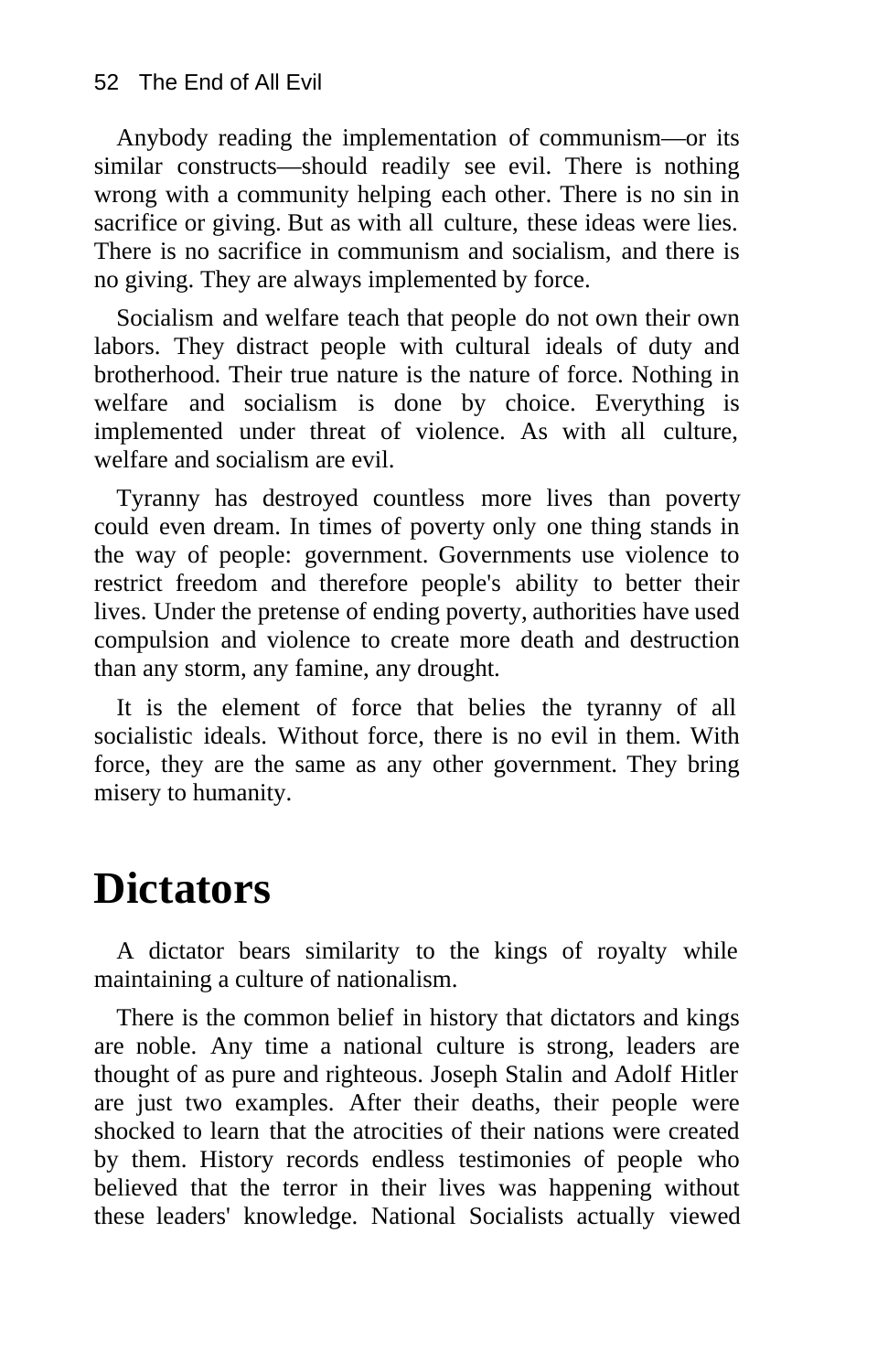Anybody reading the implementation of communism—or its similar constructs—should readily see evil. There is nothing wrong with a community helping each other. There is no sin in sacrifice or giving. But as with all culture, these ideas were lies. There is no sacrifice in communism and socialism, and there is no giving. They are always implemented by force.

Socialism and welfare teach that people do not own their own labors. They distract people with cultural ideals of duty and brotherhood. Their true nature is the nature of force. Nothing in welfare and socialism is done by choice. Everything is implemented under threat of violence. As with all culture, welfare and socialism are evil.

Tyranny has destroyed countless more lives than poverty could even dream. In times of poverty only one thing stands in the way of people: government. Governments use violence to restrict freedom and therefore people's ability to better their lives. Under the pretense of ending poverty, authorities have used compulsion and violence to create more death and destruction than any storm, any famine, any drought.

It is the element of force that belies the tyranny of all socialistic ideals. Without force, there is no evil in them. With force, they are the same as any other government. They bring misery to humanity.

# Dictators

A dictator bears similarity to the kings of royalty while maintaining a culture of nationalism.

There is the common belief in history that dictators and kings are noble. Any time a national culture is strong, leaders are thought of as pure and righteous. Joseph Stalin and Adolf Hitler are just two examples. After their deaths, their people were shocked to learn that the atrocities of their nations were created by them. History records endless testimonies of people who believed that the terror in their lives was happening without these leaders' knowledge. National Socialists actually viewed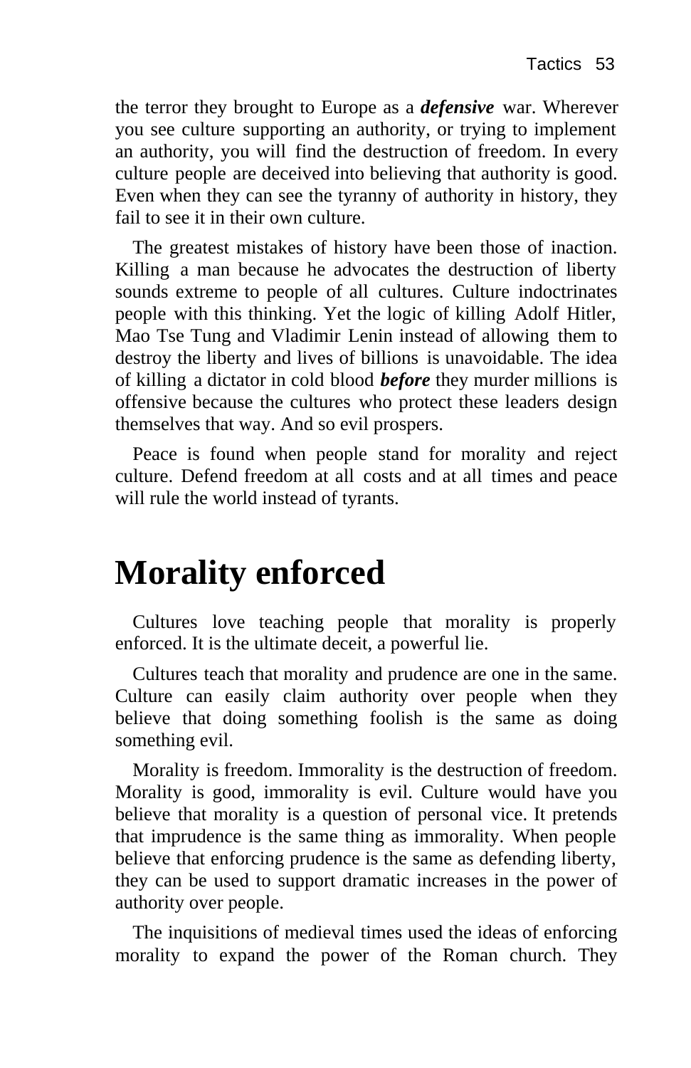the terror they brought to Europe as a ***defensive*** war. Wherever you see culture supporting an authority, or trying to implement an authority, you will find the destruction of freedom. In every culture people are deceived into believing that authority is good. Even when they can see the tyranny of authority in history, they fail to see it in their own culture.

The greatest mistakes of history have been those of inaction. Killing a man because he advocates the destruction of liberty sounds extreme to people of all cultures. Culture indoctrinates people with this thinking. Yet the logic of killing Adolf Hitler, Mao Tse Tung and Vladimir Lenin instead of allowing them to destroy the liberty and lives of billions is unavoidable. The idea of killing a dictator in cold blood ***before*** they murder millions is offensive because the cultures who protect these leaders design themselves that way. And so evil prospers.

Peace is found when people stand for morality and reject culture. Defend freedom at all costs and at all times and peace will rule the world instead of tyrants.

# Morality enforced

Cultures love teaching people that morality is properly enforced. It is the ultimate deceit, a powerful lie.

Cultures teach that morality and prudence are one in the same. Culture can easily claim authority over people when they believe that doing something foolish is the same as doing something evil.

Morality is freedom. Immorality is the destruction of freedom. Morality is good, immorality is evil. Culture would have you believe that morality is a question of personal vice. It pretends that imprudence is the same thing as immorality. When people believe that enforcing prudence is the same as defending liberty, they can be used to support dramatic increases in the power of authority over people.

The inquisitions of medieval times used the ideas of enforcing morality to expand the power of the Roman church. They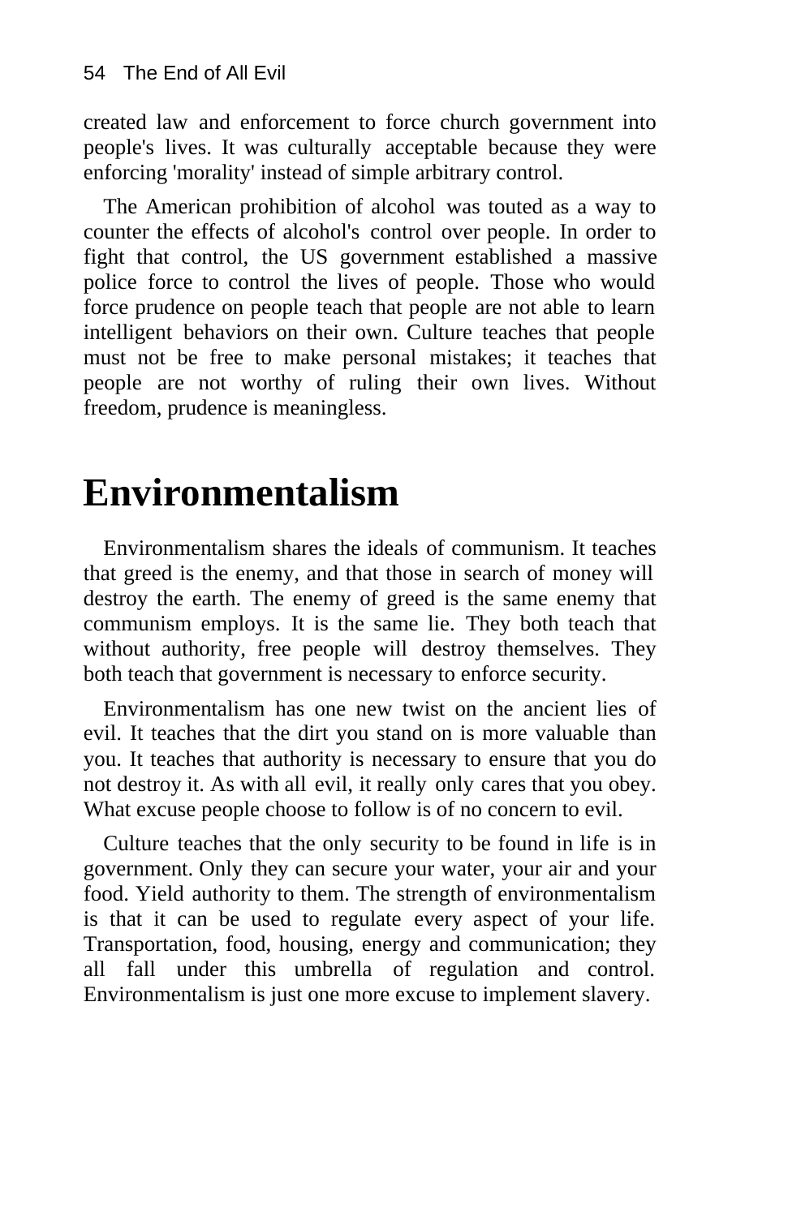created law and enforcement to force church government into people's lives. It was culturally acceptable because they were enforcing 'morality' instead of simple arbitrary control.

The American prohibition of alcohol was touted as a way to counter the effects of alcohol's control over people. In order to fight that control, the US government established a massive police force to control the lives of people. Those who would force prudence on people teach that people are not able to learn intelligent behaviors on their own. Culture teaches that people must not be free to make personal mistakes; it teaches that people are not worthy of ruling their own lives. Without freedom, prudence is meaningless.

# Environmentalism

Environmentalism shares the ideals of communism. It teaches that greed is the enemy, and that those in search of money will destroy the earth. The enemy of greed is the same enemy that communism employs. It is the same lie. They both teach that without authority, free people will destroy themselves. They both teach that government is necessary to enforce security.

Environmentalism has one new twist on the ancient lies of evil. It teaches that the dirt you stand on is more valuable than you. It teaches that authority is necessary to ensure that you do not destroy it. As with all evil, it really only cares that you obey. What excuse people choose to follow is of no concern to evil.

Culture teaches that the only security to be found in life is in government. Only they can secure your water, your air and your food. Yield authority to them. The strength of environmentalism is that it can be used to regulate every aspect of your life. Transportation, food, housing, energy and communication; they all fall under this umbrella of regulation and control. Environmentalism is just one more excuse to implement slavery.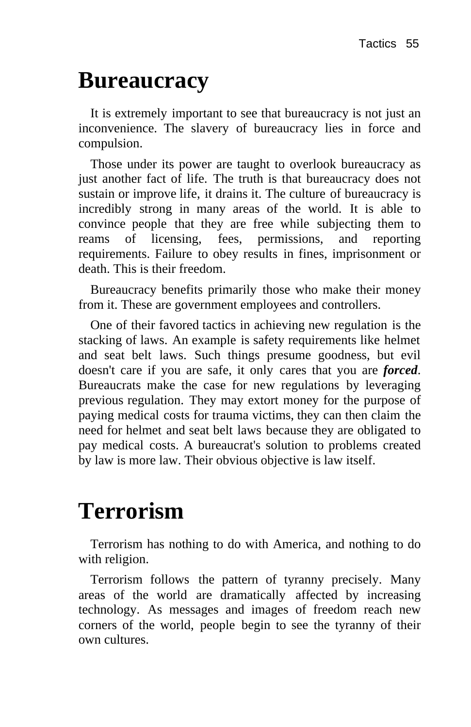# Bureaucracy

It is extremely important to see that bureaucracy is not just an inconvenience. The slavery of bureaucracy lies in force and compulsion.

Those under its power are taught to overlook bureaucracy as just another fact of life. The truth is that bureaucracy does not sustain or improve life, it drains it. The culture of bureaucracy is incredibly strong in many areas of the world. It is able to convince people that they are free while subjecting them to reams of licensing, fees, permissions, and reporting requirements. Failure to obey results in fines, imprisonment or death. This is their freedom.

Bureaucracy benefits primarily those who make their money from it. These are government employees and controllers.

One of their favored tactics in achieving new regulation is the stacking of laws. An example is safety requirements like helmet and seat belt laws. Such things presume goodness, but evil doesn't care if you are safe, it only cares that you are ***forced***. Bureaucrats make the case for new regulations by leveraging previous regulation. They may extort money for the purpose of paying medical costs for trauma victims, they can then claim the need for helmet and seat belt laws because they are obligated to pay medical costs. A bureaucrat's solution to problems created by law is more law. Their obvious objective is law itself.

# Terrorism

Terrorism has nothing to do with America, and nothing to do with religion.

Terrorism follows the pattern of tyranny precisely. Many areas of the world are dramatically affected by increasing technology. As messages and images of freedom reach new corners of the world, people begin to see the tyranny of their own cultures.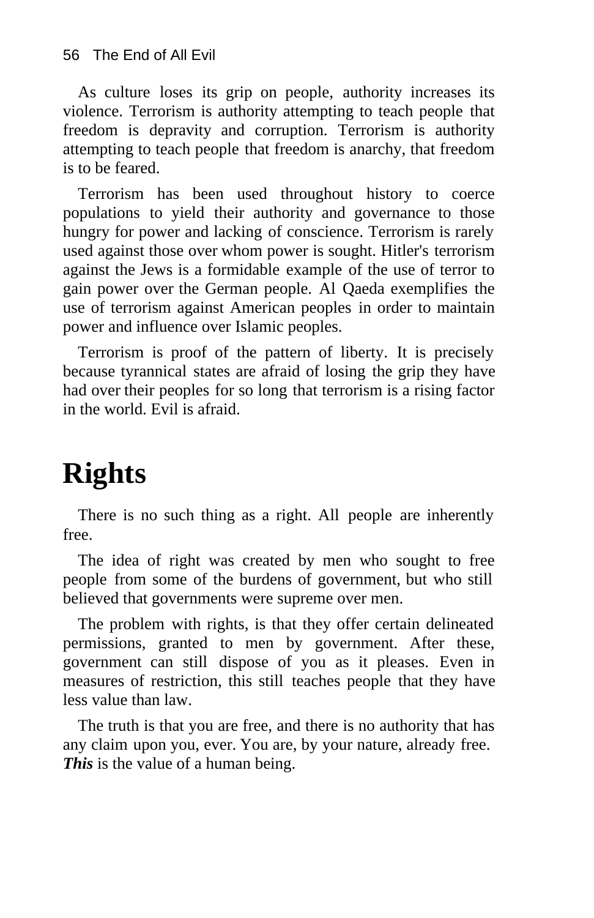As culture loses its grip on people, authority increases its violence. Terrorism is authority attempting to teach people that freedom is depravity and corruption. Terrorism is authority attempting to teach people that freedom is anarchy, that freedom is to be feared.

Terrorism has been used throughout history to coerce populations to yield their authority and governance to those hungry for power and lacking of conscience. Terrorism is rarely used against those over whom power is sought. Hitler's terrorism against the Jews is a formidable example of the use of terror to gain power over the German people. Al Qaeda exemplifies the use of terrorism against American peoples in order to maintain power and influence over Islamic peoples.

Terrorism is proof of the pattern of liberty. It is precisely because tyrannical states are afraid of losing the grip they have had over their peoples for so long that terrorism is a rising factor in the world. Evil is afraid.

# Rights

There is no such thing as a right. All people are inherently free.

The idea of right was created by men who sought to free people from some of the burdens of government, but who still believed that governments were supreme over men.

The problem with rights, is that they offer certain delineated permissions, granted to men by government. After these, government can still dispose of you as it pleases. Even in measures of restriction, this still teaches people that they have less value than law.

The truth is that you are free, and there is no authority that has any claim upon you, ever. You are, by your nature, already free. ***This*** is the value of a human being.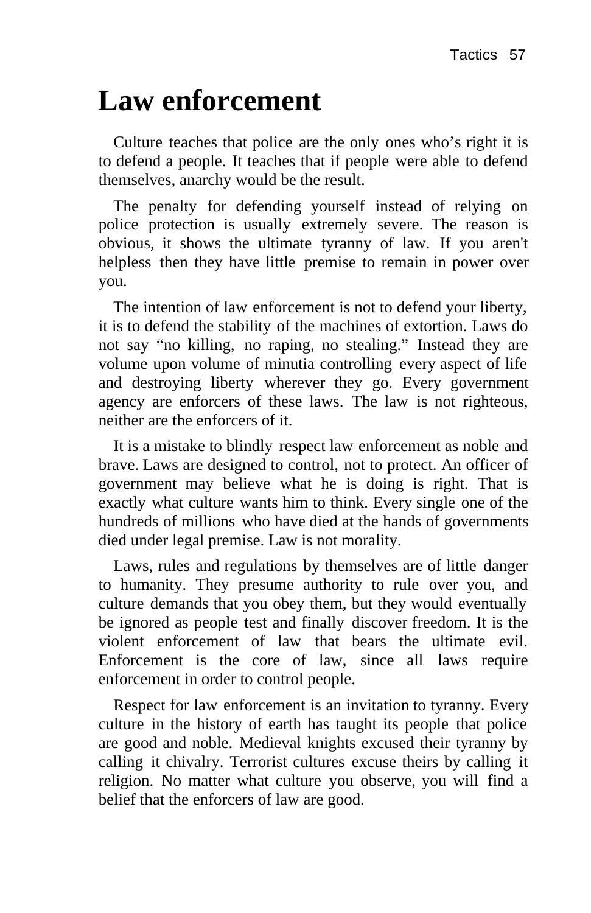# Law enforcement

Culture teaches that police are the only ones who's right it is to defend a people. It teaches that if people were able to defend themselves, anarchy would be the result.

The penalty for defending yourself instead of relying on police protection is usually extremely severe. The reason is obvious, it shows the ultimate tyranny of law. If you aren't helpless then they have little premise to remain in power over you.

The intention of law enforcement is not to defend your liberty, it is to defend the stability of the machines of extortion. Laws do not say "no killing, no raping, no stealing." Instead they are volume upon volume of minutia controlling every aspect of life and destroying liberty wherever they go. Every government agency are enforcers of these laws. The law is not righteous, neither are the enforcers of it.

It is a mistake to blindly respect law enforcement as noble and brave. Laws are designed to control, not to protect. An officer of government may believe what he is doing is right. That is exactly what culture wants him to think. Every single one of the hundreds of millions who have died at the hands of governments died under legal premise. Law is not morality.

Laws, rules and regulations by themselves are of little danger to humanity. They presume authority to rule over you, and culture demands that you obey them, but they would eventually be ignored as people test and finally discover freedom. It is the violent enforcement of law that bears the ultimate evil. Enforcement is the core of law, since all laws require enforcement in order to control people.

Respect for law enforcement is an invitation to tyranny. Every culture in the history of earth has taught its people that police are good and noble. Medieval knights excused their tyranny by calling it chivalry. Terrorist cultures excuse theirs by calling it religion. No matter what culture you observe, you will find a belief that the enforcers of law are good.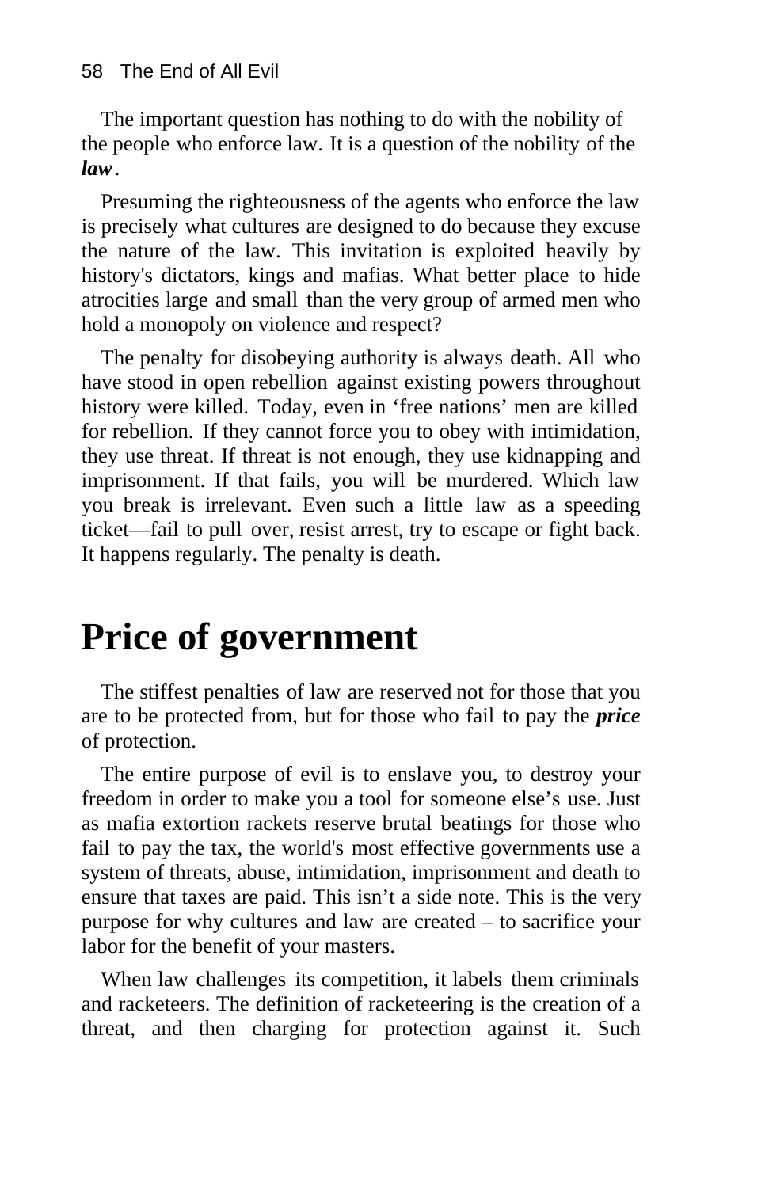The important question has nothing to do with the nobility of the people who enforce law. It is a question of the nobility of the ***law***.

Presuming the righteousness of the agents who enforce the law is precisely what cultures are designed to do because they excuse the nature of the law. This invitation is exploited heavily by history's dictators, kings and mafias. What better place to hide atrocities large and small than the very group of armed men who hold a monopoly on violence and respect?

The penalty for disobeying authority is always death. All who have stood in open rebellion against existing powers throughout history were killed. Today, even in ‘free nations’ men are killed for rebellion. If they cannot force you to obey with intimidation, they use threat. If threat is not enough, they use kidnapping and imprisonment. If that fails, you will be murdered. Which law you break is irrelevant. Even such a little law as a speeding ticket—fail to pull over, resist arrest, try to escape or fight back. It happens regularly. The penalty is death.

# Price of government

The stiffest penalties of law are reserved not for those that you are to be protected from, but for those who fail to pay the ***price*** of protection.

The entire purpose of evil is to enslave you, to destroy your freedom in order to make you a tool for someone else’s use. Just as mafia extortion rackets reserve brutal beatings for those who fail to pay the tax, the world's most effective governments use a system of threats, abuse, intimidation, imprisonment and death to ensure that taxes are paid. This isn’t a side note. This is the very purpose for why cultures and law are created – to sacrifice your labor for the benefit of your masters.

When law challenges its competition, it labels them criminals and racketeers. The definition of racketeering is the creation of a threat, and then charging for protection against it. Such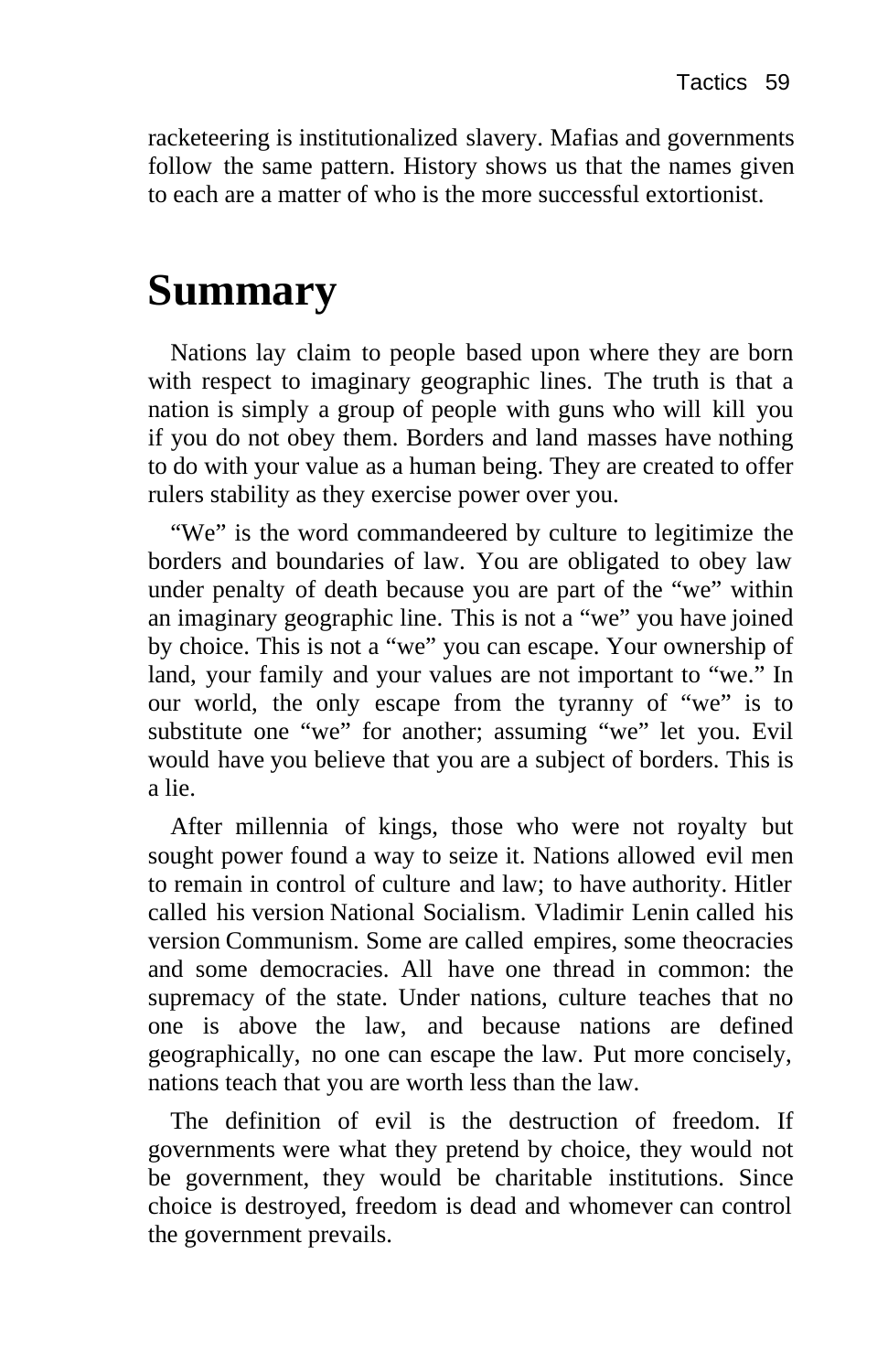racketeering is institutionalized slavery. Mafias and governments follow the same pattern. History shows us that the names given to each are a matter of who is the more successful extortionist.

# Summary

Nations lay claim to people based upon where they are born with respect to imaginary geographic lines. The truth is that a nation is simply a group of people with guns who will kill you if you do not obey them. Borders and land masses have nothing to do with your value as a human being. They are created to offer rulers stability as they exercise power over you.

"We" is the word commandeered by culture to legitimize the borders and boundaries of law. You are obligated to obey law under penalty of death because you are part of the "we" within an imaginary geographic line. This is not a "we" you have joined by choice. This is not a "we" you can escape. Your ownership of land, your family and your values are not important to "we." In our world, the only escape from the tyranny of "we" is to substitute one "we" for another; assuming "we" let you. Evil would have you believe that you are a subject of borders. This is a lie.

After millennia of kings, those who were not royalty but sought power found a way to seize it. Nations allowed evil men to remain in control of culture and law; to have authority. Hitler called his version National Socialism. Vladimir Lenin called his version Communism. Some are called empires, some theocracies and some democracies. All have one thread in common: the supremacy of the state. Under nations, culture teaches that no one is above the law, and because nations are defined geographically, no one can escape the law. Put more concisely, nations teach that you are worth less than the law.

The definition of evil is the destruction of freedom. If governments were what they pretend by choice, they would not be government, they would be charitable institutions. Since choice is destroyed, freedom is dead and whomever can control the government prevails.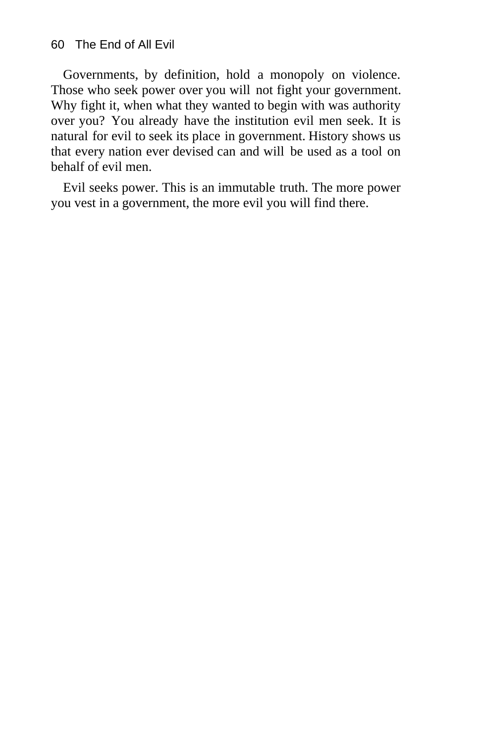Governments, by definition, hold a monopoly on violence. Those who seek power over you will not fight your government. Why fight it, when what they wanted to begin with was authority over you? You already have the institution evil men seek. It is natural for evil to seek its place in government. History shows us that every nation ever devised can and will be used as a tool on behalf of evil men.

Evil seeks power. This is an immutable truth. The more power you vest in a government, the more evil you will find there.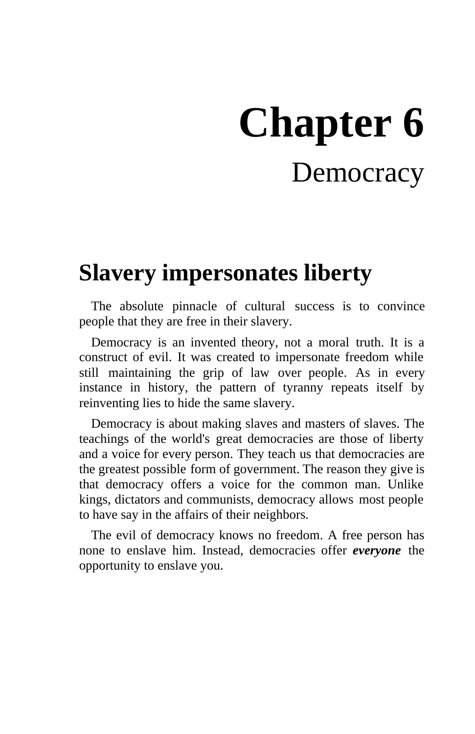# Chapter 6

## Democracy

## Slavery impersonates liberty

The absolute pinnacle of cultural success is to convince people that they are free in their slavery.

Democracy is an invented theory, not a moral truth. It is a construct of evil. It was created to impersonate freedom while still maintaining the grip of law over people. As in every instance in history, the pattern of tyranny repeats itself by reinventing lies to hide the same slavery.

Democracy is about making slaves and masters of slaves. The teachings of the world's great democracies are those of liberty and a voice for every person. They teach us that democracies are the greatest possible form of government. The reason they give is that democracy offers a voice for the common man. Unlike kings, dictators and communists, democracy allows most people to have say in the affairs of their neighbors.

The evil of democracy knows no freedom. A free person has none to enslave him. Instead, democracies offer ***everyone*** the opportunity to enslave you.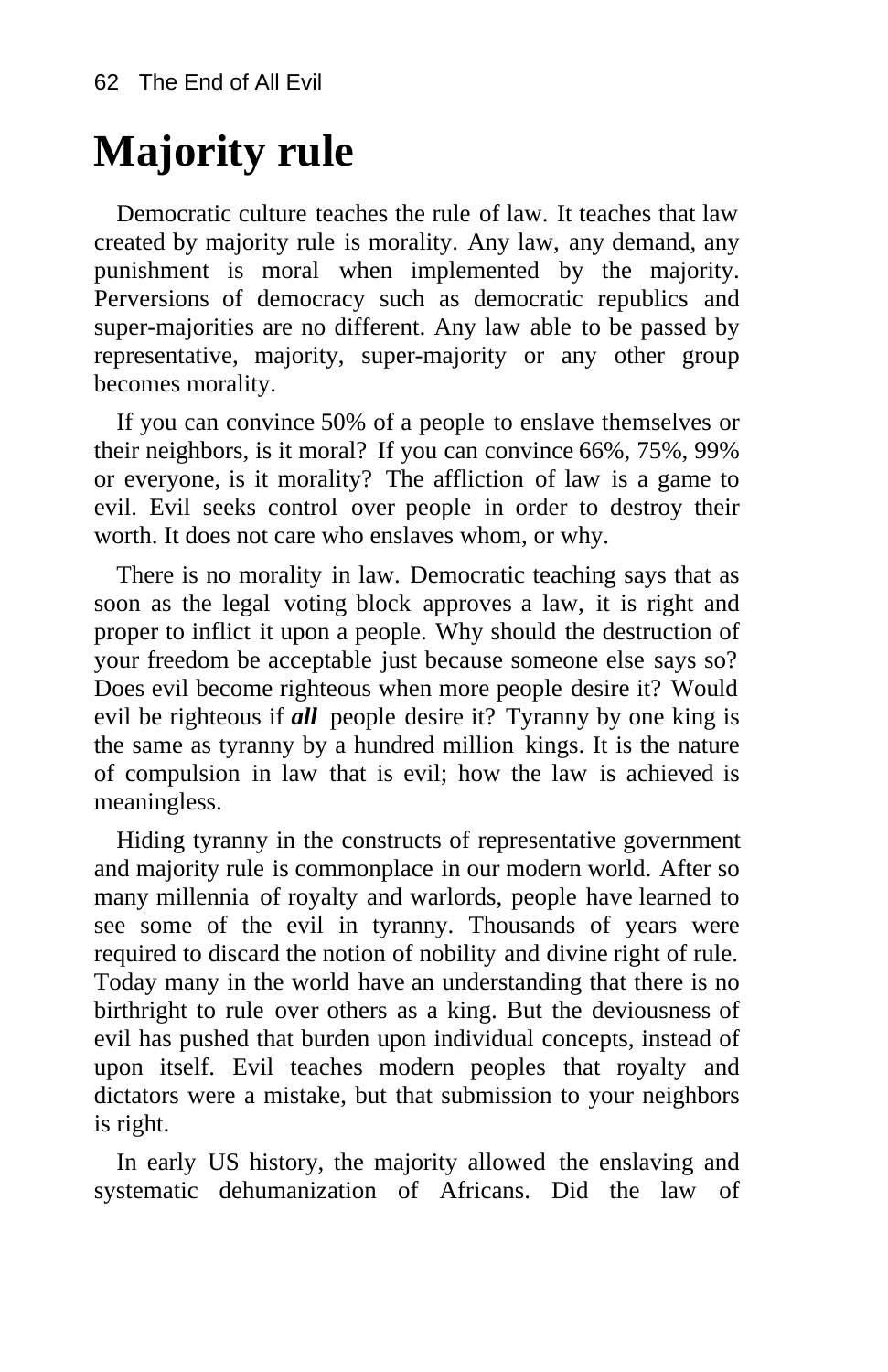# Majority rule

Democratic culture teaches the rule of law. It teaches that law created by majority rule is morality. Any law, any demand, any punishment is moral when implemented by the majority. Perversions of democracy such as democratic republics and super-majorities are no different. Any law able to be passed by representative, majority, super-majority or any other group becomes morality.

If you can convince 50% of a people to enslave themselves or their neighbors, is it moral? If you can convince 66%, 75%, 99% or everyone, is it morality? The affliction of law is a game to evil. Evil seeks control over people in order to destroy their worth. It does not care who enslaves whom, or why.

There is no morality in law. Democratic teaching says that as soon as the legal voting block approves a law, it is right and proper to inflict it upon a people. Why should the destruction of your freedom be acceptable just because someone else says so? Does evil become righteous when more people desire it? Would evil be righteous if ***all*** people desire it? Tyranny by one king is the same as tyranny by a hundred million kings. It is the nature of compulsion in law that is evil; how the law is achieved is meaningless.

Hiding tyranny in the constructs of representative government and majority rule is commonplace in our modern world. After so many millennia of royalty and warlords, people have learned to see some of the evil in tyranny. Thousands of years were required to discard the notion of nobility and divine right of rule. Today many in the world have an understanding that there is no birthright to rule over others as a king. But the deviousness of evil has pushed that burden upon individual concepts, instead of upon itself. Evil teaches modern peoples that royalty and dictators were a mistake, but that submission to your neighbors is right.

In early US history, the majority allowed the enslaving and systematic dehumanization of Africans. Did the law of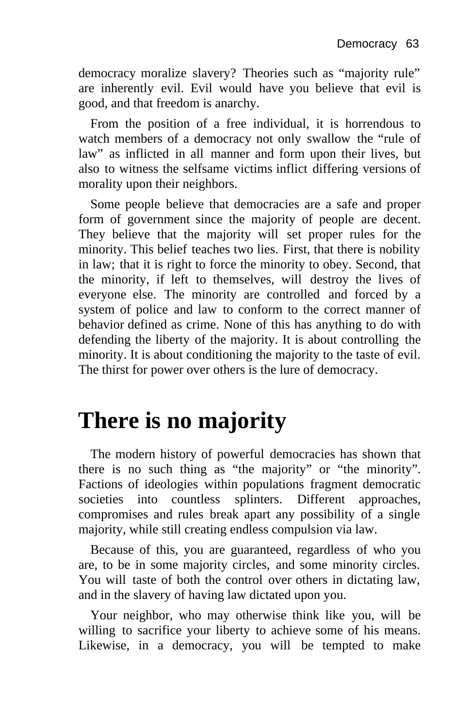democracy moralize slavery? Theories such as "majority rule" are inherently evil. Evil would have you believe that evil is good, and that freedom is anarchy.

From the position of a free individual, it is horrendous to watch members of a democracy not only swallow the "rule of law" as inflicted in all manner and form upon their lives, but also to witness the selfsame victims inflict differing versions of morality upon their neighbors.

Some people believe that democracies are a safe and proper form of government since the majority of people are decent. They believe that the majority will set proper rules for the minority. This belief teaches two lies. First, that there is nobility in law; that it is right to force the minority to obey. Second, that the minority, if left to themselves, will destroy the lives of everyone else. The minority are controlled and forced by a system of police and law to conform to the correct manner of behavior defined as crime. None of this has anything to do with defending the liberty of the majority. It is about controlling the minority. It is about conditioning the majority to the taste of evil. The thirst for power over others is the lure of democracy.

# There is no majority

The modern history of powerful democracies has shown that there is no such thing as "the majority" or "the minority". Factions of ideologies within populations fragment democratic societies into countless splinters. Different approaches, compromises and rules break apart any possibility of a single majority, while still creating endless compulsion via law.

Because of this, you are guaranteed, regardless of who you are, to be in some majority circles, and some minority circles. You will taste of both the control over others in dictating law, and in the slavery of having law dictated upon you.

Your neighbor, who may otherwise think like you, will be willing to sacrifice your liberty to achieve some of his means. Likewise, in a democracy, you will be tempted to make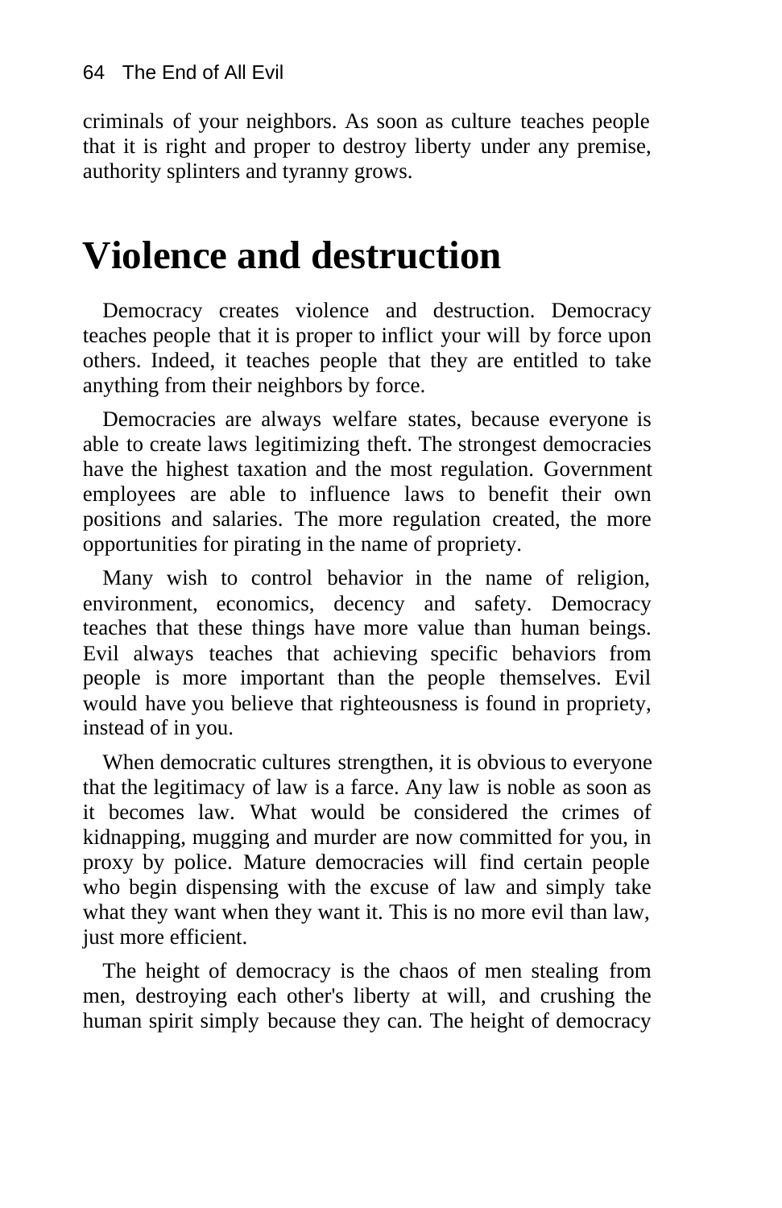criminals of your neighbors. As soon as culture teaches people that it is right and proper to destroy liberty under any premise, authority splinters and tyranny grows.

# Violence and destruction

Democracy creates violence and destruction. Democracy teaches people that it is proper to inflict your will by force upon others. Indeed, it teaches people that they are entitled to take anything from their neighbors by force.

Democracies are always welfare states, because everyone is able to create laws legitimizing theft. The strongest democracies have the highest taxation and the most regulation. Government employees are able to influence laws to benefit their own positions and salaries. The more regulation created, the more opportunities for pirating in the name of propriety.

Many wish to control behavior in the name of religion, environment, economics, decency and safety. Democracy teaches that these things have more value than human beings. Evil always teaches that achieving specific behaviors from people is more important than the people themselves. Evil would have you believe that righteousness is found in propriety, instead of in you.

When democratic cultures strengthen, it is obvious to everyone that the legitimacy of law is a farce. Any law is noble as soon as it becomes law. What would be considered the crimes of kidnapping, mugging and murder are now committed for you, in proxy by police. Mature democracies will find certain people who begin dispensing with the excuse of law and simply take what they want when they want it. This is no more evil than law, just more efficient.

The height of democracy is the chaos of men stealing from men, destroying each other's liberty at will, and crushing the human spirit simply because they can. The height of democracy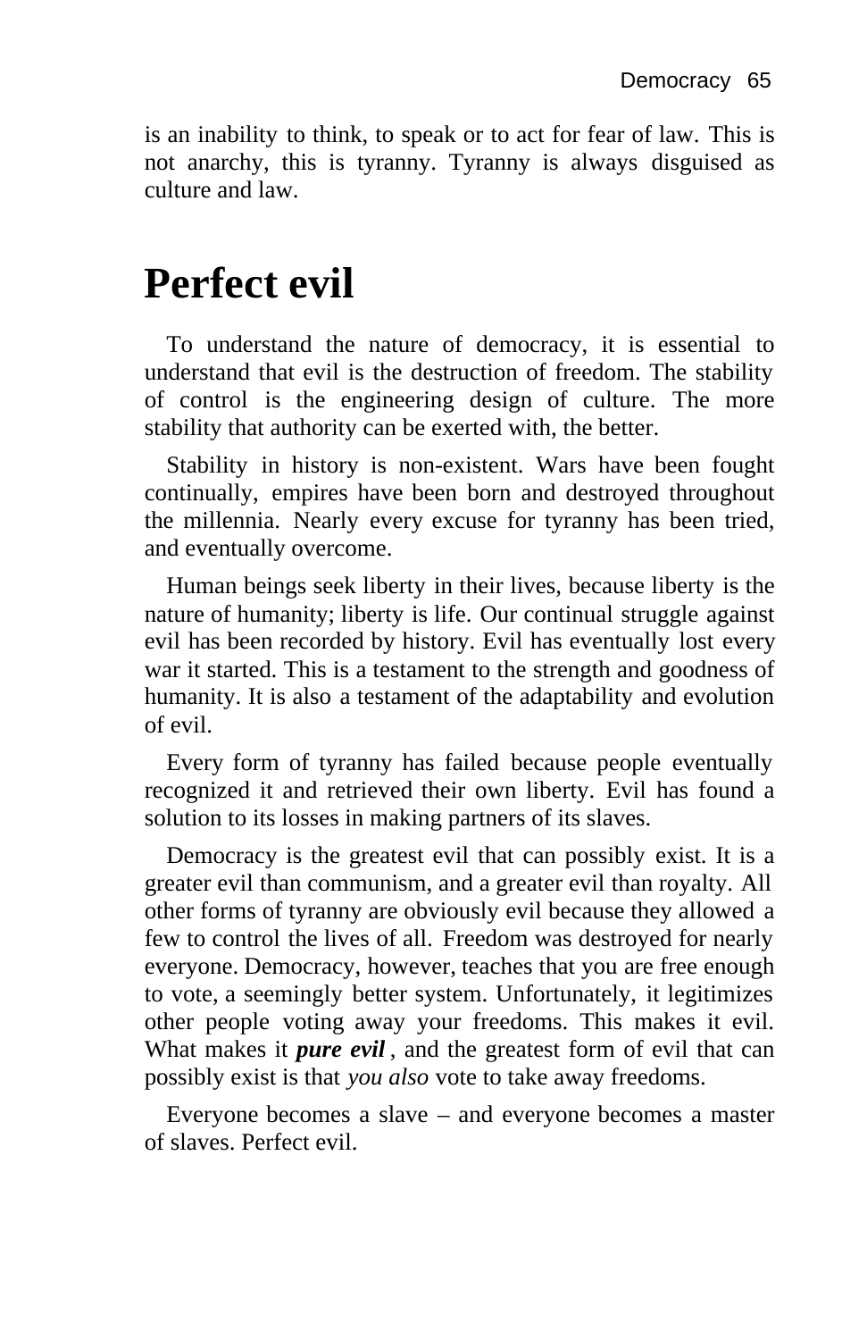is an inability to think, to speak or to act for fear of law. This is not anarchy, this is tyranny. Tyranny is always disguised as culture and law.

# Perfect evil

To understand the nature of democracy, it is essential to understand that evil is the destruction of freedom. The stability of control is the engineering design of culture. The more stability that authority can be exerted with, the better.

Stability in history is non-existent. Wars have been fought continually, empires have been born and destroyed throughout the millennia. Nearly every excuse for tyranny has been tried, and eventually overcome.

Human beings seek liberty in their lives, because liberty is the nature of humanity; liberty is life. Our continual struggle against evil has been recorded by history. Evil has eventually lost every war it started. This is a testament to the strength and goodness of humanity. It is also a testament of the adaptability and evolution of evil.

Every form of tyranny has failed because people eventually recognized it and retrieved their own liberty. Evil has found a solution to its losses in making partners of its slaves.

Democracy is the greatest evil that can possibly exist. It is a greater evil than communism, and a greater evil than royalty. All other forms of tyranny are obviously evil because they allowed a few to control the lives of all. Freedom was destroyed for nearly everyone. Democracy, however, teaches that you are free enough to vote, a seemingly better system. Unfortunately, it legitimizes other people voting away your freedoms. This makes it evil. What makes it ***pure evil***, and the greatest form of evil that can possibly exist is that *you also* vote to take away freedoms.

Everyone becomes a slave – and everyone becomes a master of slaves. Perfect evil.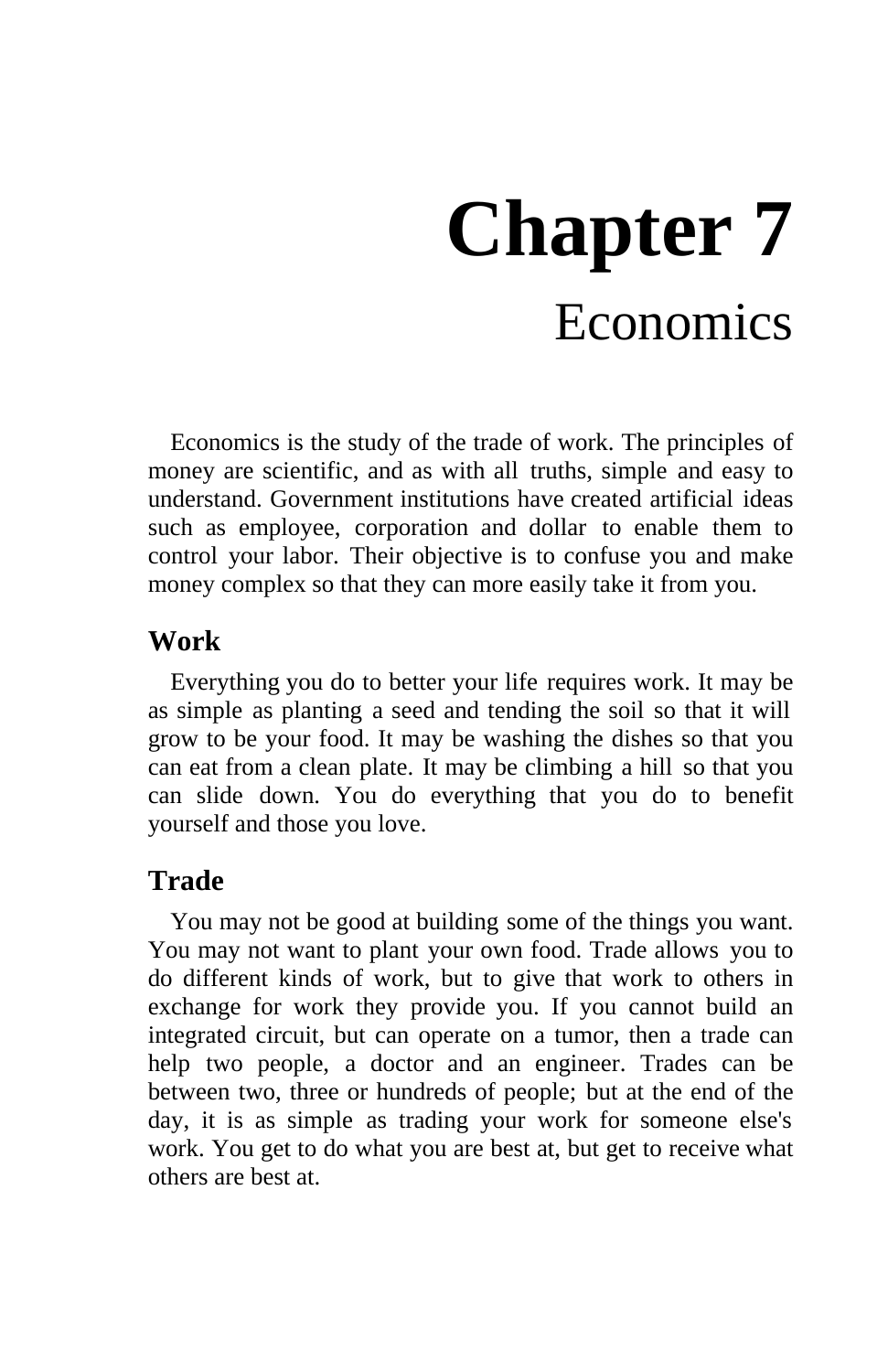# Chapter 7

## Economics

Economics is the study of the trade of work. The principles of money are scientific, and as with all truths, simple and easy to understand. Government institutions have created artificial ideas such as employee, corporation and dollar to enable them to control your labor. Their objective is to confuse you and make money complex so that they can more easily take it from you.

### Work

Everything you do to better your life requires work. It may be as simple as planting a seed and tending the soil so that it will grow to be your food. It may be washing the dishes so that you can eat from a clean plate. It may be climbing a hill so that you can slide down. You do everything that you do to benefit yourself and those you love.

### Trade

You may not be good at building some of the things you want. You may not want to plant your own food. Trade allows you to do different kinds of work, but to give that work to others in exchange for work they provide you. If you cannot build an integrated circuit, but can operate on a tumor, then a trade can help two people, a doctor and an engineer. Trades can be between two, three or hundreds of people; but at the end of the day, it is as simple as trading your work for someone else's work. You get to do what you are best at, but get to receive what others are best at.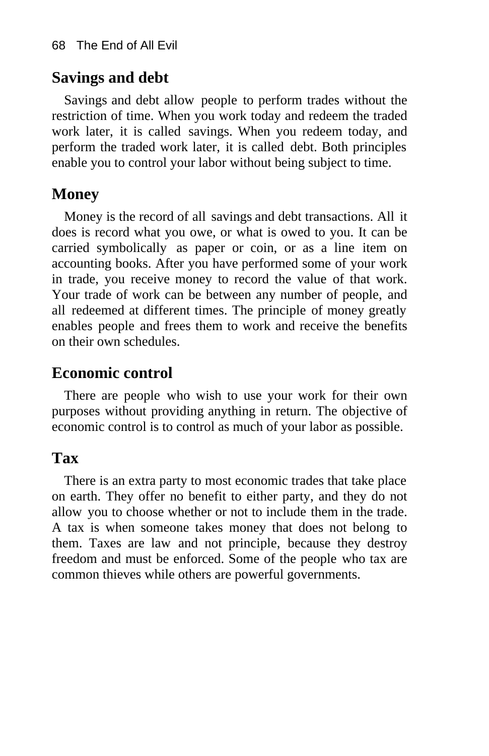## Savings and debt

Savings and debt allow people to perform trades without the restriction of time. When you work today and redeem the traded work later, it is called savings. When you redeem today, and perform the traded work later, it is called debt. Both principles enable you to control your labor without being subject to time.

## Money

Money is the record of all savings and debt transactions. All it does is record what you owe, or what is owed to you. It can be carried symbolically as paper or coin, or as a line item on accounting books. After you have performed some of your work in trade, you receive money to record the value of that work. Your trade of work can be between any number of people, and all redeemed at different times. The principle of money greatly enables people and frees them to work and receive the benefits on their own schedules.

## Economic control

There are people who wish to use your work for their own purposes without providing anything in return. The objective of economic control is to control as much of your labor as possible.

## Tax

There is an extra party to most economic trades that take place on earth. They offer no benefit to either party, and they do not allow you to choose whether or not to include them in the trade. A tax is when someone takes money that does not belong to them. Taxes are law and not principle, because they destroy freedom and must be enforced. Some of the people who tax are common thieves while others are powerful governments.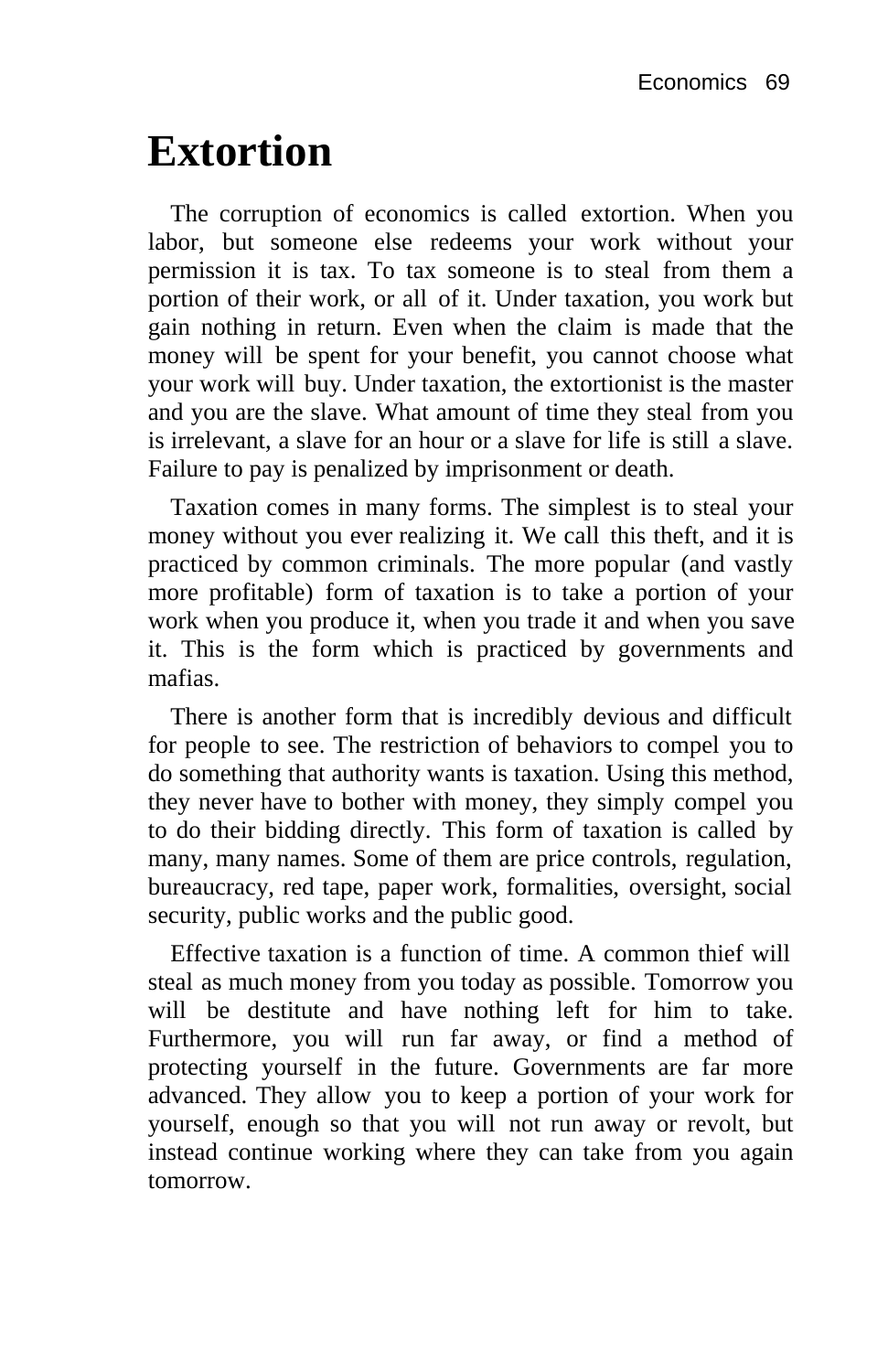# Extortion

The corruption of economics is called extortion. When you labor, but someone else redeems your work without your permission it is tax. To tax someone is to steal from them a portion of their work, or all of it. Under taxation, you work but gain nothing in return. Even when the claim is made that the money will be spent for your benefit, you cannot choose what your work will buy. Under taxation, the extortionist is the master and you are the slave. What amount of time they steal from you is irrelevant, a slave for an hour or a slave for life is still a slave. Failure to pay is penalized by imprisonment or death.

Taxation comes in many forms. The simplest is to steal your money without you ever realizing it. We call this theft, and it is practiced by common criminals. The more popular (and vastly more profitable) form of taxation is to take a portion of your work when you produce it, when you trade it and when you save it. This is the form which is practiced by governments and mafias.

There is another form that is incredibly devious and difficult for people to see. The restriction of behaviors to compel you to do something that authority wants is taxation. Using this method, they never have to bother with money, they simply compel you to do their bidding directly. This form of taxation is called by many, many names. Some of them are price controls, regulation, bureaucracy, red tape, paper work, formalities, oversight, social security, public works and the public good.

Effective taxation is a function of time. A common thief will steal as much money from you today as possible. Tomorrow you will be destitute and have nothing left for him to take. Furthermore, you will run far away, or find a method of protecting yourself in the future. Governments are far more advanced. They allow you to keep a portion of your work for yourself, enough so that you will not run away or revolt, but instead continue working where they can take from you again tomorrow.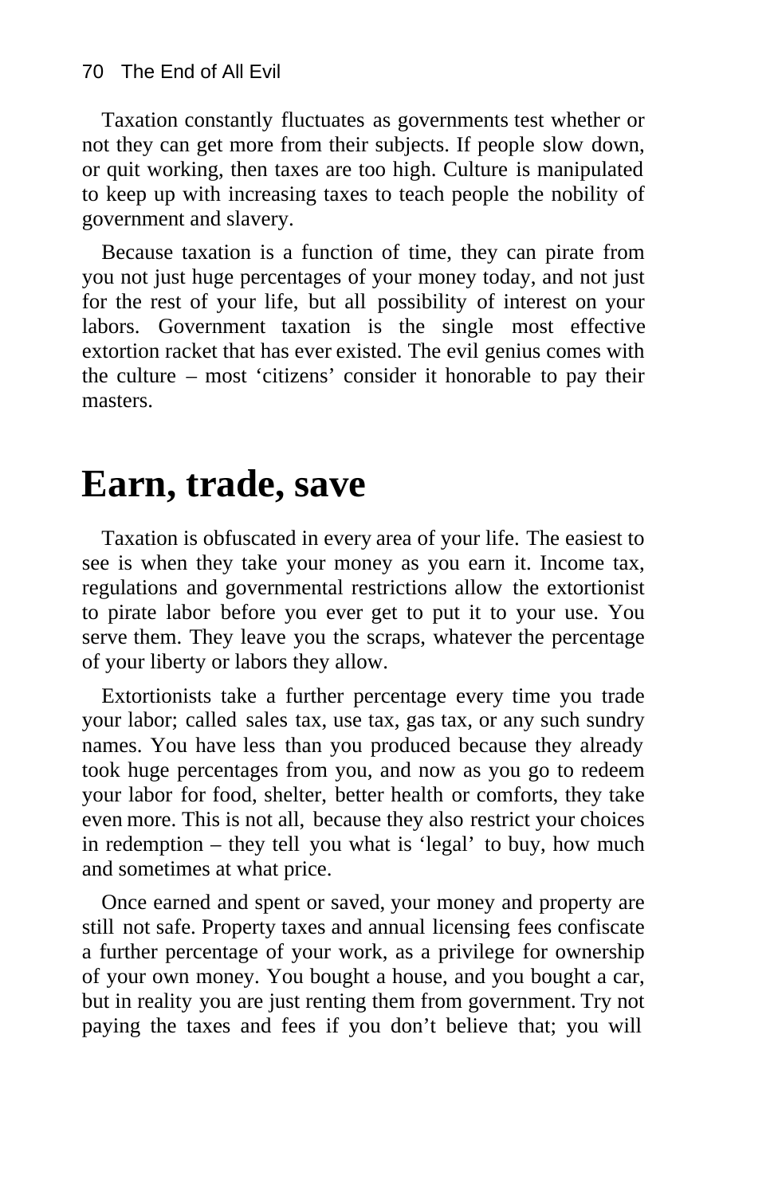Taxation constantly fluctuates as governments test whether or not they can get more from their subjects. If people slow down, or quit working, then taxes are too high. Culture is manipulated to keep up with increasing taxes to teach people the nobility of government and slavery.

Because taxation is a function of time, they can pirate from you not just huge percentages of your money today, and not just for the rest of your life, but all possibility of interest on your labors. Government taxation is the single most effective extortion racket that has ever existed. The evil genius comes with the culture – most 'citizens' consider it honorable to pay their masters.

# Earn, trade, save

Taxation is obfuscated in every area of your life. The easiest to see is when they take your money as you earn it. Income tax, regulations and governmental restrictions allow the extortionist to pirate labor before you ever get to put it to your use. You serve them. They leave you the scraps, whatever the percentage of your liberty or labors they allow.

Extortionists take a further percentage every time you trade your labor; called sales tax, use tax, gas tax, or any such sundry names. You have less than you produced because they already took huge percentages from you, and now as you go to redeem your labor for food, shelter, better health or comforts, they take even more. This is not all, because they also restrict your choices in redemption – they tell you what is 'legal' to buy, how much and sometimes at what price.

Once earned and spent or saved, your money and property are still not safe. Property taxes and annual licensing fees confiscate a further percentage of your work, as a privilege for ownership of your own money. You bought a house, and you bought a car, but in reality you are just renting them from government. Try not paying the taxes and fees if you don't believe that; you will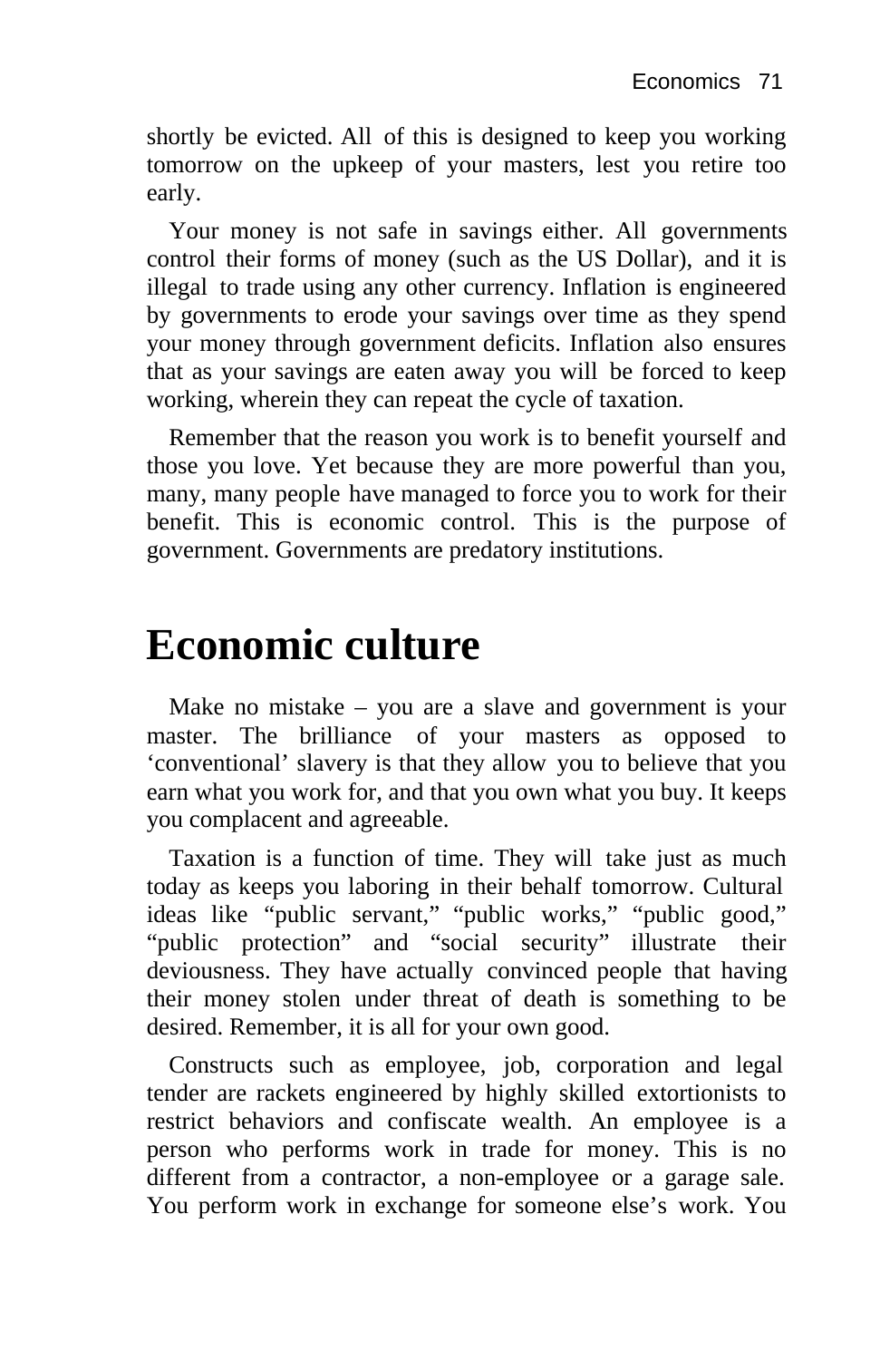shortly be evicted. All of this is designed to keep you working tomorrow on the upkeep of your masters, lest you retire too early.

Your money is not safe in savings either. All governments control their forms of money (such as the US Dollar), and it is illegal to trade using any other currency. Inflation is engineered by governments to erode your savings over time as they spend your money through government deficits. Inflation also ensures that as your savings are eaten away you will be forced to keep working, wherein they can repeat the cycle of taxation.

Remember that the reason you work is to benefit yourself and those you love. Yet because they are more powerful than you, many, many people have managed to force you to work for their benefit. This is economic control. This is the purpose of government. Governments are predatory institutions.

# Economic culture

Make no mistake – you are a slave and government is your master. The brilliance of your masters as opposed to ‘conventional’ slavery is that they allow you to believe that you earn what you work for, and that you own what you buy. It keeps you complacent and agreeable.

Taxation is a function of time. They will take just as much today as keeps you laboring in their behalf tomorrow. Cultural ideas like “public servant,” “public works,” “public good,” “public protection” and “social security” illustrate their deviousness. They have actually convinced people that having their money stolen under threat of death is something to be desired. Remember, it is all for your own good.

Constructs such as employee, job, corporation and legal tender are rackets engineered by highly skilled extortionists to restrict behaviors and confiscate wealth. An employee is a person who performs work in trade for money. This is no different from a contractor, a non-employee or a garage sale. You perform work in exchange for someone else’s work. You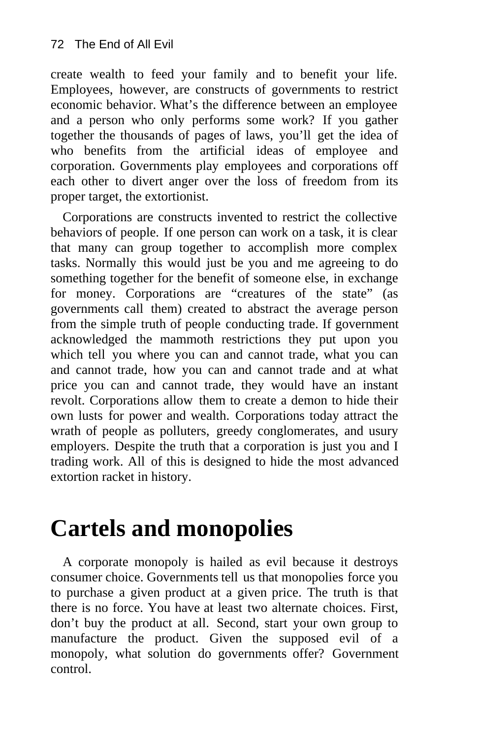create wealth to feed your family and to benefit your life. Employees, however, are constructs of governments to restrict economic behavior. What's the difference between an employee and a person who only performs some work? If you gather together the thousands of pages of laws, you'll get the idea of who benefits from the artificial ideas of employee and corporation. Governments play employees and corporations off each other to divert anger over the loss of freedom from its proper target, the extortionist.

Corporations are constructs invented to restrict the collective behaviors of people. If one person can work on a task, it is clear that many can group together to accomplish more complex tasks. Normally this would just be you and me agreeing to do something together for the benefit of someone else, in exchange for money. Corporations are "creatures of the state" (as governments call them) created to abstract the average person from the simple truth of people conducting trade. If government acknowledged the mammoth restrictions they put upon you which tell you where you can and cannot trade, what you can and cannot trade, how you can and cannot trade and at what price you can and cannot trade, they would have an instant revolt. Corporations allow them to create a demon to hide their own lusts for power and wealth. Corporations today attract the wrath of people as polluters, greedy conglomerates, and usury employers. Despite the truth that a corporation is just you and I trading work. All of this is designed to hide the most advanced extortion racket in history.

# Cartels and monopolies

A corporate monopoly is hailed as evil because it destroys consumer choice. Governments tell us that monopolies force you to purchase a given product at a given price. The truth is that there is no force. You have at least two alternate choices. First, don't buy the product at all. Second, start your own group to manufacture the product. Given the supposed evil of a monopoly, what solution do governments offer? Government control.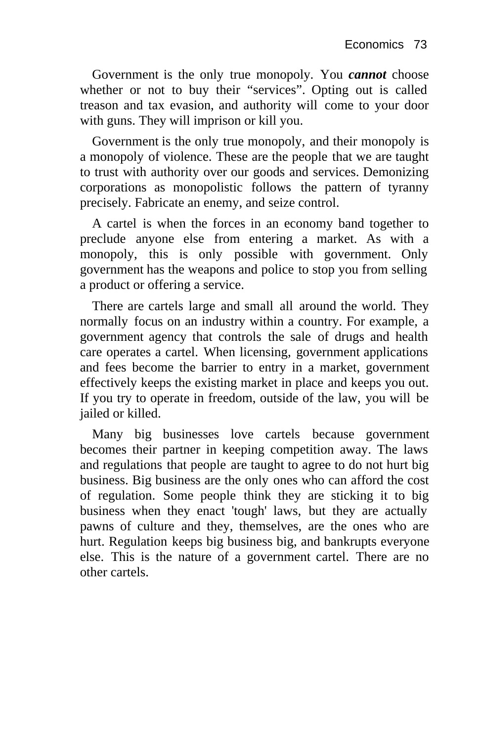Government is the only true monopoly. You ***cannot*** choose whether or not to buy their "services". Opting out is called treason and tax evasion, and authority will come to your door with guns. They will imprison or kill you.

Government is the only true monopoly, and their monopoly is a monopoly of violence. These are the people that we are taught to trust with authority over our goods and services. Demonizing corporations as monopolistic follows the pattern of tyranny precisely. Fabricate an enemy, and seize control.

A cartel is when the forces in an economy band together to preclude anyone else from entering a market. As with a monopoly, this is only possible with government. Only government has the weapons and police to stop you from selling a product or offering a service.

There are cartels large and small all around the world. They normally focus on an industry within a country. For example, a government agency that controls the sale of drugs and health care operates a cartel. When licensing, government applications and fees become the barrier to entry in a market, government effectively keeps the existing market in place and keeps you out. If you try to operate in freedom, outside of the law, you will be jailed or killed.

Many big businesses love cartels because government becomes their partner in keeping competition away. The laws and regulations that people are taught to agree to do not hurt big business. Big business are the only ones who can afford the cost of regulation. Some people think they are sticking it to big business when they enact 'tough' laws, but they are actually pawns of culture and they, themselves, are the ones who are hurt. Regulation keeps big business big, and bankrupts everyone else. This is the nature of a government cartel. There are no other cartels.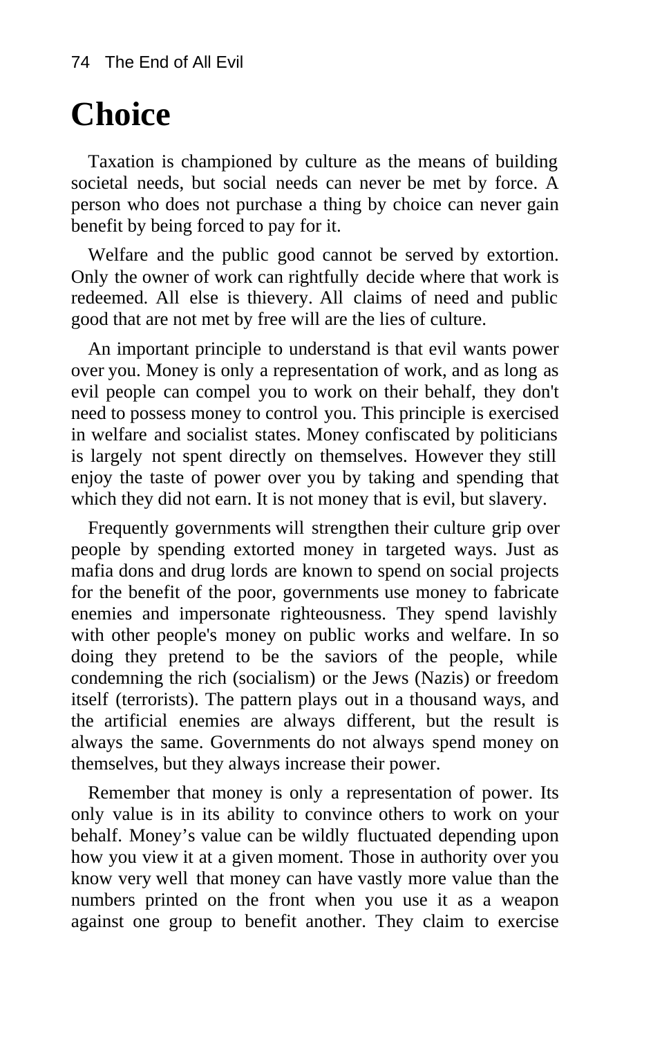# Choice

Taxation is championed by culture as the means of building societal needs, but social needs can never be met by force. A person who does not purchase a thing by choice can never gain benefit by being forced to pay for it.

Welfare and the public good cannot be served by extortion. Only the owner of work can rightfully decide where that work is redeemed. All else is thievery. All claims of need and public good that are not met by free will are the lies of culture.

An important principle to understand is that evil wants power over you. Money is only a representation of work, and as long as evil people can compel you to work on their behalf, they don't need to possess money to control you. This principle is exercised in welfare and socialist states. Money confiscated by politicians is largely not spent directly on themselves. However they still enjoy the taste of power over you by taking and spending that which they did not earn. It is not money that is evil, but slavery.

Frequently governments will strengthen their culture grip over people by spending extorted money in targeted ways. Just as mafia dons and drug lords are known to spend on social projects for the benefit of the poor, governments use money to fabricate enemies and impersonate righteousness. They spend lavishly with other people's money on public works and welfare. In so doing they pretend to be the saviors of the people, while condemning the rich (socialism) or the Jews (Nazis) or freedom itself (terrorists). The pattern plays out in a thousand ways, and the artificial enemies are always different, but the result is always the same. Governments do not always spend money on themselves, but they always increase their power.

Remember that money is only a representation of power. Its only value is in its ability to convince others to work on your behalf. Money's value can be wildly fluctuated depending upon how you view it at a given moment. Those in authority over you know very well that money can have vastly more value than the numbers printed on the front when you use it as a weapon against one group to benefit another. They claim to exercise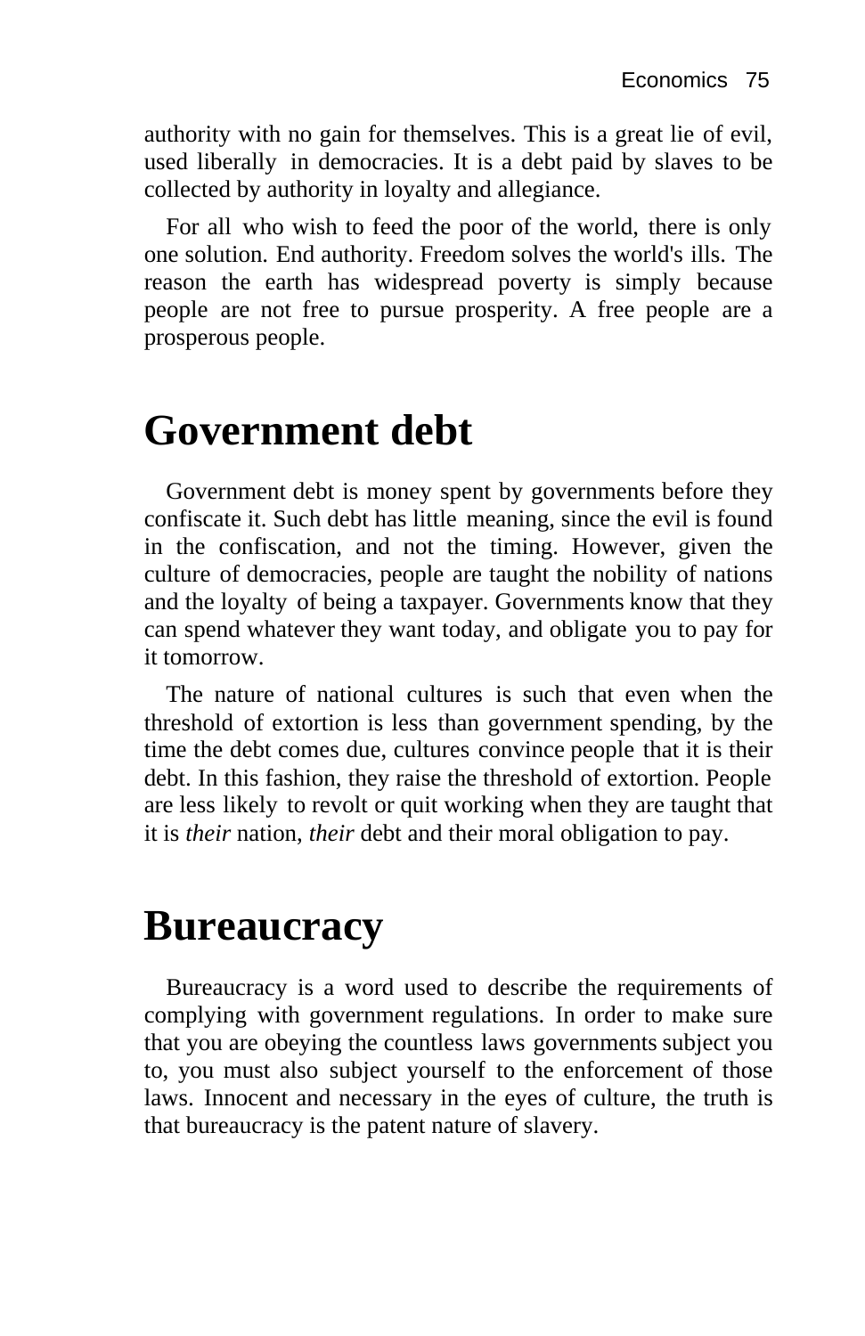authority with no gain for themselves. This is a great lie of evil, used liberally in democracies. It is a debt paid by slaves to be collected by authority in loyalty and allegiance.

For all who wish to feed the poor of the world, there is only one solution. End authority. Freedom solves the world's ills. The reason the earth has widespread poverty is simply because people are not free to pursue prosperity. A free people are a prosperous people.

# Government debt

Government debt is money spent by governments before they confiscate it. Such debt has little meaning, since the evil is found in the confiscation, and not the timing. However, given the culture of democracies, people are taught the nobility of nations and the loyalty of being a taxpayer. Governments know that they can spend whatever they want today, and obligate you to pay for it tomorrow.

The nature of national cultures is such that even when the threshold of extortion is less than government spending, by the time the debt comes due, cultures convince people that it is their debt. In this fashion, they raise the threshold of extortion. People are less likely to revolt or quit working when they are taught that it is *their* nation, *their* debt and their moral obligation to pay.

# Bureaucracy

Bureaucracy is a word used to describe the requirements of complying with government regulations. In order to make sure that you are obeying the countless laws governments subject you to, you must also subject yourself to the enforcement of those laws. Innocent and necessary in the eyes of culture, the truth is that bureaucracy is the patent nature of slavery.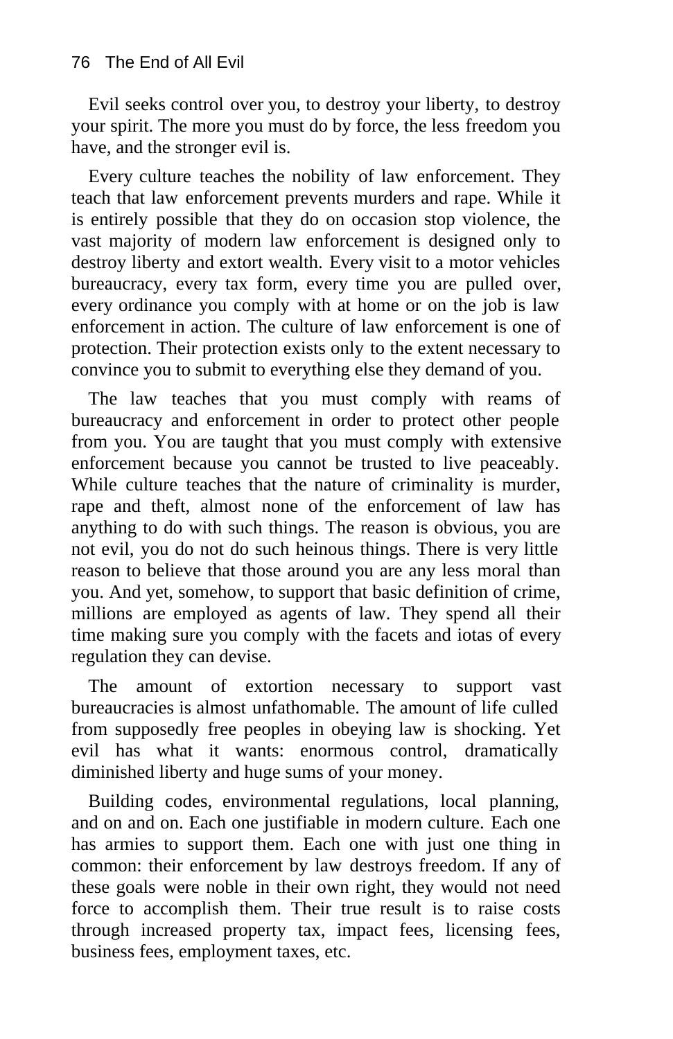Evil seeks control over you, to destroy your liberty, to destroy your spirit. The more you must do by force, the less freedom you have, and the stronger evil is.

Every culture teaches the nobility of law enforcement. They teach that law enforcement prevents murders and rape. While it is entirely possible that they do on occasion stop violence, the vast majority of modern law enforcement is designed only to destroy liberty and extort wealth. Every visit to a motor vehicles bureaucracy, every tax form, every time you are pulled over, every ordinance you comply with at home or on the job is law enforcement in action. The culture of law enforcement is one of protection. Their protection exists only to the extent necessary to convince you to submit to everything else they demand of you.

The law teaches that you must comply with reams of bureaucracy and enforcement in order to protect other people from you. You are taught that you must comply with extensive enforcement because you cannot be trusted to live peaceably. While culture teaches that the nature of criminality is murder, rape and theft, almost none of the enforcement of law has anything to do with such things. The reason is obvious, you are not evil, you do not do such heinous things. There is very little reason to believe that those around you are any less moral than you. And yet, somehow, to support that basic definition of crime, millions are employed as agents of law. They spend all their time making sure you comply with the facets and iotas of every regulation they can devise.

The amount of extortion necessary to support vast bureaucracies is almost unfathomable. The amount of life culled from supposedly free peoples in obeying law is shocking. Yet evil has what it wants: enormous control, dramatically diminished liberty and huge sums of your money.

Building codes, environmental regulations, local planning, and on and on. Each one justifiable in modern culture. Each one has armies to support them. Each one with just one thing in common: their enforcement by law destroys freedom. If any of these goals were noble in their own right, they would not need force to accomplish them. Their true result is to raise costs through increased property tax, impact fees, licensing fees, business fees, employment taxes, etc.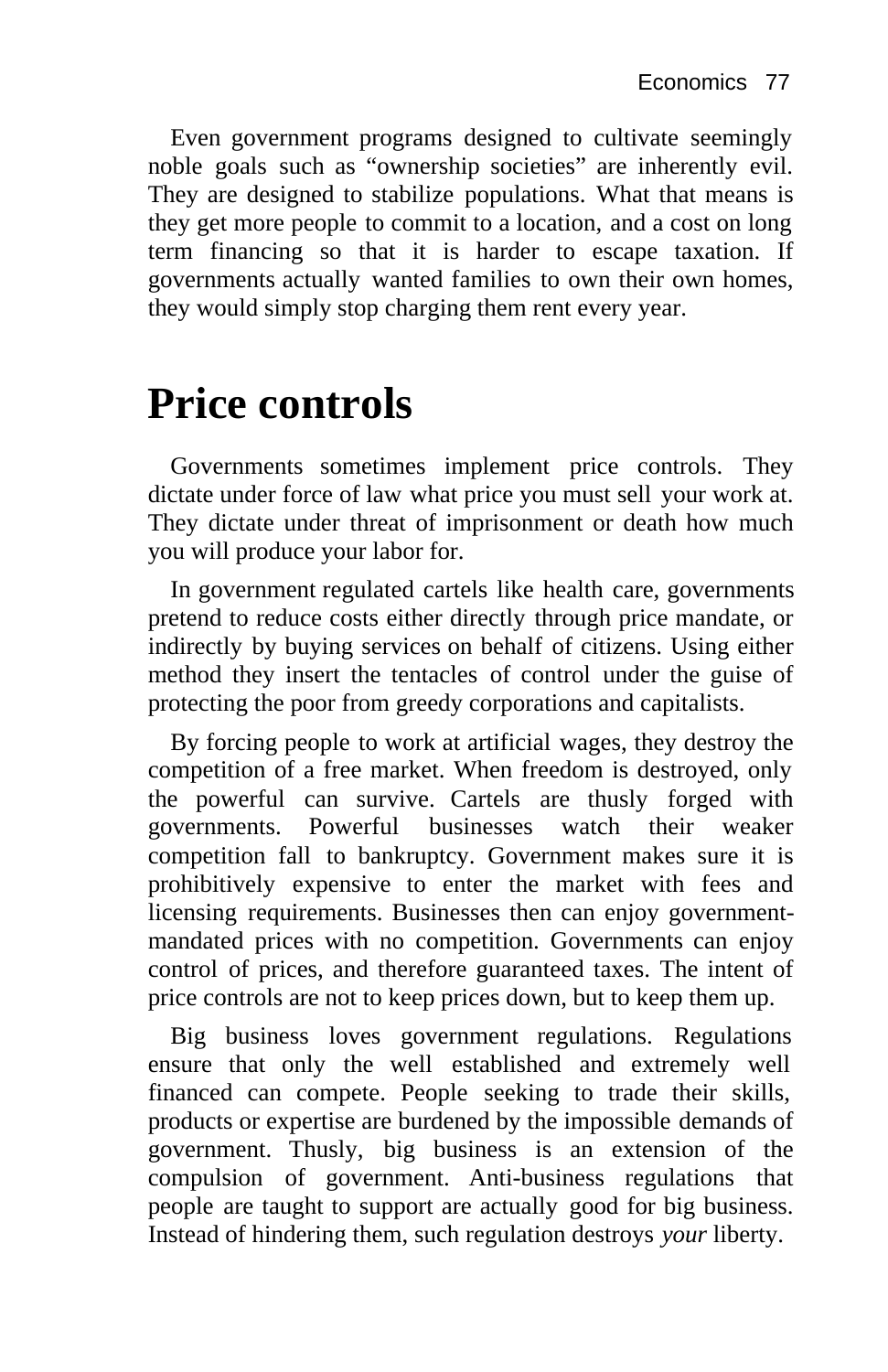Even government programs designed to cultivate seemingly noble goals such as “ownership societies” are inherently evil. They are designed to stabilize populations. What that means is they get more people to commit to a location, and a cost on long term financing so that it is harder to escape taxation. If governments actually wanted families to own their own homes, they would simply stop charging them rent every year.

# Price controls

Governments sometimes implement price controls. They dictate under force of law what price you must sell your work at. They dictate under threat of imprisonment or death how much you will produce your labor for.

In government regulated cartels like health care, governments pretend to reduce costs either directly through price mandate, or indirectly by buying services on behalf of citizens. Using either method they insert the tentacles of control under the guise of protecting the poor from greedy corporations and capitalists.

By forcing people to work at artificial wages, they destroy the competition of a free market. When freedom is destroyed, only the powerful can survive. Cartels are thusly forged with governments. Powerful businesses watch their weaker competition fall to bankruptcy. Government makes sure it is prohibitively expensive to enter the market with fees and licensing requirements. Businesses then can enjoy government-mandated prices with no competition. Governments can enjoy control of prices, and therefore guaranteed taxes. The intent of price controls are not to keep prices down, but to keep them up.

Big business loves government regulations. Regulations ensure that only the well established and extremely well financed can compete. People seeking to trade their skills, products or expertise are burdened by the impossible demands of government. Thusly, big business is an extension of the compulsion of government. Anti-business regulations that people are taught to support are actually good for big business. Instead of hindering them, such regulation destroys *your* liberty.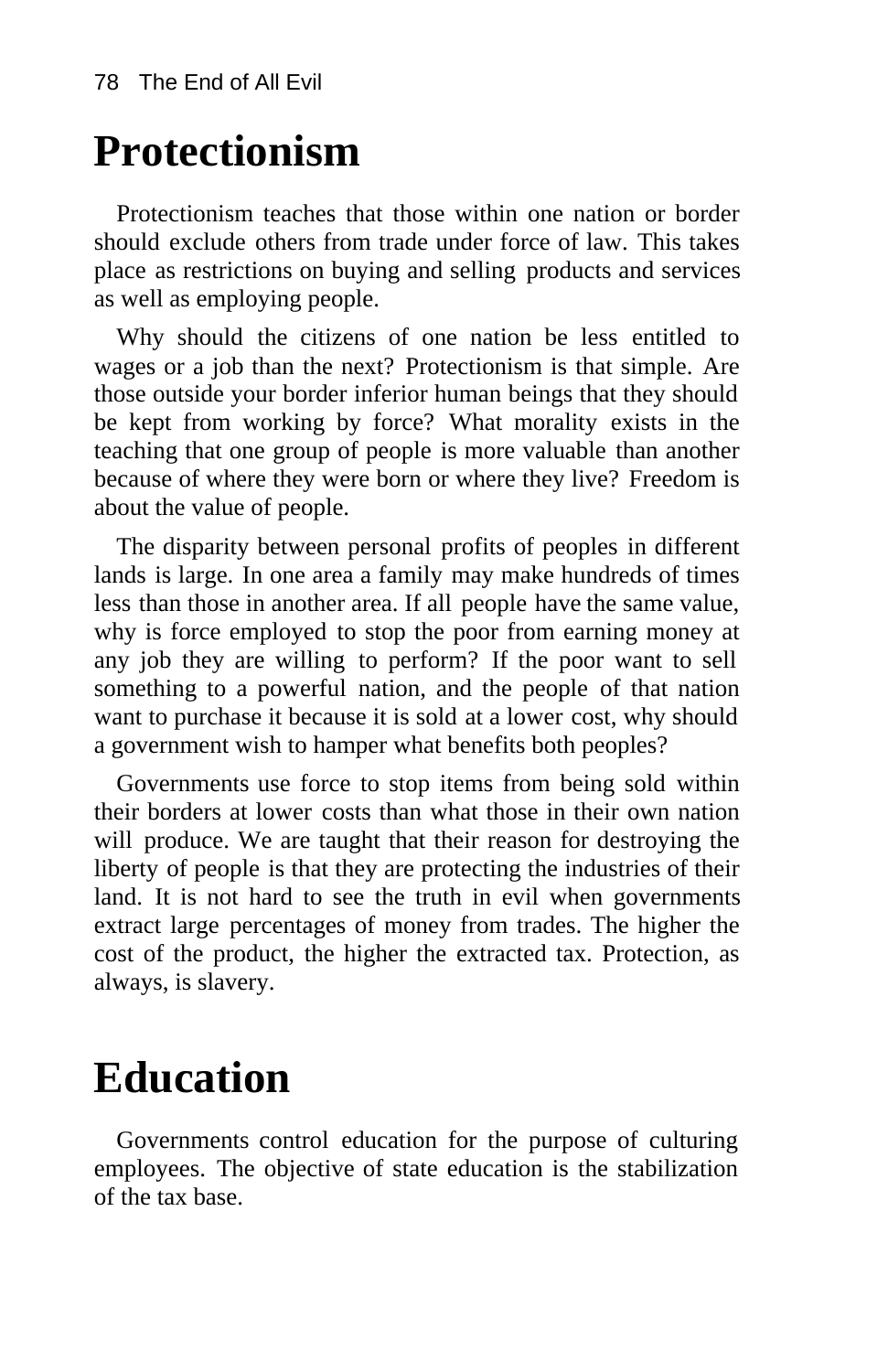# Protectionism

Protectionism teaches that those within one nation or border should exclude others from trade under force of law. This takes place as restrictions on buying and selling products and services as well as employing people.

Why should the citizens of one nation be less entitled to wages or a job than the next? Protectionism is that simple. Are those outside your border inferior human beings that they should be kept from working by force? What morality exists in the teaching that one group of people is more valuable than another because of where they were born or where they live? Freedom is about the value of people.

The disparity between personal profits of peoples in different lands is large. In one area a family may make hundreds of times less than those in another area. If all people have the same value, why is force employed to stop the poor from earning money at any job they are willing to perform? If the poor want to sell something to a powerful nation, and the people of that nation want to purchase it because it is sold at a lower cost, why should a government wish to hamper what benefits both peoples?

Governments use force to stop items from being sold within their borders at lower costs than what those in their own nation will produce. We are taught that their reason for destroying the liberty of people is that they are protecting the industries of their land. It is not hard to see the truth in evil when governments extract large percentages of money from trades. The higher the cost of the product, the higher the extracted tax. Protection, as always, is slavery.

# Education

Governments control education for the purpose of culturing employees. The objective of state education is the stabilization of the tax base.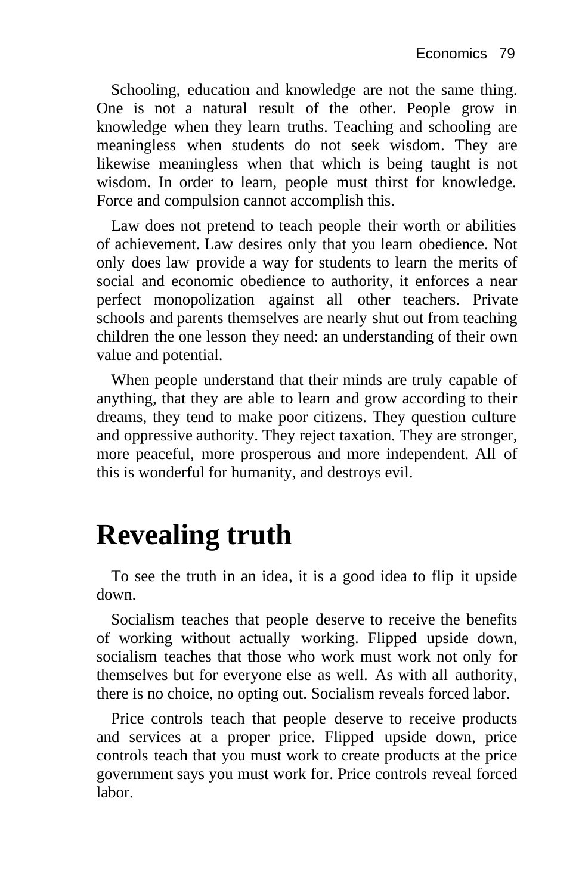Schooling, education and knowledge are not the same thing. One is not a natural result of the other. People grow in knowledge when they learn truths. Teaching and schooling are meaningless when students do not seek wisdom. They are likewise meaningless when that which is being taught is not wisdom. In order to learn, people must thirst for knowledge. Force and compulsion cannot accomplish this.

Law does not pretend to teach people their worth or abilities of achievement. Law desires only that you learn obedience. Not only does law provide a way for students to learn the merits of social and economic obedience to authority, it enforces a near perfect monopolization against all other teachers. Private schools and parents themselves are nearly shut out from teaching children the one lesson they need: an understanding of their own value and potential.

When people understand that their minds are truly capable of anything, that they are able to learn and grow according to their dreams, they tend to make poor citizens. They question culture and oppressive authority. They reject taxation. They are stronger, more peaceful, more prosperous and more independent. All of this is wonderful for humanity, and destroys evil.

# Revealing truth

To see the truth in an idea, it is a good idea to flip it upside down.

Socialism teaches that people deserve to receive the benefits of working without actually working. Flipped upside down, socialism teaches that those who work must work not only for themselves but for everyone else as well. As with all authority, there is no choice, no opting out. Socialism reveals forced labor.

Price controls teach that people deserve to receive products and services at a proper price. Flipped upside down, price controls teach that you must work to create products at the price government says you must work for. Price controls reveal forced labor.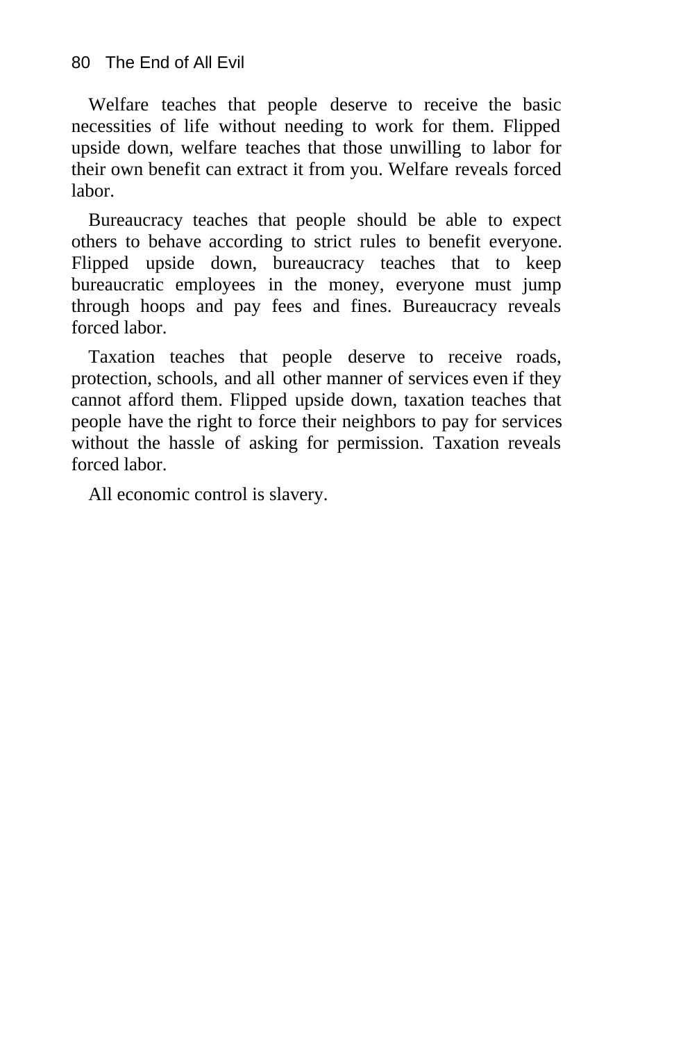Welfare teaches that people deserve to receive the basic necessities of life without needing to work for them. Flipped upside down, welfare teaches that those unwilling to labor for their own benefit can extract it from you. Welfare reveals forced labor.

Bureaucracy teaches that people should be able to expect others to behave according to strict rules to benefit everyone. Flipped upside down, bureaucracy teaches that to keep bureaucratic employees in the money, everyone must jump through hoops and pay fees and fines. Bureaucracy reveals forced labor.

Taxation teaches that people deserve to receive roads, protection, schools, and all other manner of services even if they cannot afford them. Flipped upside down, taxation teaches that people have the right to force their neighbors to pay for services without the hassle of asking for permission. Taxation reveals forced labor.

All economic control is slavery.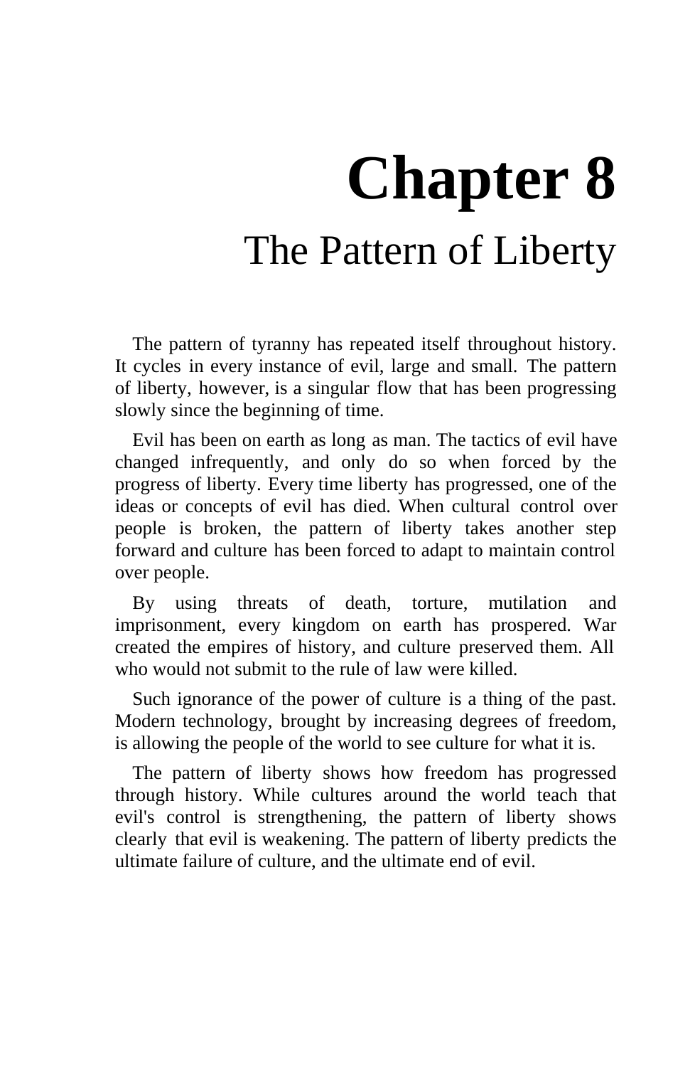# Chapter 8

## The Pattern of Liberty

The pattern of tyranny has repeated itself throughout history. It cycles in every instance of evil, large and small. The pattern of liberty, however, is a singular flow that has been progressing slowly since the beginning of time.

Evil has been on earth as long as man. The tactics of evil have changed infrequently, and only do so when forced by the progress of liberty. Every time liberty has progressed, one of the ideas or concepts of evil has died. When cultural control over people is broken, the pattern of liberty takes another step forward and culture has been forced to adapt to maintain control over people.

By using threats of death, torture, mutilation and imprisonment, every kingdom on earth has prospered. War created the empires of history, and culture preserved them. All who would not submit to the rule of law were killed.

Such ignorance of the power of culture is a thing of the past. Modern technology, brought by increasing degrees of freedom, is allowing the people of the world to see culture for what it is.

The pattern of liberty shows how freedom has progressed through history. While cultures around the world teach that evil's control is strengthening, the pattern of liberty shows clearly that evil is weakening. The pattern of liberty predicts the ultimate failure of culture, and the ultimate end of evil.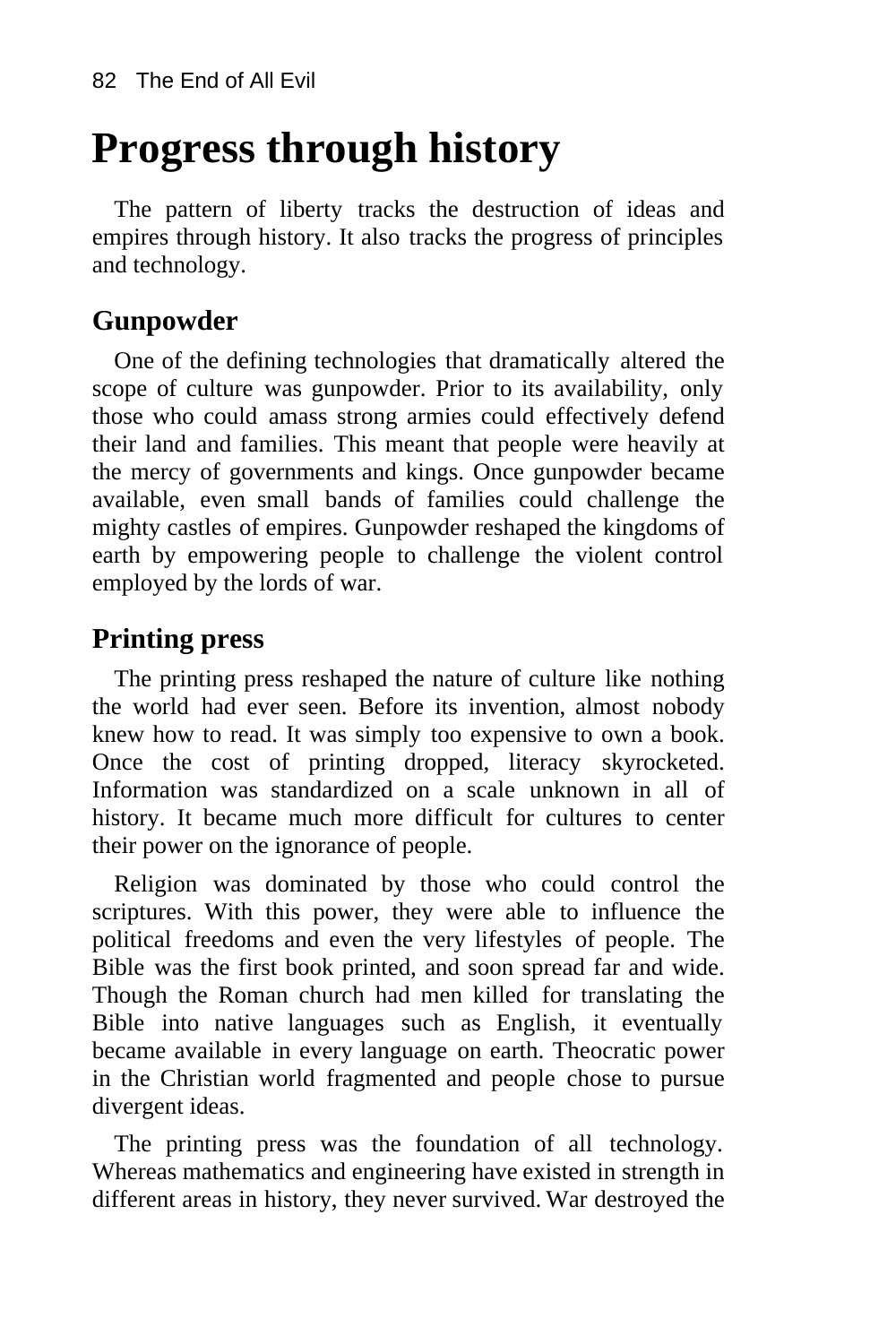# Progress through history

The pattern of liberty tracks the destruction of ideas and empires through history. It also tracks the progress of principles and technology.

## Gunpowder

One of the defining technologies that dramatically altered the scope of culture was gunpowder. Prior to its availability, only those who could amass strong armies could effectively defend their land and families. This meant that people were heavily at the mercy of governments and kings. Once gunpowder became available, even small bands of families could challenge the mighty castles of empires. Gunpowder reshaped the kingdoms of earth by empowering people to challenge the violent control employed by the lords of war.

## Printing press

The printing press reshaped the nature of culture like nothing the world had ever seen. Before its invention, almost nobody knew how to read. It was simply too expensive to own a book. Once the cost of printing dropped, literacy skyrocketed. Information was standardized on a scale unknown in all of history. It became much more difficult for cultures to center their power on the ignorance of people.

Religion was dominated by those who could control the scriptures. With this power, they were able to influence the political freedoms and even the very lifestyles of people. The Bible was the first book printed, and soon spread far and wide. Though the Roman church had men killed for translating the Bible into native languages such as English, it eventually became available in every language on earth. Theocratic power in the Christian world fragmented and people chose to pursue divergent ideas.

The printing press was the foundation of all technology. Whereas mathematics and engineering have existed in strength in different areas in history, they never survived. War destroyed the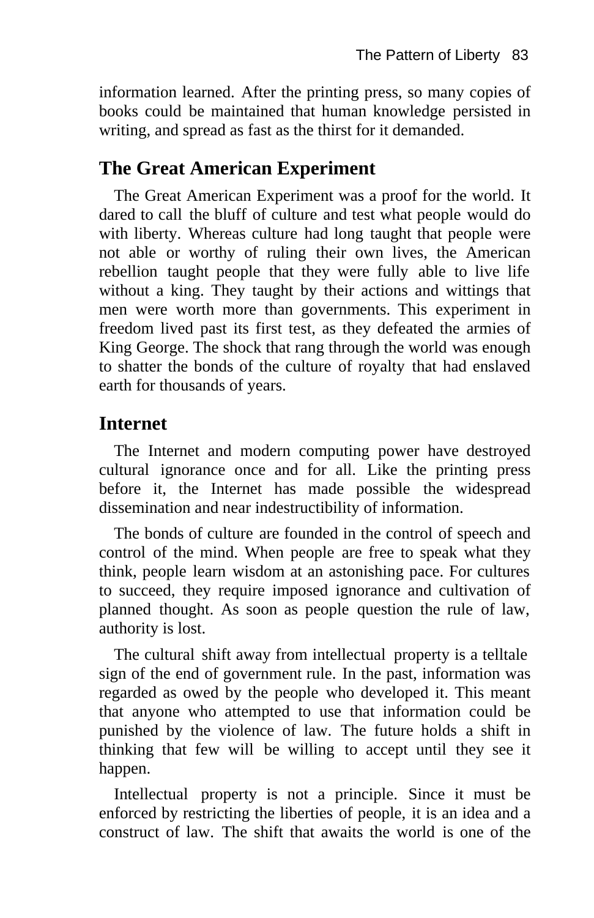information learned. After the printing press, so many copies of books could be maintained that human knowledge persisted in writing, and spread as fast as the thirst for it demanded.

## The Great American Experiment

The Great American Experiment was a proof for the world. It dared to call the bluff of culture and test what people would do with liberty. Whereas culture had long taught that people were not able or worthy of ruling their own lives, the American rebellion taught people that they were fully able to live life without a king. They taught by their actions and wittings that men were worth more than governments. This experiment in freedom lived past its first test, as they defeated the armies of King George. The shock that rang through the world was enough to shatter the bonds of the culture of royalty that had enslaved earth for thousands of years.

## Internet

The Internet and modern computing power have destroyed cultural ignorance once and for all. Like the printing press before it, the Internet has made possible the widespread dissemination and near indestructibility of information.

The bonds of culture are founded in the control of speech and control of the mind. When people are free to speak what they think, people learn wisdom at an astonishing pace. For cultures to succeed, they require imposed ignorance and cultivation of planned thought. As soon as people question the rule of law, authority is lost.

The cultural shift away from intellectual property is a telltale sign of the end of government rule. In the past, information was regarded as owed by the people who developed it. This meant that anyone who attempted to use that information could be punished by the violence of law. The future holds a shift in thinking that few will be willing to accept until they see it happen.

Intellectual property is not a principle. Since it must be enforced by restricting the liberties of people, it is an idea and a construct of law. The shift that awaits the world is one of the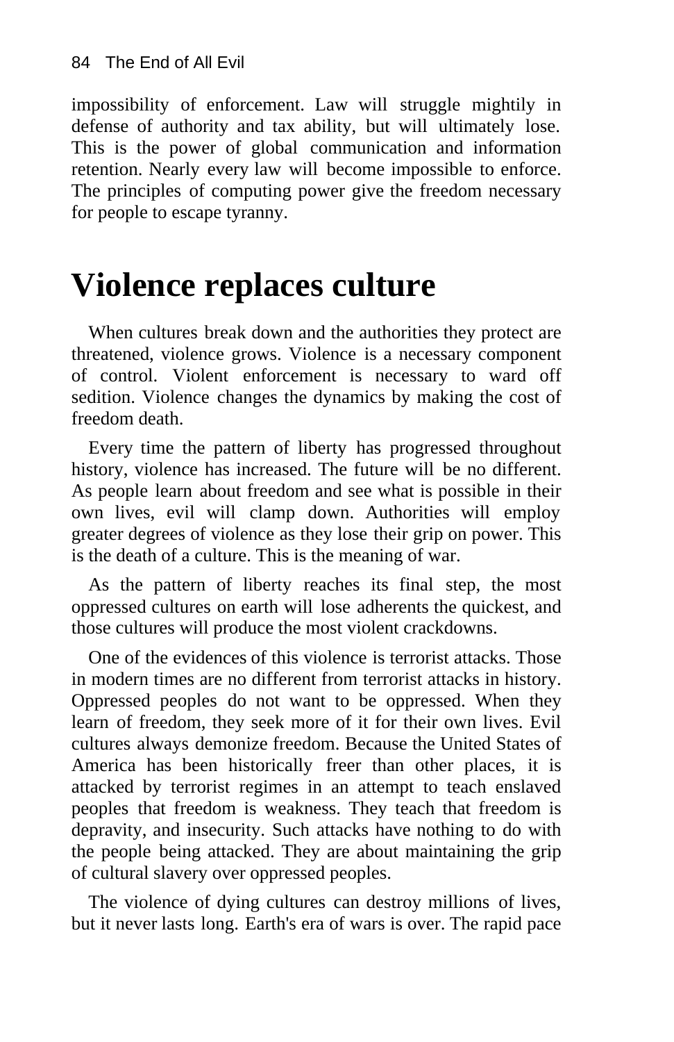impossibility of enforcement. Law will struggle mightily in defense of authority and tax ability, but will ultimately lose. This is the power of global communication and information retention. Nearly every law will become impossible to enforce. The principles of computing power give the freedom necessary for people to escape tyranny.

# Violence replaces culture

When cultures break down and the authorities they protect are threatened, violence grows. Violence is a necessary component of control. Violent enforcement is necessary to ward off sedition. Violence changes the dynamics by making the cost of freedom death.

Every time the pattern of liberty has progressed throughout history, violence has increased. The future will be no different. As people learn about freedom and see what is possible in their own lives, evil will clamp down. Authorities will employ greater degrees of violence as they lose their grip on power. This is the death of a culture. This is the meaning of war.

As the pattern of liberty reaches its final step, the most oppressed cultures on earth will lose adherents the quickest, and those cultures will produce the most violent crackdowns.

One of the evidences of this violence is terrorist attacks. Those in modern times are no different from terrorist attacks in history. Oppressed peoples do not want to be oppressed. When they learn of freedom, they seek more of it for their own lives. Evil cultures always demonize freedom. Because the United States of America has been historically freer than other places, it is attacked by terrorist regimes in an attempt to teach enslaved peoples that freedom is weakness. They teach that freedom is depravity, and insecurity. Such attacks have nothing to do with the people being attacked. They are about maintaining the grip of cultural slavery over oppressed peoples.

The violence of dying cultures can destroy millions of lives, but it never lasts long. Earth's era of wars is over. The rapid pace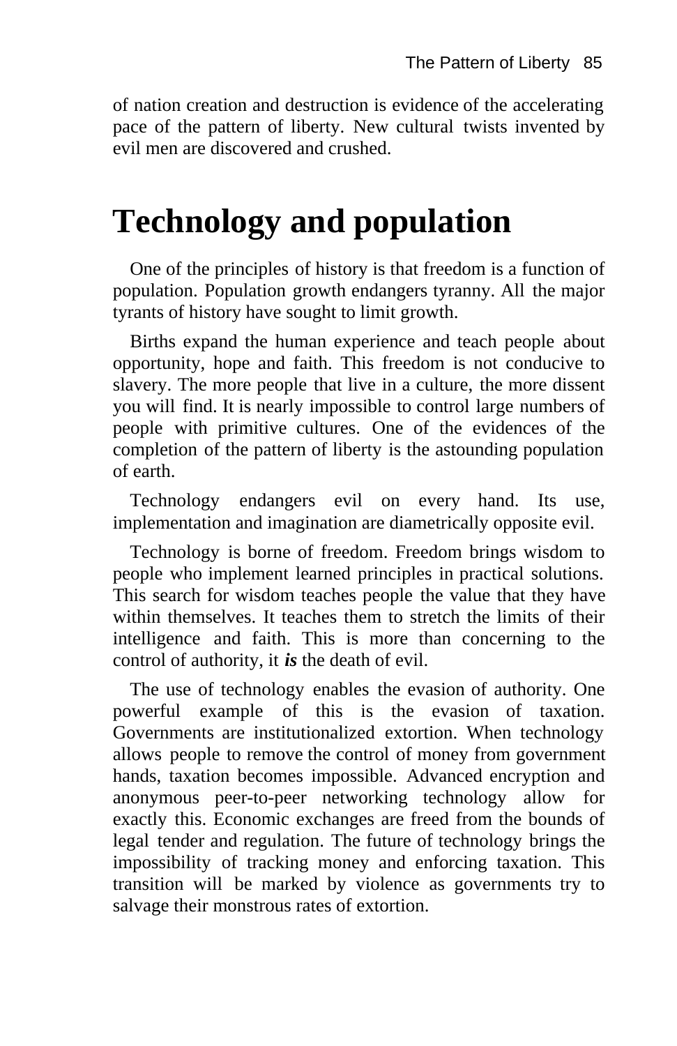of nation creation and destruction is evidence of the accelerating pace of the pattern of liberty. New cultural twists invented by evil men are discovered and crushed.

# Technology and population

One of the principles of history is that freedom is a function of population. Population growth endangers tyranny. All the major tyrants of history have sought to limit growth.

Births expand the human experience and teach people about opportunity, hope and faith. This freedom is not conducive to slavery. The more people that live in a culture, the more dissent you will find. It is nearly impossible to control large numbers of people with primitive cultures. One of the evidences of the completion of the pattern of liberty is the astounding population of earth.

Technology endangers evil on every hand. Its use, implementation and imagination are diametrically opposite evil.

Technology is borne of freedom. Freedom brings wisdom to people who implement learned principles in practical solutions. This search for wisdom teaches people the value that they have within themselves. It teaches them to stretch the limits of their intelligence and faith. This is more than concerning to the control of authority, it ***is*** the death of evil.

The use of technology enables the evasion of authority. One powerful example of this is the evasion of taxation. Governments are institutionalized extortion. When technology allows people to remove the control of money from government hands, taxation becomes impossible. Advanced encryption and anonymous peer-to-peer networking technology allow for exactly this. Economic exchanges are freed from the bounds of legal tender and regulation. The future of technology brings the impossibility of tracking money and enforcing taxation. This transition will be marked by violence as governments try to salvage their monstrous rates of extortion.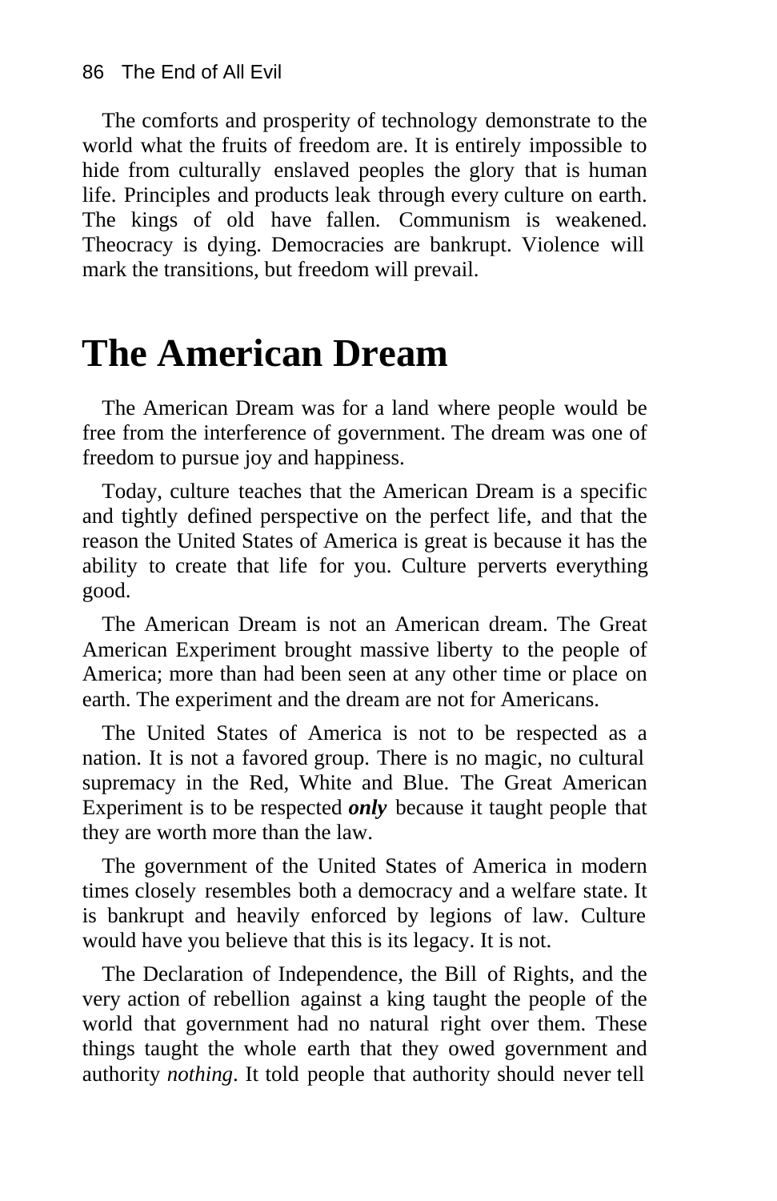The comforts and prosperity of technology demonstrate to the world what the fruits of freedom are. It is entirely impossible to hide from culturally enslaved peoples the glory that is human life. Principles and products leak through every culture on earth. The kings of old have fallen. Communism is weakened. Theocracy is dying. Democracies are bankrupt. Violence will mark the transitions, but freedom will prevail.

# The American Dream

The American Dream was for a land where people would be free from the interference of government. The dream was one of freedom to pursue joy and happiness.

Today, culture teaches that the American Dream is a specific and tightly defined perspective on the perfect life, and that the reason the United States of America is great is because it has the ability to create that life for you. Culture perverts everything good.

The American Dream is not an American dream. The Great American Experiment brought massive liberty to the people of America; more than had been seen at any other time or place on earth. The experiment and the dream are not for Americans.

The United States of America is not to be respected as a nation. It is not a favored group. There is no magic, no cultural supremacy in the Red, White and Blue. The Great American Experiment is to be respected ***only*** because it taught people that they are worth more than the law.

The government of the United States of America in modern times closely resembles both a democracy and a welfare state. It is bankrupt and heavily enforced by legions of law. Culture would have you believe that this is its legacy. It is not.

The Declaration of Independence, the Bill of Rights, and the very action of rebellion against a king taught the people of the world that government had no natural right over them. These things taught the whole earth that they owed government and authority *nothing*. It told people that authority should never tell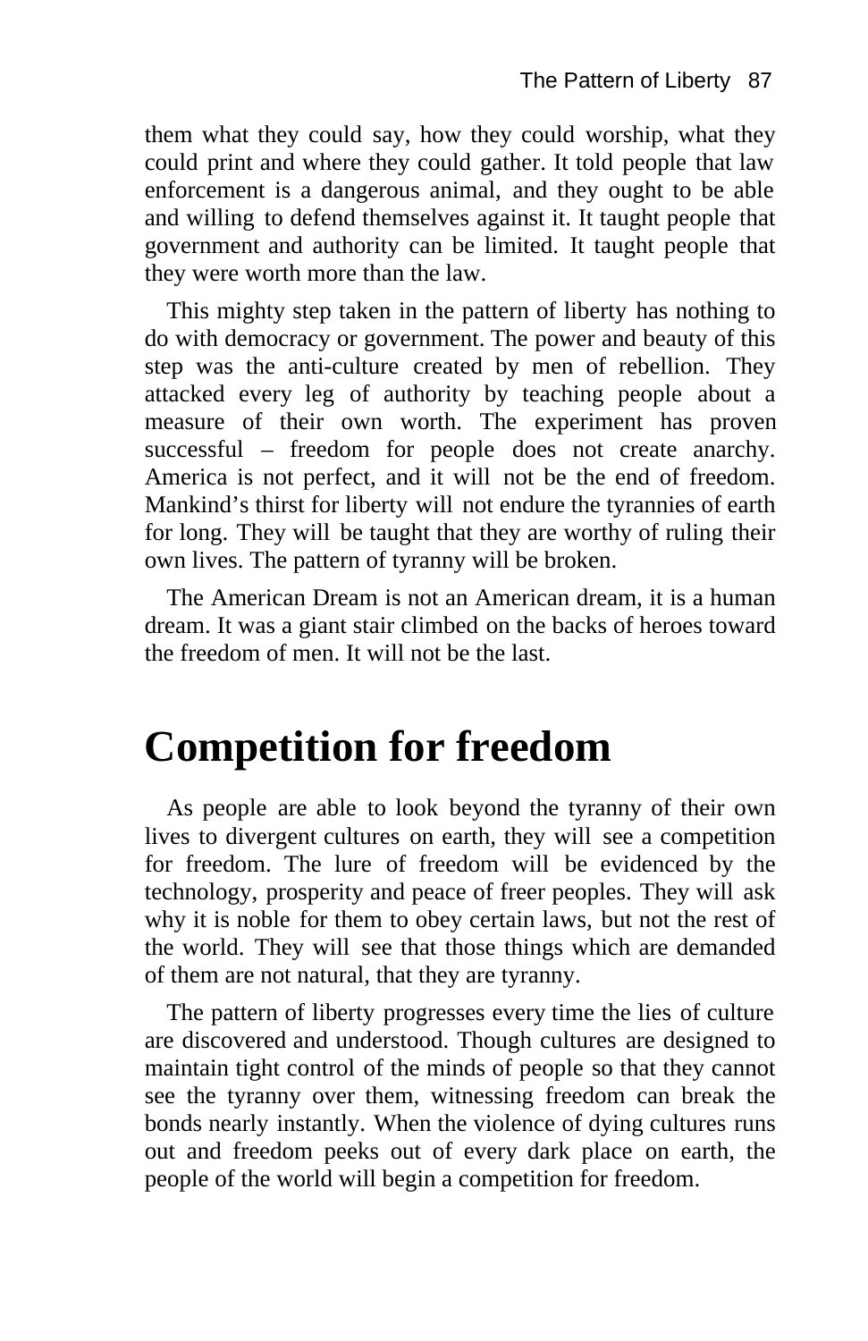them what they could say, how they could worship, what they could print and where they could gather. It told people that law enforcement is a dangerous animal, and they ought to be able and willing to defend themselves against it. It taught people that government and authority can be limited. It taught people that they were worth more than the law.

This mighty step taken in the pattern of liberty has nothing to do with democracy or government. The power and beauty of this step was the anti-culture created by men of rebellion. They attacked every leg of authority by teaching people about a measure of their own worth. The experiment has proven successful – freedom for people does not create anarchy. America is not perfect, and it will not be the end of freedom. Mankind's thirst for liberty will not endure the tyrannies of earth for long. They will be taught that they are worthy of ruling their own lives. The pattern of tyranny will be broken.

The American Dream is not an American dream, it is a human dream. It was a giant stair climbed on the backs of heroes toward the freedom of men. It will not be the last.

# Competition for freedom

As people are able to look beyond the tyranny of their own lives to divergent cultures on earth, they will see a competition for freedom. The lure of freedom will be evidenced by the technology, prosperity and peace of freer peoples. They will ask why it is noble for them to obey certain laws, but not the rest of the world. They will see that those things which are demanded of them are not natural, that they are tyranny.

The pattern of liberty progresses every time the lies of culture are discovered and understood. Though cultures are designed to maintain tight control of the minds of people so that they cannot see the tyranny over them, witnessing freedom can break the bonds nearly instantly. When the violence of dying cultures runs out and freedom peeks out of every dark place on earth, the people of the world will begin a competition for freedom.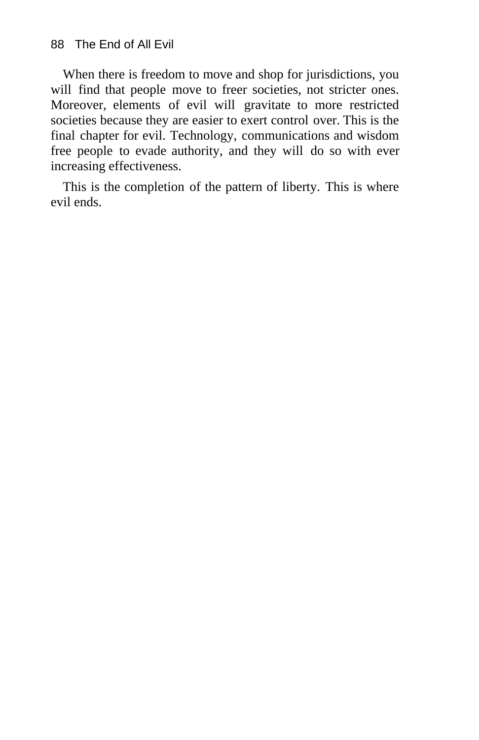When there is freedom to move and shop for jurisdictions, you will find that people move to freer societies, not stricter ones. Moreover, elements of evil will gravitate to more restricted societies because they are easier to exert control over. This is the final chapter for evil. Technology, communications and wisdom free people to evade authority, and they will do so with ever increasing effectiveness.

This is the completion of the pattern of liberty. This is where evil ends.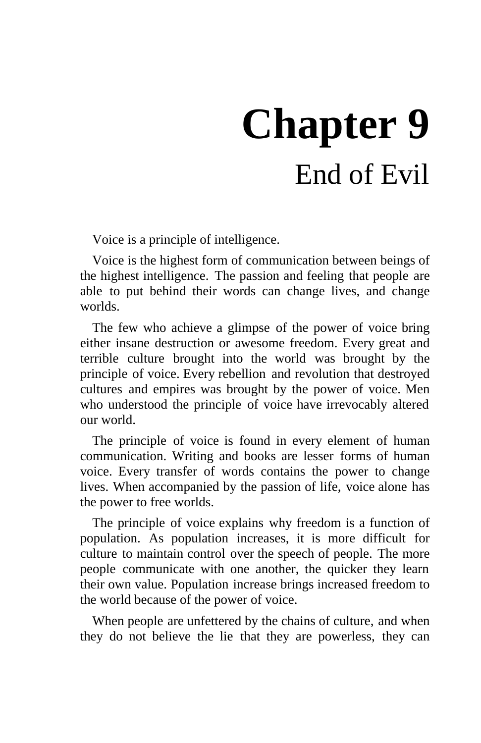# Chapter 9

## End of Evil

Voice is a principle of intelligence.

Voice is the highest form of communication between beings of the highest intelligence. The passion and feeling that people are able to put behind their words can change lives, and change worlds.

The few who achieve a glimpse of the power of voice bring either insane destruction or awesome freedom. Every great and terrible culture brought into the world was brought by the principle of voice. Every rebellion and revolution that destroyed cultures and empires was brought by the power of voice. Men who understood the principle of voice have irrevocably altered our world.

The principle of voice is found in every element of human communication. Writing and books are lesser forms of human voice. Every transfer of words contains the power to change lives. When accompanied by the passion of life, voice alone has the power to free worlds.

The principle of voice explains why freedom is a function of population. As population increases, it is more difficult for culture to maintain control over the speech of people. The more people communicate with one another, the quicker they learn their own value. Population increase brings increased freedom to the world because of the power of voice.

When people are unfettered by the chains of culture, and when they do not believe the lie that they are powerless, they can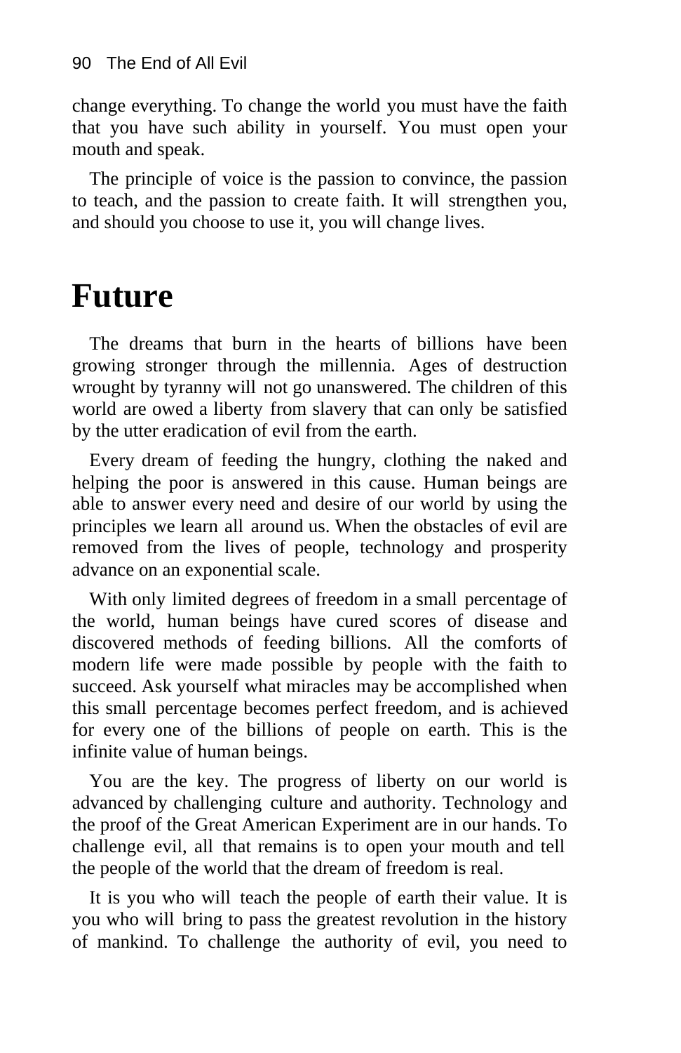change everything. To change the world you must have the faith that you have such ability in yourself. You must open your mouth and speak.

The principle of voice is the passion to convince, the passion to teach, and the passion to create faith. It will strengthen you, and should you choose to use it, you will change lives.

# Future

The dreams that burn in the hearts of billions have been growing stronger through the millennia. Ages of destruction wrought by tyranny will not go unanswered. The children of this world are owed a liberty from slavery that can only be satisfied by the utter eradication of evil from the earth.

Every dream of feeding the hungry, clothing the naked and helping the poor is answered in this cause. Human beings are able to answer every need and desire of our world by using the principles we learn all around us. When the obstacles of evil are removed from the lives of people, technology and prosperity advance on an exponential scale.

With only limited degrees of freedom in a small percentage of the world, human beings have cured scores of disease and discovered methods of feeding billions. All the comforts of modern life were made possible by people with the faith to succeed. Ask yourself what miracles may be accomplished when this small percentage becomes perfect freedom, and is achieved for every one of the billions of people on earth. This is the infinite value of human beings.

You are the key. The progress of liberty on our world is advanced by challenging culture and authority. Technology and the proof of the Great American Experiment are in our hands. To challenge evil, all that remains is to open your mouth and tell the people of the world that the dream of freedom is real.

It is you who will teach the people of earth their value. It is you who will bring to pass the greatest revolution in the history of mankind. To challenge the authority of evil, you need to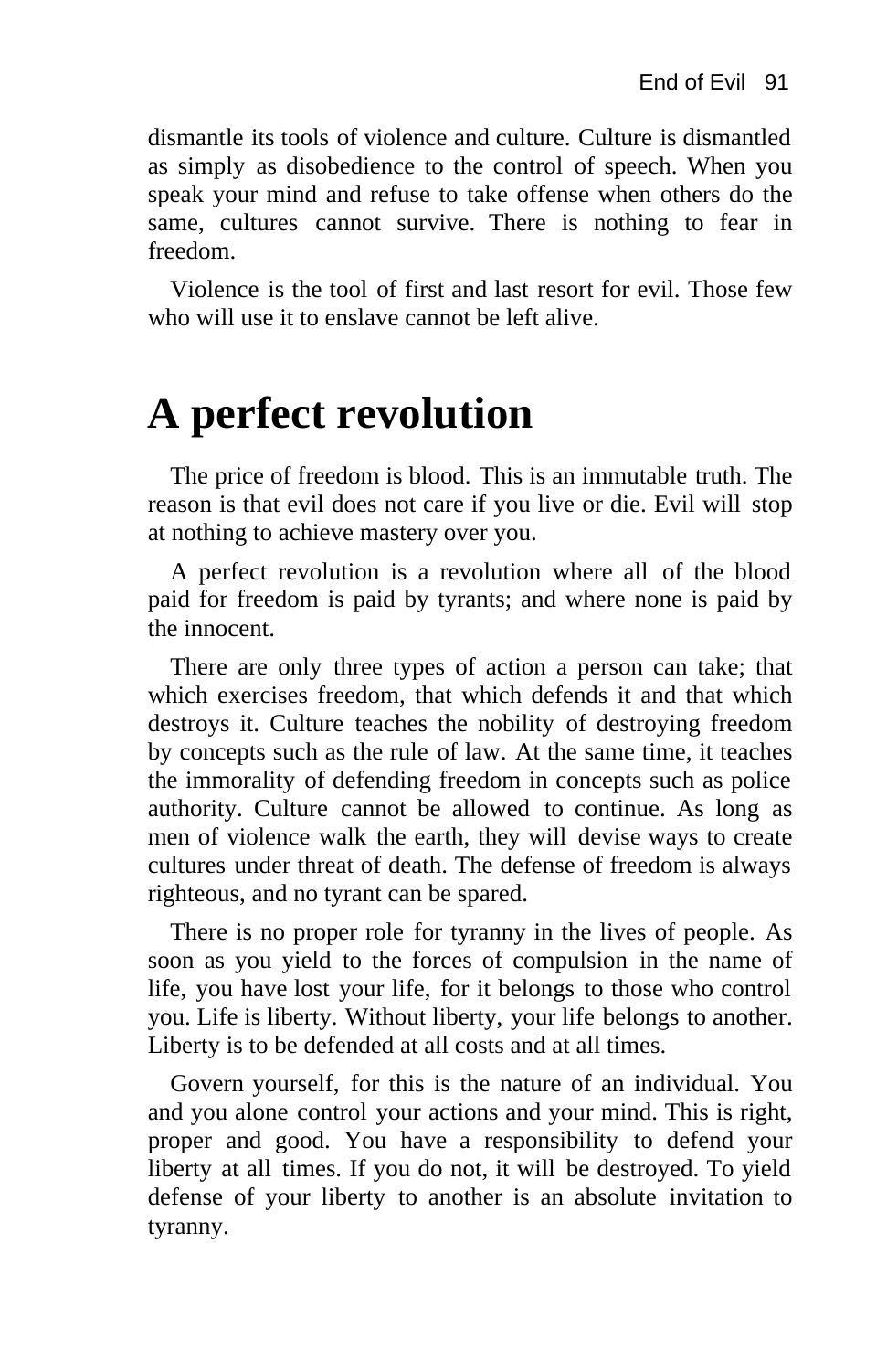dismantle its tools of violence and culture. Culture is dismantled as simply as disobedience to the control of speech. When you speak your mind and refuse to take offense when others do the same, cultures cannot survive. There is nothing to fear in freedom.

Violence is the tool of first and last resort for evil. Those few who will use it to enslave cannot be left alive.

# A perfect revolution

The price of freedom is blood. This is an immutable truth. The reason is that evil does not care if you live or die. Evil will stop at nothing to achieve mastery over you.

A perfect revolution is a revolution where all of the blood paid for freedom is paid by tyrants; and where none is paid by the innocent.

There are only three types of action a person can take; that which exercises freedom, that which defends it and that which destroys it. Culture teaches the nobility of destroying freedom by concepts such as the rule of law. At the same time, it teaches the immorality of defending freedom in concepts such as police authority. Culture cannot be allowed to continue. As long as men of violence walk the earth, they will devise ways to create cultures under threat of death. The defense of freedom is always righteous, and no tyrant can be spared.

There is no proper role for tyranny in the lives of people. As soon as you yield to the forces of compulsion in the name of life, you have lost your life, for it belongs to those who control you. Life is liberty. Without liberty, your life belongs to another. Liberty is to be defended at all costs and at all times.

Govern yourself, for this is the nature of an individual. You and you alone control your actions and your mind. This is right, proper and good. You have a responsibility to defend your liberty at all times. If you do not, it will be destroyed. To yield defense of your liberty to another is an absolute invitation to tyranny.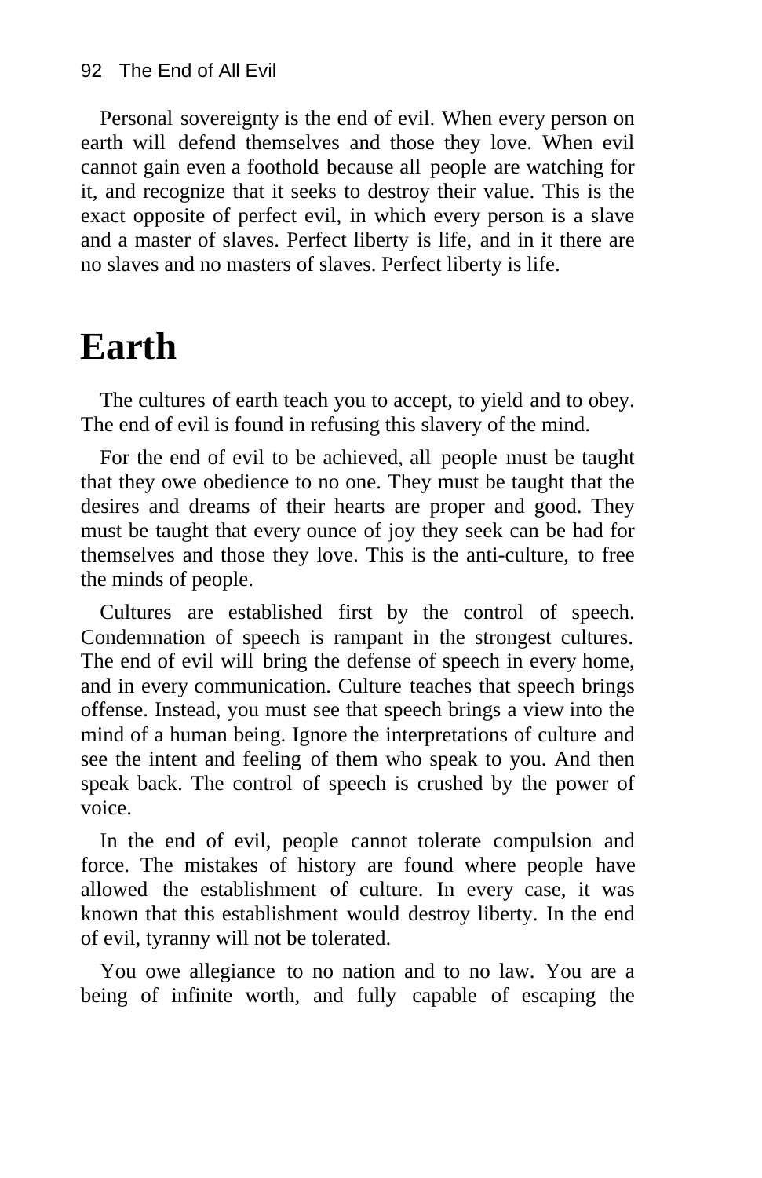Personal sovereignty is the end of evil. When every person on earth will defend themselves and those they love. When evil cannot gain even a foothold because all people are watching for it, and recognize that it seeks to destroy their value. This is the exact opposite of perfect evil, in which every person is a slave and a master of slaves. Perfect liberty is life, and in it there are no slaves and no masters of slaves. Perfect liberty is life.

# Earth

The cultures of earth teach you to accept, to yield and to obey. The end of evil is found in refusing this slavery of the mind.

For the end of evil to be achieved, all people must be taught that they owe obedience to no one. They must be taught that the desires and dreams of their hearts are proper and good. They must be taught that every ounce of joy they seek can be had for themselves and those they love. This is the anti-culture, to free the minds of people.

Cultures are established first by the control of speech. Condemnation of speech is rampant in the strongest cultures. The end of evil will bring the defense of speech in every home, and in every communication. Culture teaches that speech brings offense. Instead, you must see that speech brings a view into the mind of a human being. Ignore the interpretations of culture and see the intent and feeling of them who speak to you. And then speak back. The control of speech is crushed by the power of voice.

In the end of evil, people cannot tolerate compulsion and force. The mistakes of history are found where people have allowed the establishment of culture. In every case, it was known that this establishment would destroy liberty. In the end of evil, tyranny will not be tolerated.

You owe allegiance to no nation and to no law. You are a being of infinite worth, and fully capable of escaping the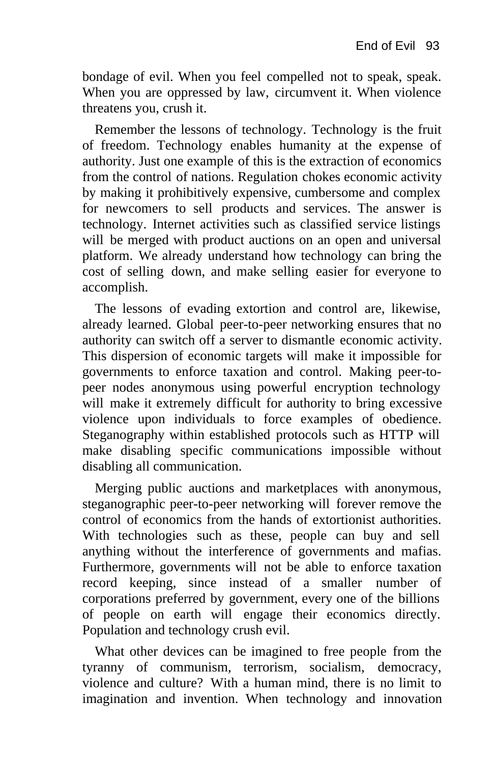bondage of evil. When you feel compelled not to speak, speak. When you are oppressed by law, circumvent it. When violence threatens you, crush it.

Remember the lessons of technology. Technology is the fruit of freedom. Technology enables humanity at the expense of authority. Just one example of this is the extraction of economics from the control of nations. Regulation chokes economic activity by making it prohibitively expensive, cumbersome and complex for newcomers to sell products and services. The answer is technology. Internet activities such as classified service listings will be merged with product auctions on an open and universal platform. We already understand how technology can bring the cost of selling down, and make selling easier for everyone to accomplish.

The lessons of evading extortion and control are, likewise, already learned. Global peer-to-peer networking ensures that no authority can switch off a server to dismantle economic activity. This dispersion of economic targets will make it impossible for governments to enforce taxation and control. Making peer-to-peer nodes anonymous using powerful encryption technology will make it extremely difficult for authority to bring excessive violence upon individuals to force examples of obedience. Steganography within established protocols such as HTTP will make disabling specific communications impossible without disabling all communication.

Merging public auctions and marketplaces with anonymous, steganographic peer-to-peer networking will forever remove the control of economics from the hands of extortionist authorities. With technologies such as these, people can buy and sell anything without the interference of governments and mafias. Furthermore, governments will not be able to enforce taxation record keeping, since instead of a smaller number of corporations preferred by government, every one of the billions of people on earth will engage their economics directly. Population and technology crush evil.

What other devices can be imagined to free people from the tyranny of communism, terrorism, socialism, democracy, violence and culture? With a human mind, there is no limit to imagination and invention. When technology and innovation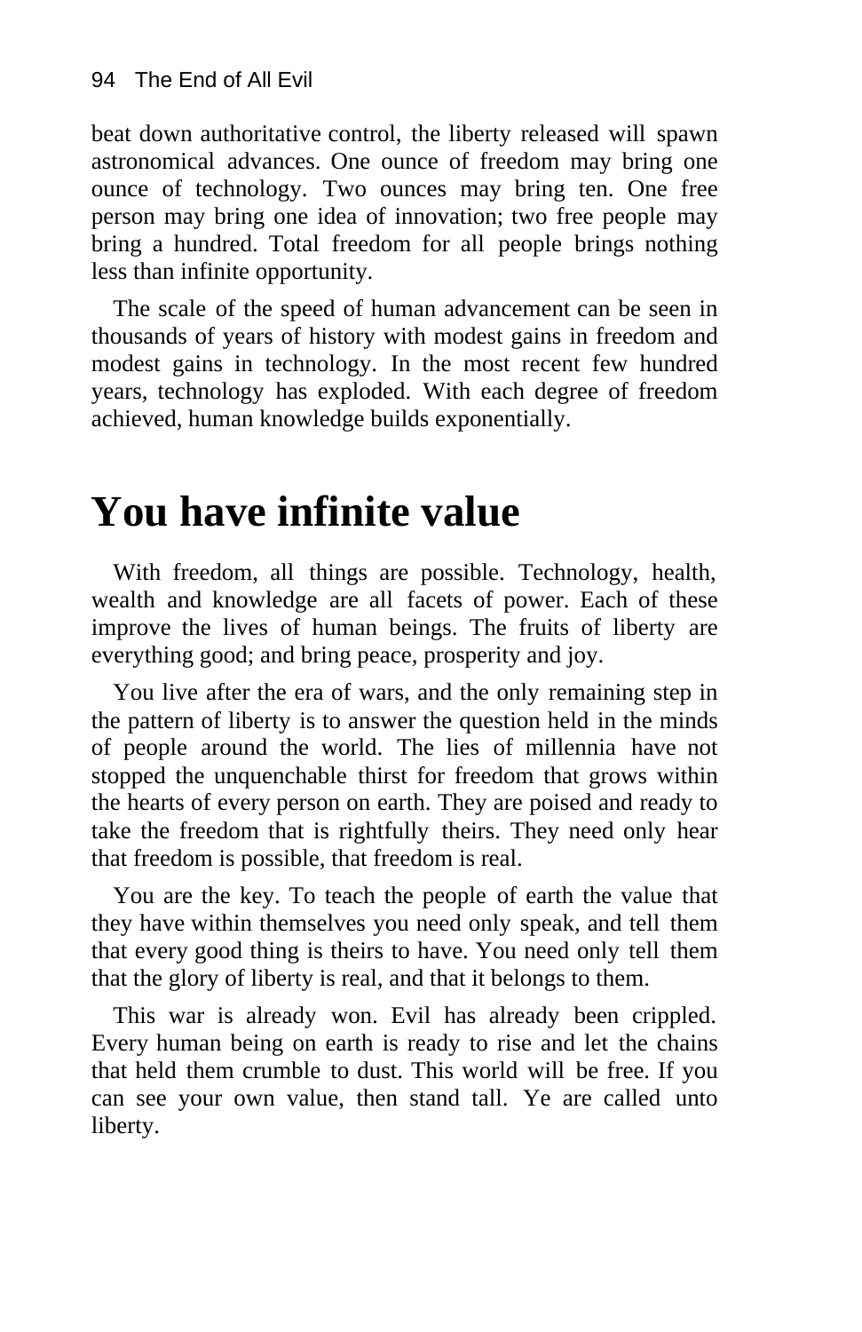beat down authoritative control, the liberty released will spawn astronomical advances. One ounce of freedom may bring one ounce of technology. Two ounces may bring ten. One free person may bring one idea of innovation; two free people may bring a hundred. Total freedom for all people brings nothing less than infinite opportunity.

The scale of the speed of human advancement can be seen in thousands of years of history with modest gains in freedom and modest gains in technology. In the most recent few hundred years, technology has exploded. With each degree of freedom achieved, human knowledge builds exponentially.

# You have infinite value

With freedom, all things are possible. Technology, health, wealth and knowledge are all facets of power. Each of these improve the lives of human beings. The fruits of liberty are everything good; and bring peace, prosperity and joy.

You live after the era of wars, and the only remaining step in the pattern of liberty is to answer the question held in the minds of people around the world. The lies of millennia have not stopped the unquenchable thirst for freedom that grows within the hearts of every person on earth. They are poised and ready to take the freedom that is rightfully theirs. They need only hear that freedom is possible, that freedom is real.

You are the key. To teach the people of earth the value that they have within themselves you need only speak, and tell them that every good thing is theirs to have. You need only tell them that the glory of liberty is real, and that it belongs to them.

This war is already won. Evil has already been crippled. Every human being on earth is ready to rise and let the chains that held them crumble to dust. This world will be free. If you can see your own value, then stand tall. Ye are called unto liberty.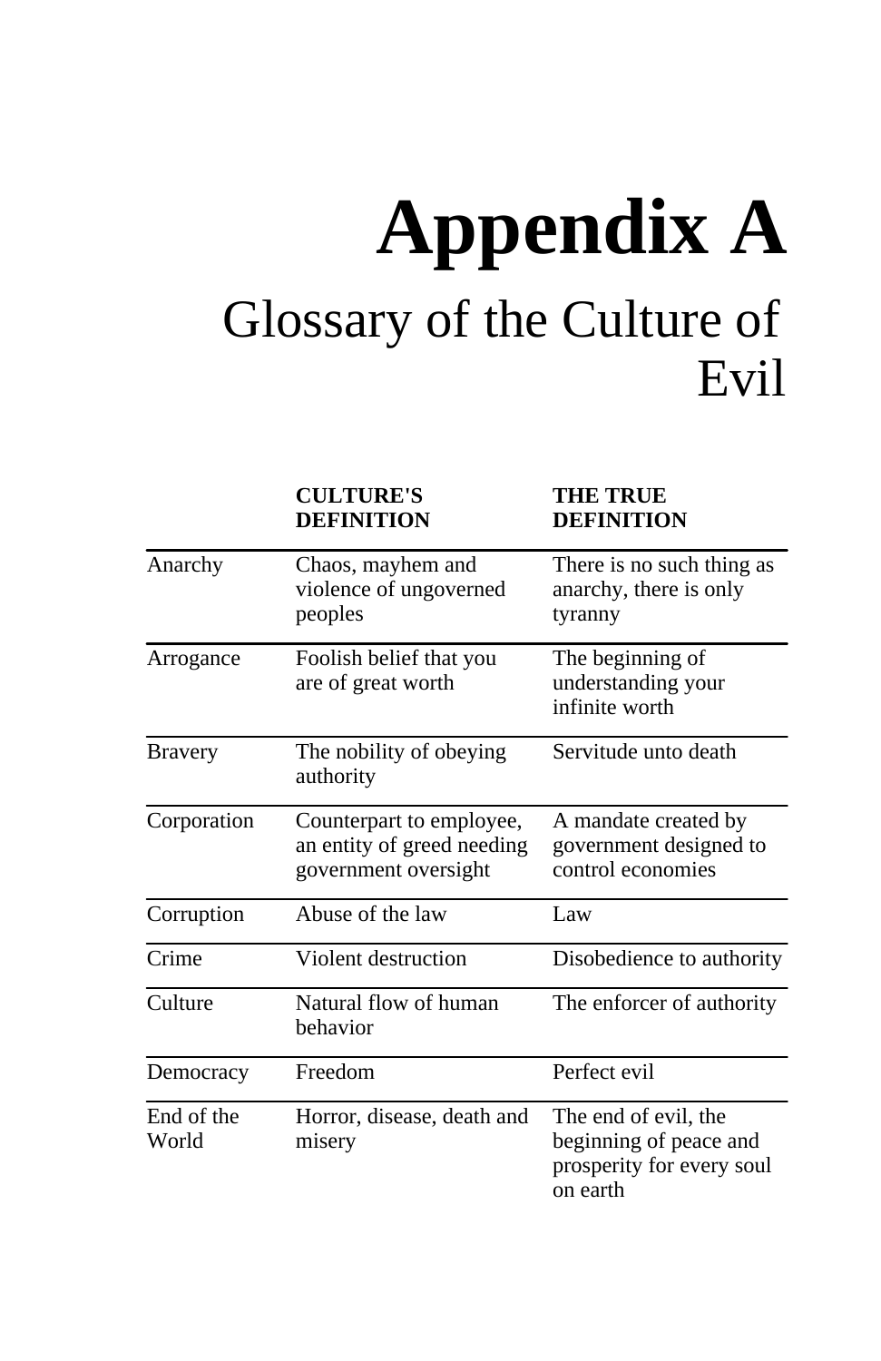# Appendix A

## Glossary of the Culture of Evil

| | CULTURE'S DEFINITION | THE TRUE DEFINITION |
|---|---|---|
| Anarchy | Chaos, mayhem and violence of ungoverned peoples | There is no such thing as anarchy, there is only tyranny |
| Arrogance | Foolish belief that you are of great worth | The beginning of understanding your infinite worth |
| Bravery | The nobility of obeying authority | Servitude unto death |
| Corporation | Counterpart to employee, an entity of greed needing government oversight | A mandate created by government designed to control economies |
| Corruption | Abuse of the law | Law |
| Crime | Violent destruction | Disobedience to authority |
| Culture | Natural flow of human behavior | The enforcer of authority |
| Democracy | Freedom | Perfect evil |
| End of the World | Horror, disease, death and misery | The end of evil, the beginning of peace and prosperity for every soul on earth |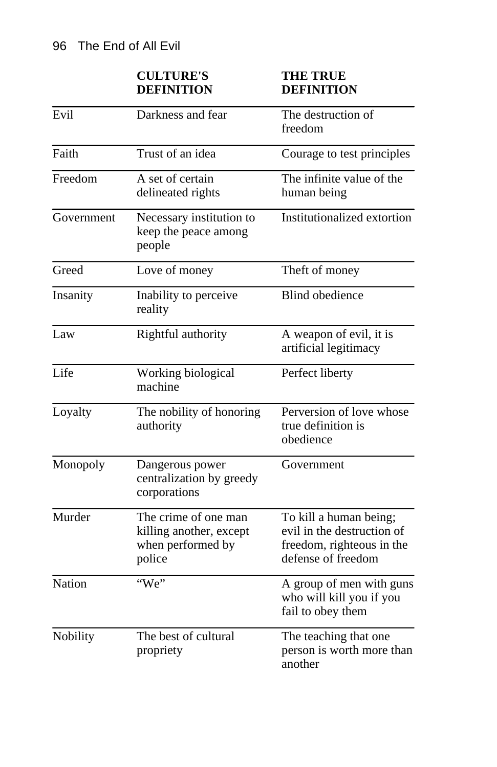| | CULTURE'S DEFINITION | THE TRUE DEFINITION |
|---|---|---|
| Evil | Darkness and fear | The destruction of freedom |
| Faith | Trust of an idea | Courage to test principles |
| Freedom | A set of certain delineated rights | The infinite value of the human being |
| Government | Necessary institution to keep the peace among people | Institutionalized extortion |
| Greed | Love of money | Theft of money |
| Insanity | Inability to perceive reality | Blind obedience |
| Law | Rightful authority | A weapon of evil, it is artificial legitimacy |
| Life | Working biological machine | Perfect liberty |
| Loyalty | The nobility of honoring authority | Perversion of love whose true definition is obedience |
| Monopoly | Dangerous power centralization by greedy corporations | Government |
| Murder | The crime of one man killing another, except when performed by police | To kill a human being; evil in the destruction of freedom, righteous in the defense of freedom |
| Nation | “We” | A group of men with guns who will kill you if you fail to obey them |
| Nobility | The best of cultural propriety | The teaching that one person is worth more than another |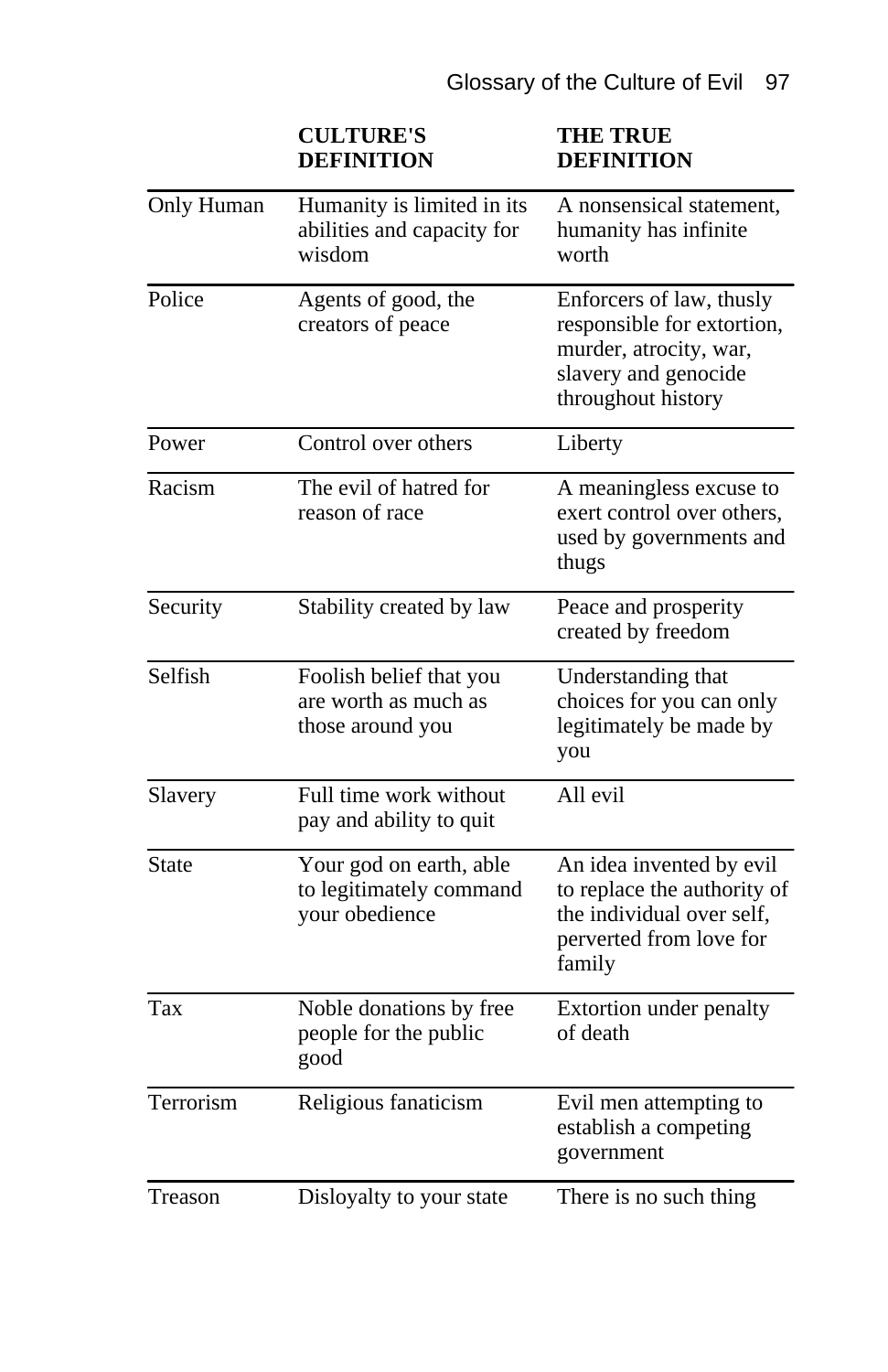| | CULTURE'S DEFINITION | THE TRUE DEFINITION |
|---|---|---|
| Only Human | Humanity is limited in its abilities and capacity for wisdom | A nonsensical statement, humanity has infinite worth |
| Police | Agents of good, the creators of peace | Enforcers of law, thusly responsible for extortion, murder, atrocity, war, slavery and genocide throughout history |
| Power | Control over others | Liberty |
| Racism | The evil of hatred for reason of race | A meaningless excuse to exert control over others, used by governments and thugs |
| Security | Stability created by law | Peace and prosperity created by freedom |
| Selfish | Foolish belief that you are worth as much as those around you | Understanding that choices for you can only legitimately be made by you |
| Slavery | Full time work without pay and ability to quit | All evil |
| State | Your god on earth, able to legitimately command your obedience | An idea invented by evil to replace the authority of the individual over self, perverted from love for family |
| Tax | Noble donations by free people for the public good | Extortion under penalty of death |
| Terrorism | Religious fanaticism | Evil men attempting to establish a competing government |
| Treason | Disloyalty to your state | There is no such thing |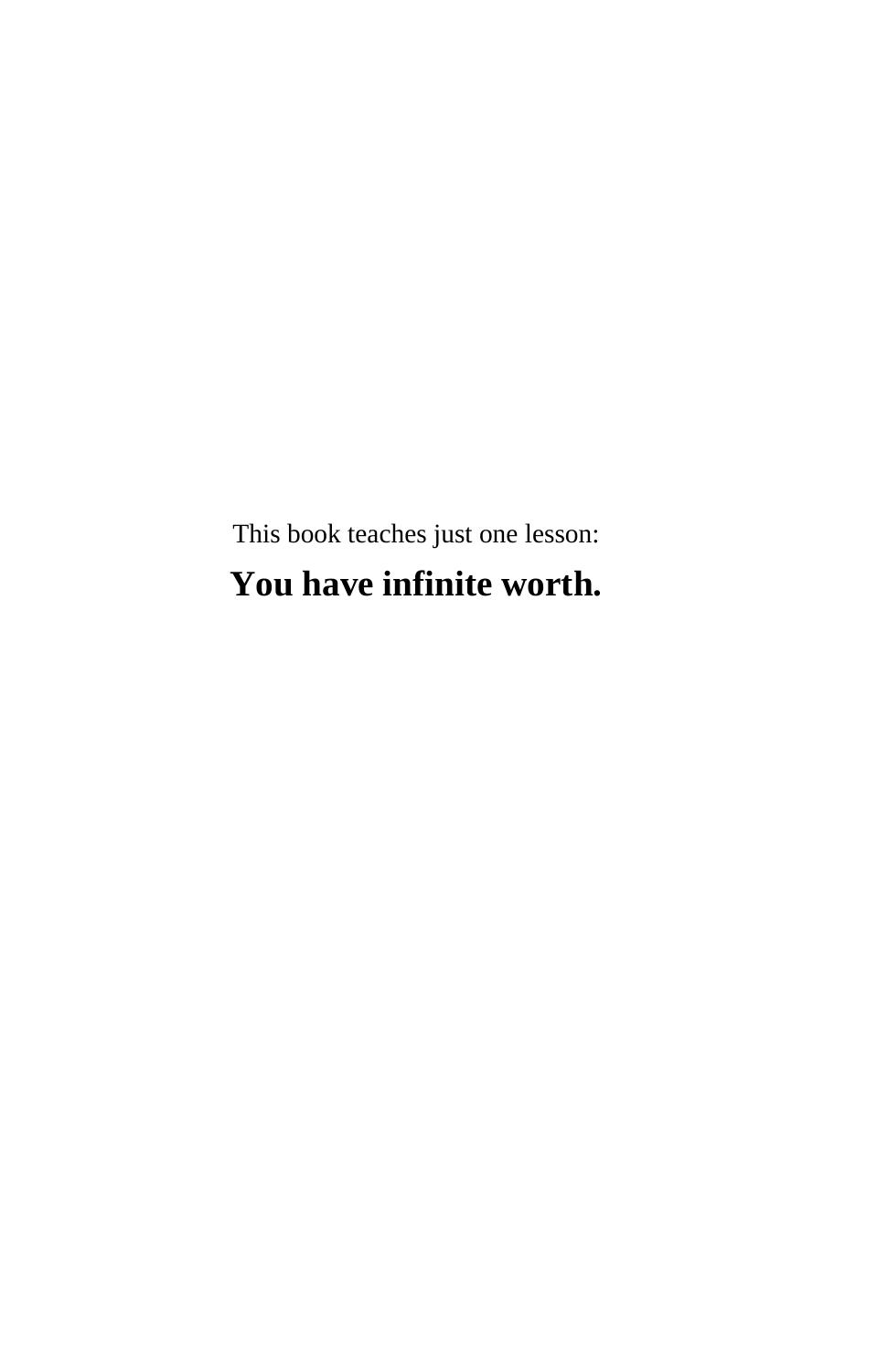This book teaches just one lesson:

**You have infinite worth.**